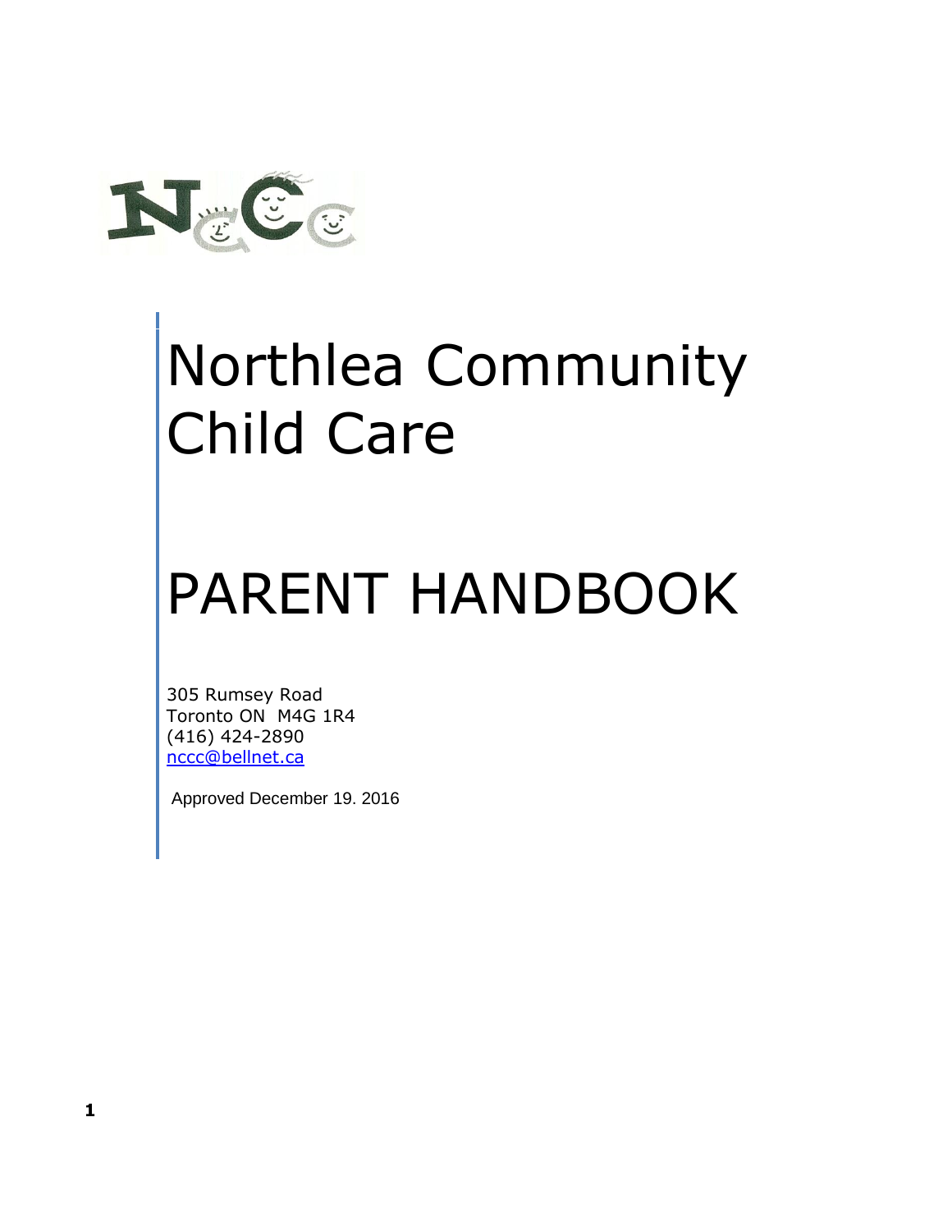# Northlea Community Child Care

# PARENT HANDBOOK

305 Rumsey Road
Toronto ON  M4G 1R4
(416) 424-2890
nccc@bellnet.ca

Approved December 19. 2016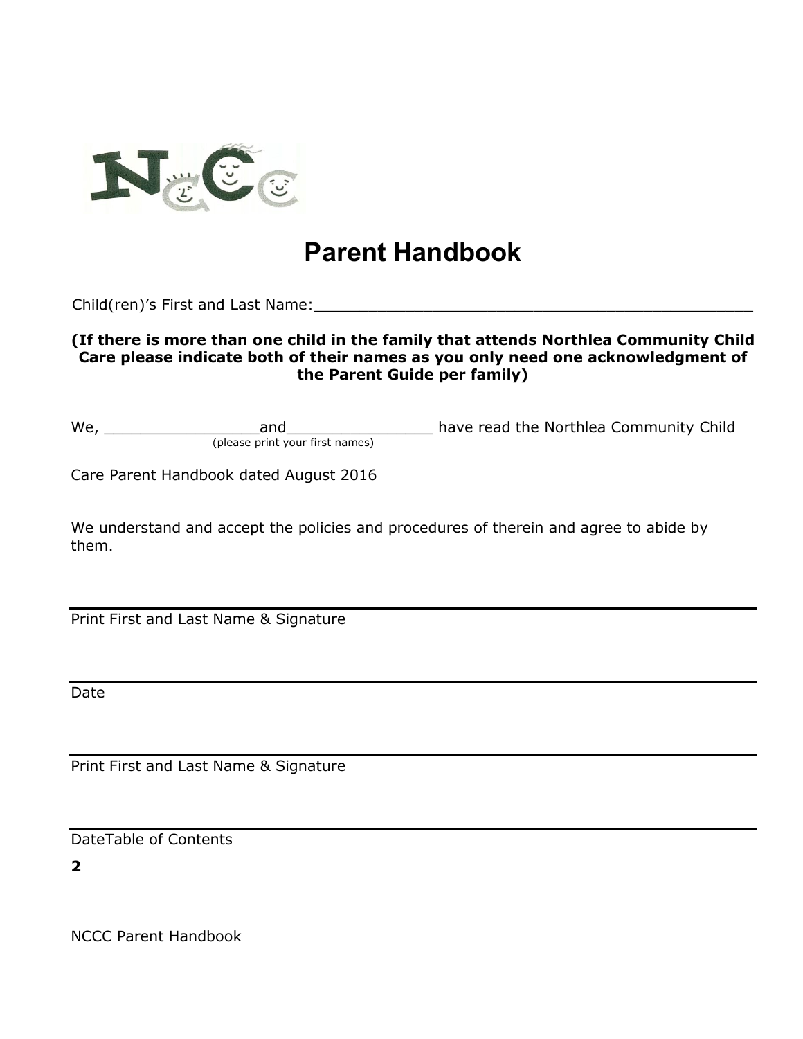# Parent Handbook

Child(ren)'s First and Last Name:_______________________________________________

**(If there is more than one child in the family that attends Northlea Community Child Care please indicate both of their names as you only need one acknowledgment of the Parent Guide per family)**

We, ________________and_______________ have read the Northlea Community Child
(please print your first names)

Care Parent Handbook dated August 2016

We understand and accept the policies and procedures of therein and agree to abide by them.

_______________________________________________

Print First and Last Name & Signature

_______________________________________________

Date

_______________________________________________

Print First and Last Name & Signature

_______________________________________________

DateTable of Contents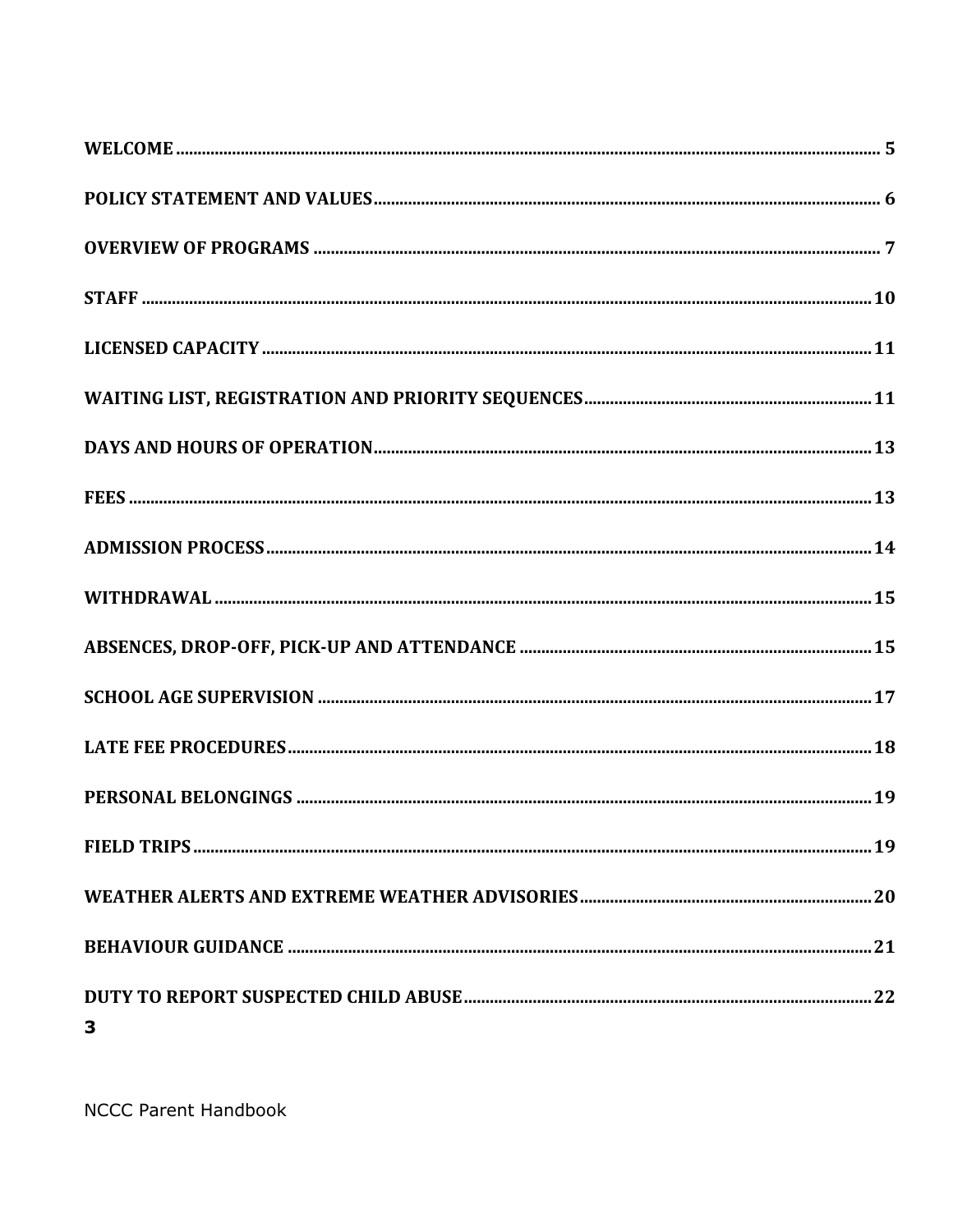| | |
|---|---|
| **WELCOME** | **5** |
| **POLICY STATEMENT AND VALUES** | **6** |
| **OVERVIEW OF PROGRAMS** | **7** |
| **STAFF** | **10** |
| **LICENSED CAPACITY** | **11** |
| **WAITING LIST, REGISTRATION AND PRIORITY SEQUENCES** | **11** |
| **DAYS AND HOURS OF OPERATION** | **13** |
| **FEES** | **13** |
| **ADMISSION PROCESS** | **14** |
| **WITHDRAWAL** | **15** |
| **ABSENCES, DROP-OFF, PICK-UP AND ATTENDANCE** | **15** |
| **SCHOOL AGE SUPERVISION** | **17** |
| **LATE FEE PROCEDURES** | **18** |
| **PERSONAL BELONGINGS** | **19** |
| **FIELD TRIPS** | **19** |
| **WEATHER ALERTS AND EXTREME WEATHER ADVISORIES** | **20** |
| **BEHAVIOUR GUIDANCE** | **21** |
| **DUTY TO REPORT SUSPECTED CHILD ABUSE** | **22** |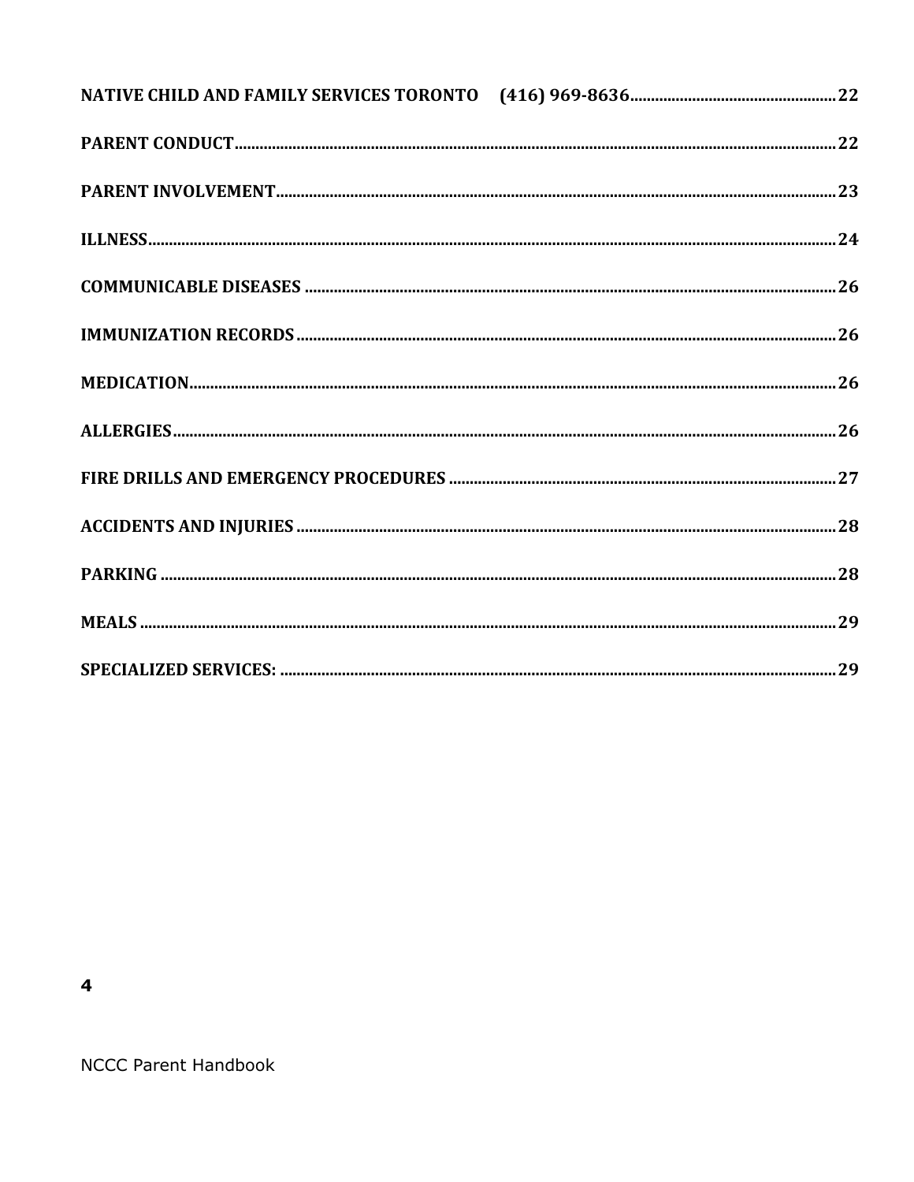NATIVE CHILD AND FAMILY SERVICES TORONTO (416) 969-8636 .......... 22

PARENT CONDUCT .......... 22

PARENT INVOLVEMENT .......... 23

ILLNESS .......... 24

COMMUNICABLE DISEASES .......... 26

IMMUNIZATION RECORDS .......... 26

MEDICATION .......... 26

ALLERGIES .......... 26

FIRE DRILLS AND EMERGENCY PROCEDURES .......... 27

ACCIDENTS AND INJURIES .......... 28

PARKING .......... 28

MEALS .......... 29

SPECIALIZED SERVICES: .......... 29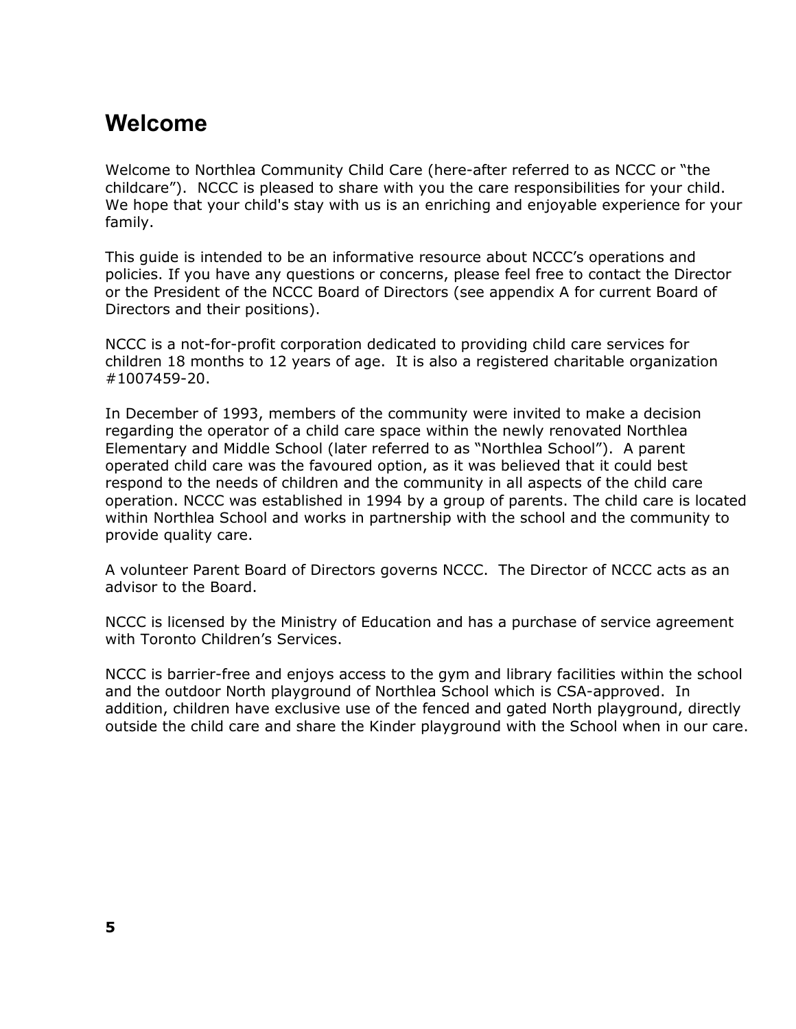# Welcome

Welcome to Northlea Community Child Care (here-after referred to as NCCC or "the childcare"). NCCC is pleased to share with you the care responsibilities for your child. We hope that your child's stay with us is an enriching and enjoyable experience for your family.

This guide is intended to be an informative resource about NCCC's operations and policies. If you have any questions or concerns, please feel free to contact the Director or the President of the NCCC Board of Directors (see appendix A for current Board of Directors and their positions).

NCCC is a not-for-profit corporation dedicated to providing child care services for children 18 months to 12 years of age. It is also a registered charitable organization #1007459-20.

In December of 1993, members of the community were invited to make a decision regarding the operator of a child care space within the newly renovated Northlea Elementary and Middle School (later referred to as "Northlea School"). A parent operated child care was the favoured option, as it was believed that it could best respond to the needs of children and the community in all aspects of the child care operation. NCCC was established in 1994 by a group of parents. The child care is located within Northlea School and works in partnership with the school and the community to provide quality care.

A volunteer Parent Board of Directors governs NCCC. The Director of NCCC acts as an advisor to the Board.

NCCC is licensed by the Ministry of Education and has a purchase of service agreement with Toronto Children's Services.

NCCC is barrier-free and enjoys access to the gym and library facilities within the school and the outdoor North playground of Northlea School which is CSA-approved. In addition, children have exclusive use of the fenced and gated North playground, directly outside the child care and share the Kinder playground with the School when in our care.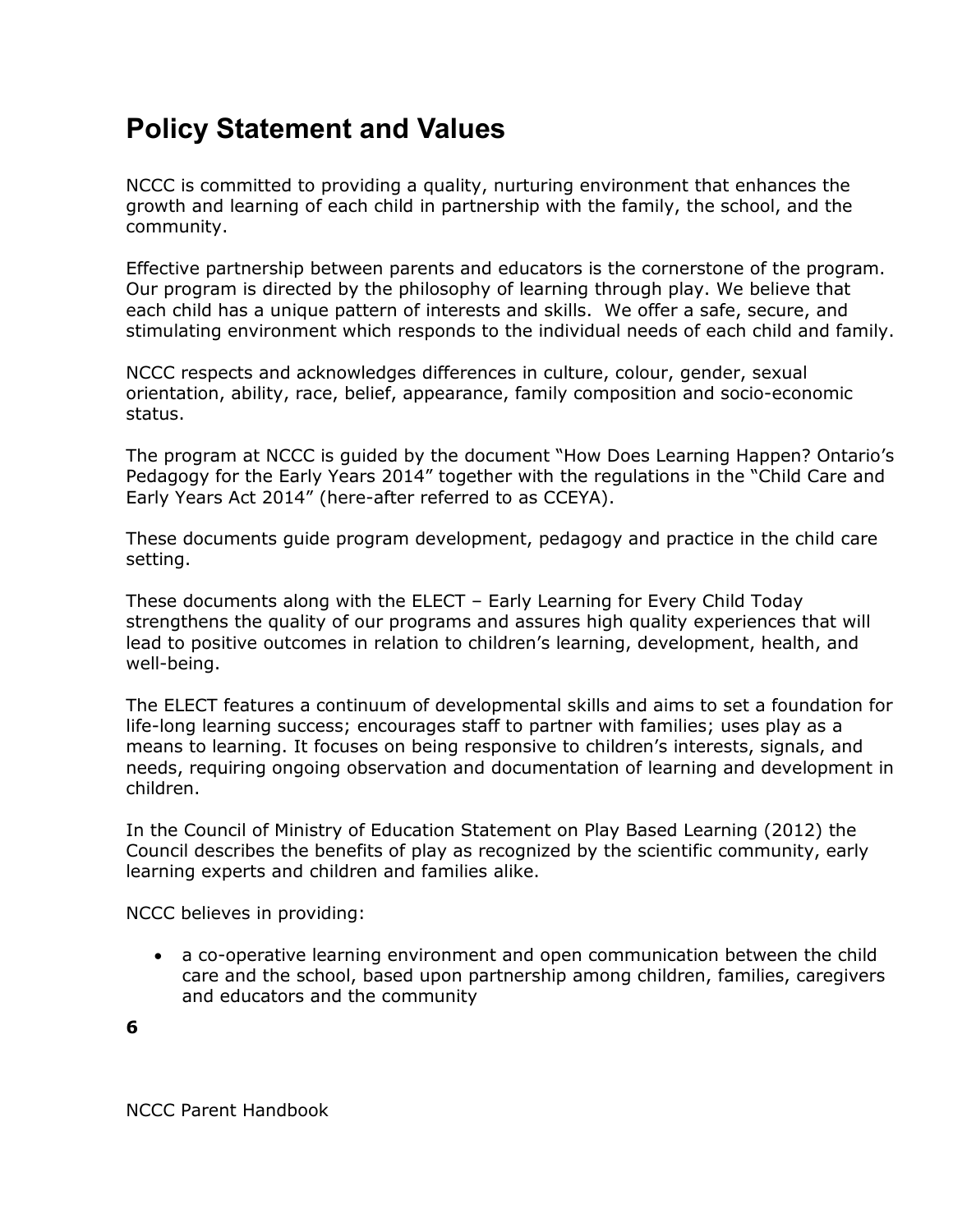# Policy Statement and Values

NCCC is committed to providing a quality, nurturing environment that enhances the growth and learning of each child in partnership with the family, the school, and the community.

Effective partnership between parents and educators is the cornerstone of the program. Our program is directed by the philosophy of learning through play. We believe that each child has a unique pattern of interests and skills. We offer a safe, secure, and stimulating environment which responds to the individual needs of each child and family.

NCCC respects and acknowledges differences in culture, colour, gender, sexual orientation, ability, race, belief, appearance, family composition and socio-economic status.

The program at NCCC is guided by the document "How Does Learning Happen? Ontario's Pedagogy for the Early Years 2014" together with the regulations in the "Child Care and Early Years Act 2014" (here-after referred to as CCEYA).

These documents guide program development, pedagogy and practice in the child care setting.

These documents along with the ELECT – Early Learning for Every Child Today strengthens the quality of our programs and assures high quality experiences that will lead to positive outcomes in relation to children's learning, development, health, and well-being.

The ELECT features a continuum of developmental skills and aims to set a foundation for life-long learning success; encourages staff to partner with families; uses play as a means to learning. It focuses on being responsive to children's interests, signals, and needs, requiring ongoing observation and documentation of learning and development in children.

In the Council of Ministry of Education Statement on Play Based Learning (2012) the Council describes the benefits of play as recognized by the scientific community, early learning experts and children and families alike.

NCCC believes in providing:

- a co-operative learning environment and open communication between the child care and the school, based upon partnership among children, families, caregivers and educators and the community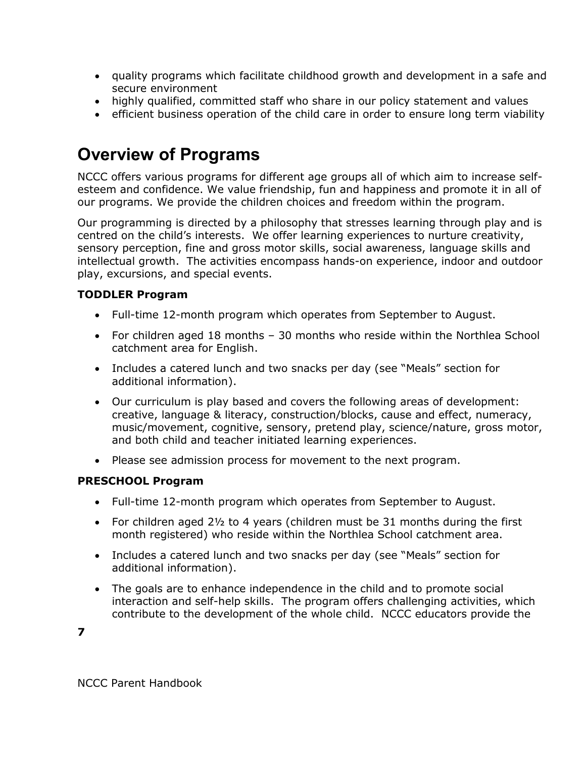- quality programs which facilitate childhood growth and development in a safe and secure environment
- highly qualified, committed staff who share in our policy statement and values
- efficient business operation of the child care in order to ensure long term viability

# Overview of Programs

NCCC offers various programs for different age groups all of which aim to increase self-esteem and confidence. We value friendship, fun and happiness and promote it in all of our programs. We provide the children choices and freedom within the program.

Our programming is directed by a philosophy that stresses learning through play and is centred on the child's interests. We offer learning experiences to nurture creativity, sensory perception, fine and gross motor skills, social awareness, language skills and intellectual growth. The activities encompass hands-on experience, indoor and outdoor play, excursions, and special events.

**TODDLER Program**

- Full-time 12-month program which operates from September to August.
- For children aged 18 months – 30 months who reside within the Northlea School catchment area for English.
- Includes a catered lunch and two snacks per day (see "Meals" section for additional information).
- Our curriculum is play based and covers the following areas of development: creative, language & literacy, construction/blocks, cause and effect, numeracy, music/movement, cognitive, sensory, pretend play, science/nature, gross motor, and both child and teacher initiated learning experiences.
- Please see admission process for movement to the next program.

**PRESCHOOL Program**

- Full-time 12-month program which operates from September to August.
- For children aged 2½ to 4 years (children must be 31 months during the first month registered) who reside within the Northlea School catchment area.
- Includes a catered lunch and two snacks per day (see "Meals" section for additional information).
- The goals are to enhance independence in the child and to promote social interaction and self-help skills. The program offers challenging activities, which contribute to the development of the whole child. NCCC educators provide the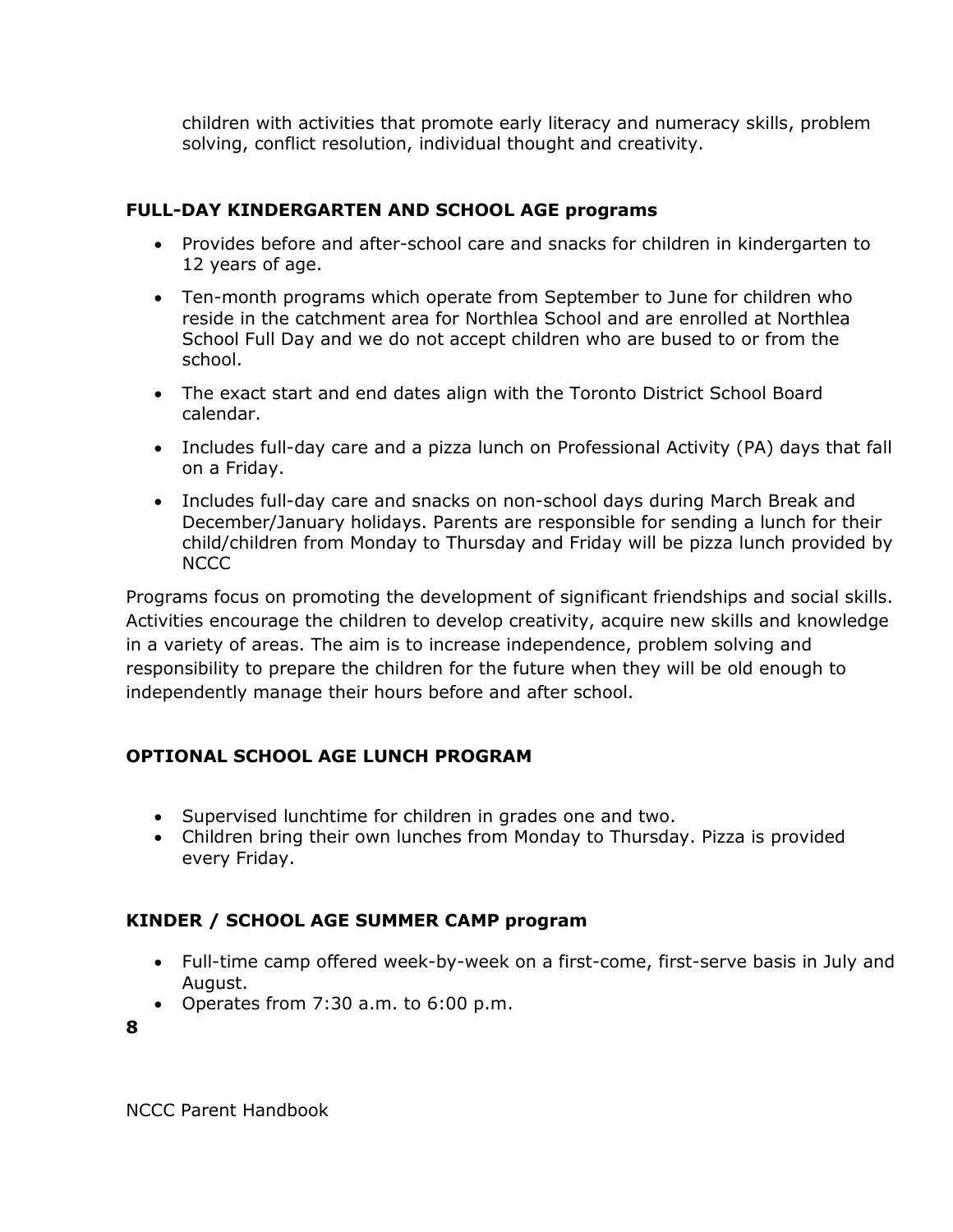children with activities that promote early literacy and numeracy skills, problem solving, conflict resolution, individual thought and creativity.

### FULL-DAY KINDERGARTEN AND SCHOOL AGE programs

- Provides before and after-school care and snacks for children in kindergarten to 12 years of age.
- Ten-month programs which operate from September to June for children who reside in the catchment area for Northlea School and are enrolled at Northlea School Full Day and we do not accept children who are bused to or from the school.
- The exact start and end dates align with the Toronto District School Board calendar.
- Includes full-day care and a pizza lunch on Professional Activity (PA) days that fall on a Friday.
- Includes full-day care and snacks on non-school days during March Break and December/January holidays. Parents are responsible for sending a lunch for their child/children from Monday to Thursday and Friday will be pizza lunch provided by NCCC

Programs focus on promoting the development of significant friendships and social skills. Activities encourage the children to develop creativity, acquire new skills and knowledge in a variety of areas. The aim is to increase independence, problem solving and responsibility to prepare the children for the future when they will be old enough to independently manage their hours before and after school.

### OPTIONAL SCHOOL AGE LUNCH PROGRAM

- Supervised lunchtime for children in grades one and two.
- Children bring their own lunches from Monday to Thursday. Pizza is provided every Friday.

### KINDER / SCHOOL AGE SUMMER CAMP program

- Full-time camp offered week-by-week on a first-come, first-serve basis in July and August.
- Operates from 7:30 a.m. to 6:00 p.m.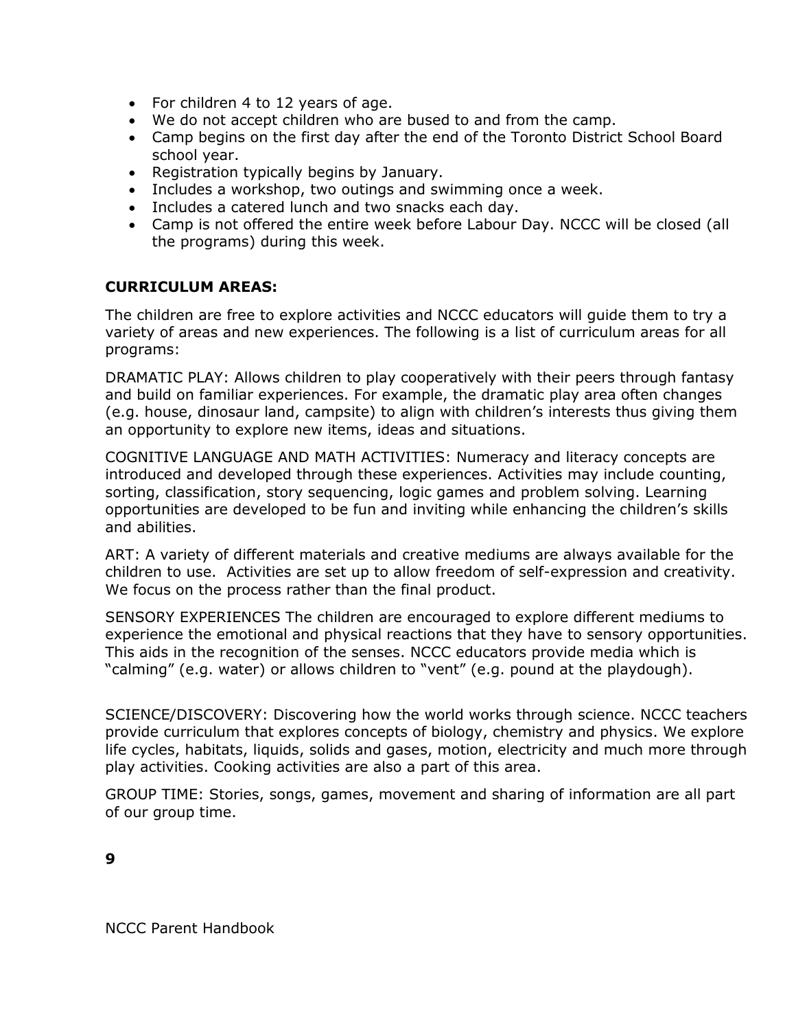- For children 4 to 12 years of age.
- We do not accept children who are bused to and from the camp.
- Camp begins on the first day after the end of the Toronto District School Board school year.
- Registration typically begins by January.
- Includes a workshop, two outings and swimming once a week.
- Includes a catered lunch and two snacks each day.
- Camp is not offered the entire week before Labour Day. NCCC will be closed (all the programs) during this week.

**CURRICULUM AREAS:**

The children are free to explore activities and NCCC educators will guide them to try a variety of areas and new experiences. The following is a list of curriculum areas for all programs:

DRAMATIC PLAY: Allows children to play cooperatively with their peers through fantasy and build on familiar experiences. For example, the dramatic play area often changes (e.g. house, dinosaur land, campsite) to align with children's interests thus giving them an opportunity to explore new items, ideas and situations.

COGNITIVE LANGUAGE AND MATH ACTIVITIES: Numeracy and literacy concepts are introduced and developed through these experiences. Activities may include counting, sorting, classification, story sequencing, logic games and problem solving. Learning opportunities are developed to be fun and inviting while enhancing the children's skills and abilities.

ART: A variety of different materials and creative mediums are always available for the children to use. Activities are set up to allow freedom of self-expression and creativity. We focus on the process rather than the final product.

SENSORY EXPERIENCES The children are encouraged to explore different mediums to experience the emotional and physical reactions that they have to sensory opportunities. This aids in the recognition of the senses. NCCC educators provide media which is "calming" (e.g. water) or allows children to "vent" (e.g. pound at the playdough).

SCIENCE/DISCOVERY: Discovering how the world works through science. NCCC teachers provide curriculum that explores concepts of biology, chemistry and physics. We explore life cycles, habitats, liquids, solids and gases, motion, electricity and much more through play activities. Cooking activities are also a part of this area.

GROUP TIME: Stories, songs, games, movement and sharing of information are all part of our group time.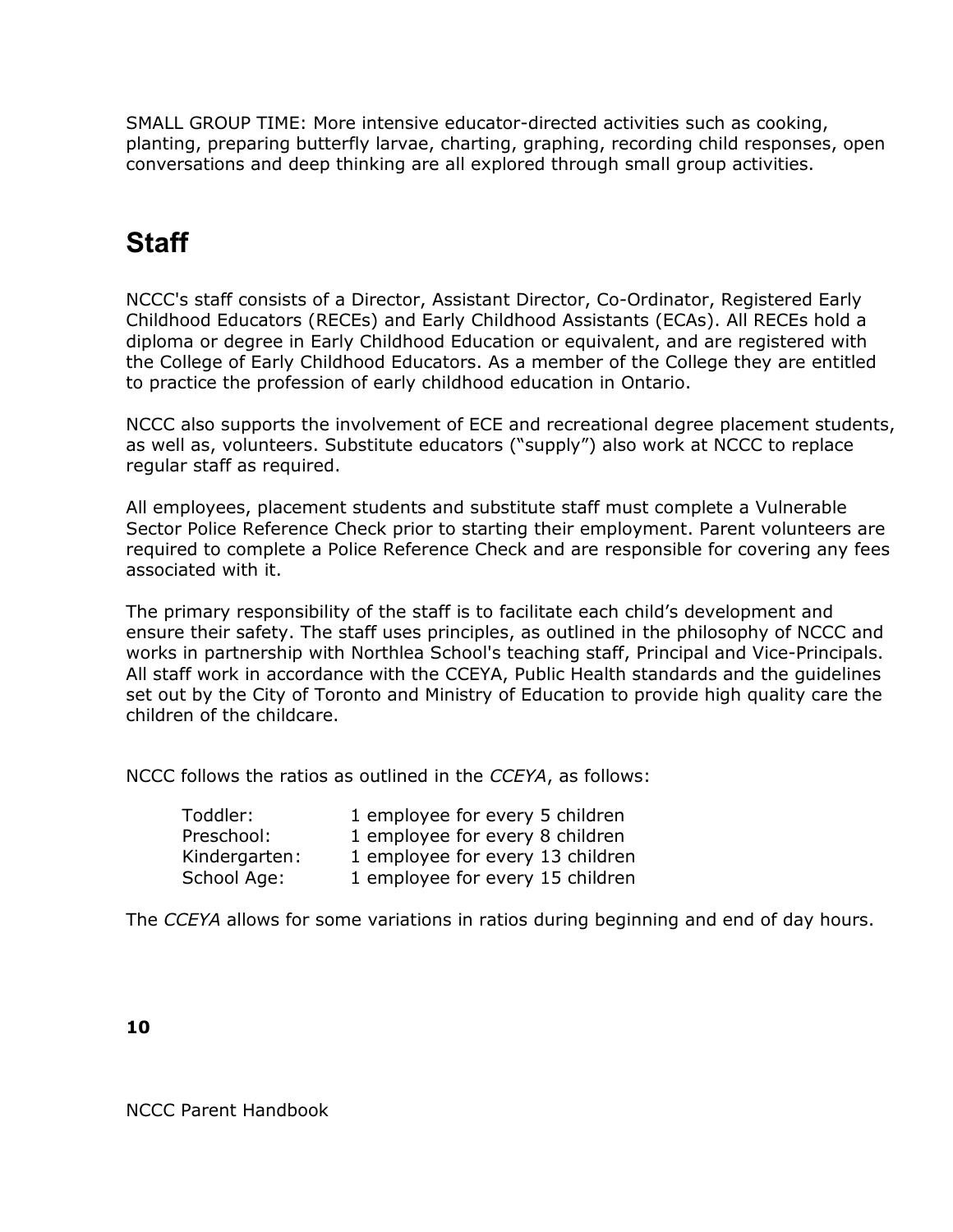SMALL GROUP TIME: More intensive educator-directed activities such as cooking, planting, preparing butterfly larvae, charting, graphing, recording child responses, open conversations and deep thinking are all explored through small group activities.

## Staff

NCCC's staff consists of a Director, Assistant Director, Co-Ordinator, Registered Early Childhood Educators (RECEs) and Early Childhood Assistants (ECAs). All RECEs hold a diploma or degree in Early Childhood Education or equivalent, and are registered with the College of Early Childhood Educators. As a member of the College they are entitled to practice the profession of early childhood education in Ontario.

NCCC also supports the involvement of ECE and recreational degree placement students, as well as, volunteers. Substitute educators ("supply") also work at NCCC to replace regular staff as required.

All employees, placement students and substitute staff must complete a Vulnerable Sector Police Reference Check prior to starting their employment. Parent volunteers are required to complete a Police Reference Check and are responsible for covering any fees associated with it.

The primary responsibility of the staff is to facilitate each child's development and ensure their safety. The staff uses principles, as outlined in the philosophy of NCCC and works in partnership with Northlea School's teaching staff, Principal and Vice-Principals. All staff work in accordance with the CCEYA, Public Health standards and the guidelines set out by the City of Toronto and Ministry of Education to provide high quality care the children of the childcare.

NCCC follows the ratios as outlined in the *CCEYA*, as follows:

| | |
|---|---|
| Toddler: | 1 employee for every 5 children |
| Preschool: | 1 employee for every 8 children |
| Kindergarten: | 1 employee for every 13 children |
| School Age: | 1 employee for every 15 children |

The *CCEYA* allows for some variations in ratios during beginning and end of day hours.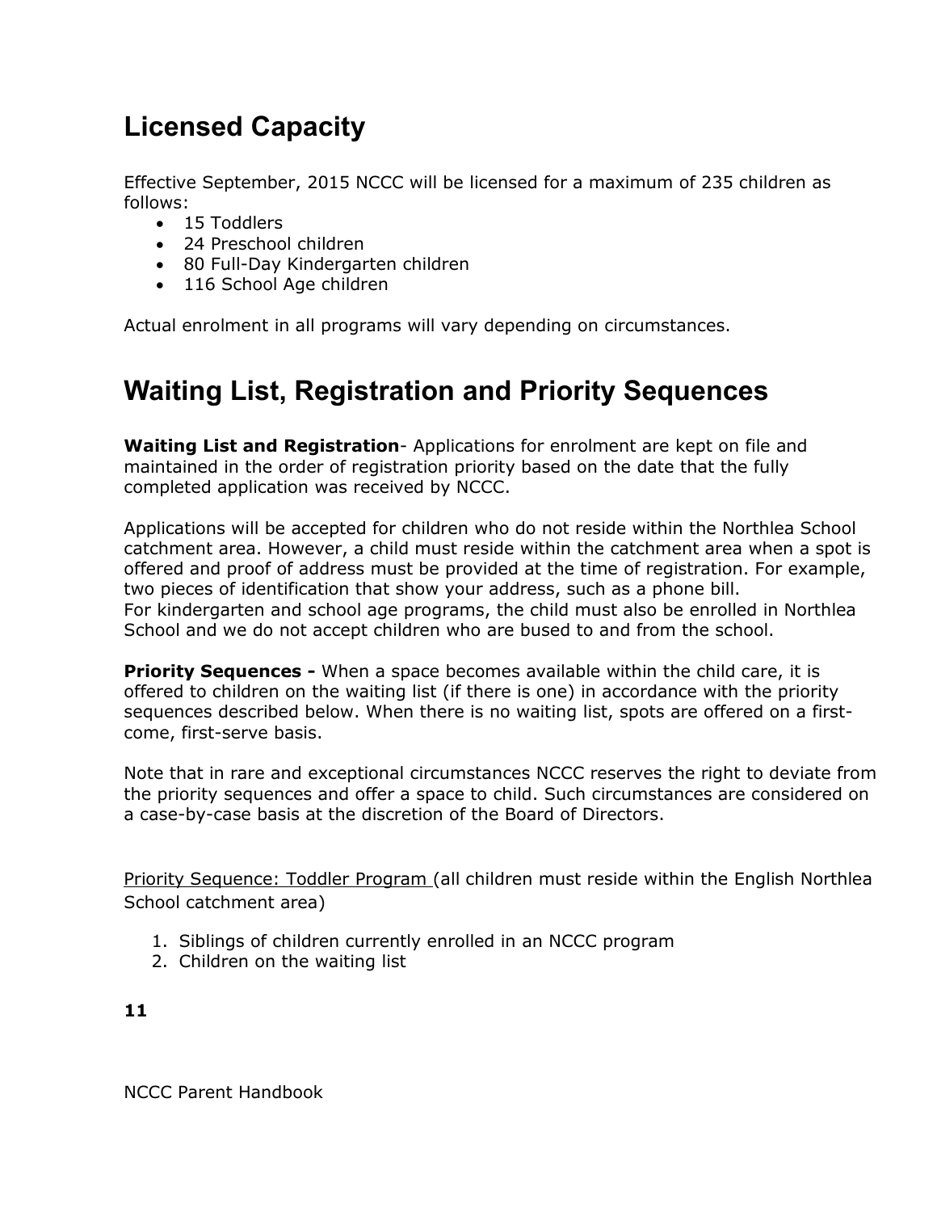## Licensed Capacity

Effective September, 2015 NCCC will be licensed for a maximum of 235 children as follows:

- 15 Toddlers
- 24 Preschool children
- 80 Full-Day Kindergarten children
- 116 School Age children

Actual enrolment in all programs will vary depending on circumstances.

## Waiting List, Registration and Priority Sequences

**Waiting List and Registration**- Applications for enrolment are kept on file and maintained in the order of registration priority based on the date that the fully completed application was received by NCCC.

Applications will be accepted for children who do not reside within the Northlea School catchment area. However, a child must reside within the catchment area when a spot is offered and proof of address must be provided at the time of registration. For example, two pieces of identification that show your address, such as a phone bill.
For kindergarten and school age programs, the child must also be enrolled in Northlea School and we do not accept children who are bused to and from the school.

**Priority Sequences -** When a space becomes available within the child care, it is offered to children on the waiting list (if there is one) in accordance with the priority sequences described below. When there is no waiting list, spots are offered on a first-come, first-serve basis.

Note that in rare and exceptional circumstances NCCC reserves the right to deviate from the priority sequences and offer a space to child. Such circumstances are considered on a case-by-case basis at the discretion of the Board of Directors.

Priority Sequence: Toddler Program (all children must reside within the English Northlea School catchment area)

1. Siblings of children currently enrolled in an NCCC program
2. Children on the waiting list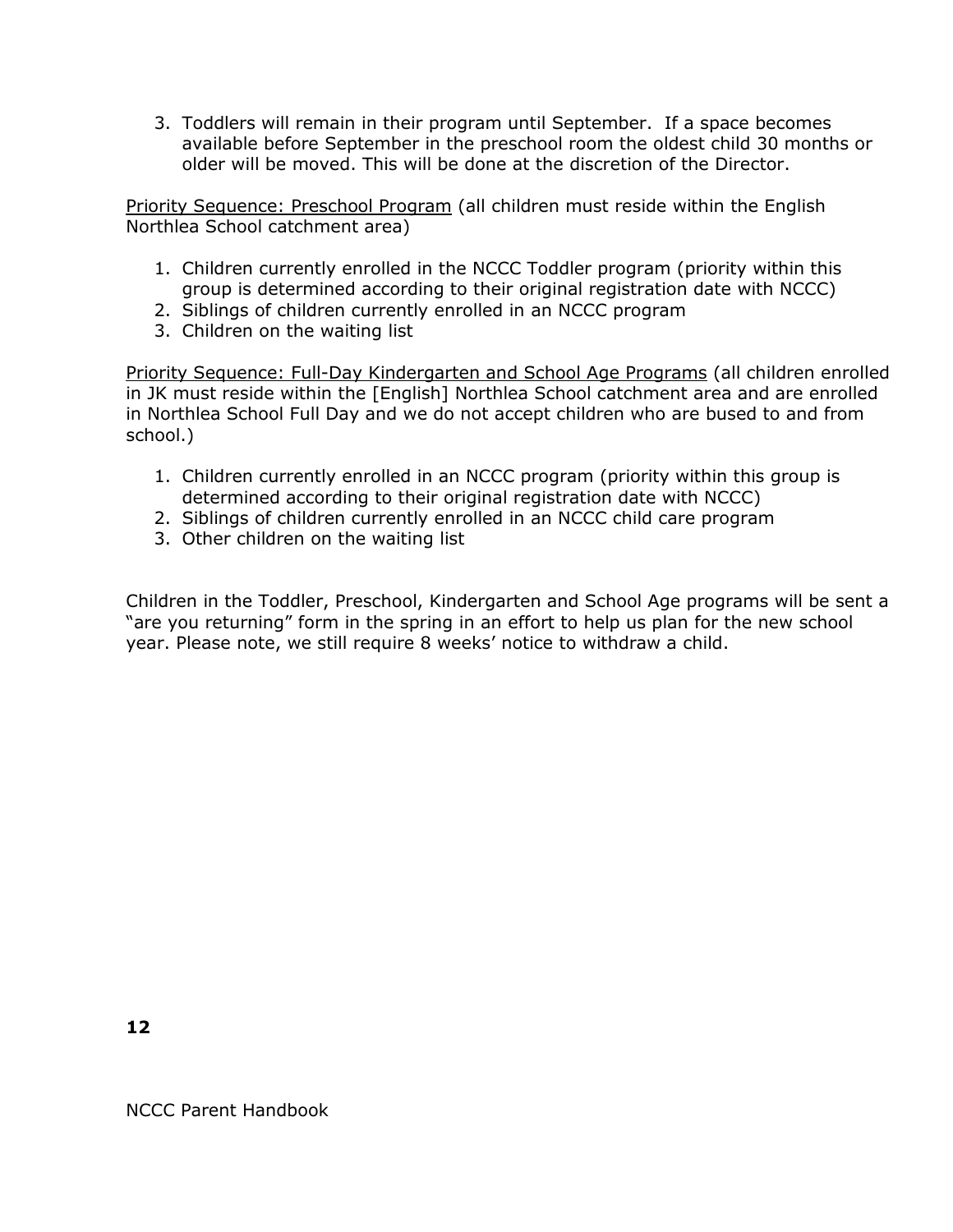3. Toddlers will remain in their program until September. If a space becomes available before September in the preschool room the oldest child 30 months or older will be moved. This will be done at the discretion of the Director.

<u>Priority Sequence: Preschool Program</u> (all children must reside within the English Northlea School catchment area)

1. Children currently enrolled in the NCCC Toddler program (priority within this group is determined according to their original registration date with NCCC)
2. Siblings of children currently enrolled in an NCCC program
3. Children on the waiting list

<u>Priority Sequence: Full-Day Kindergarten and School Age Programs</u> (all children enrolled in JK must reside within the [English] Northlea School catchment area and are enrolled in Northlea School Full Day and we do not accept children who are bused to and from school.)

1. Children currently enrolled in an NCCC program (priority within this group is determined according to their original registration date with NCCC)
2. Siblings of children currently enrolled in an NCCC child care program
3. Other children on the waiting list

Children in the Toddler, Preschool, Kindergarten and School Age programs will be sent a "are you returning" form in the spring in an effort to help us plan for the new school year. Please note, we still require 8 weeks' notice to withdraw a child.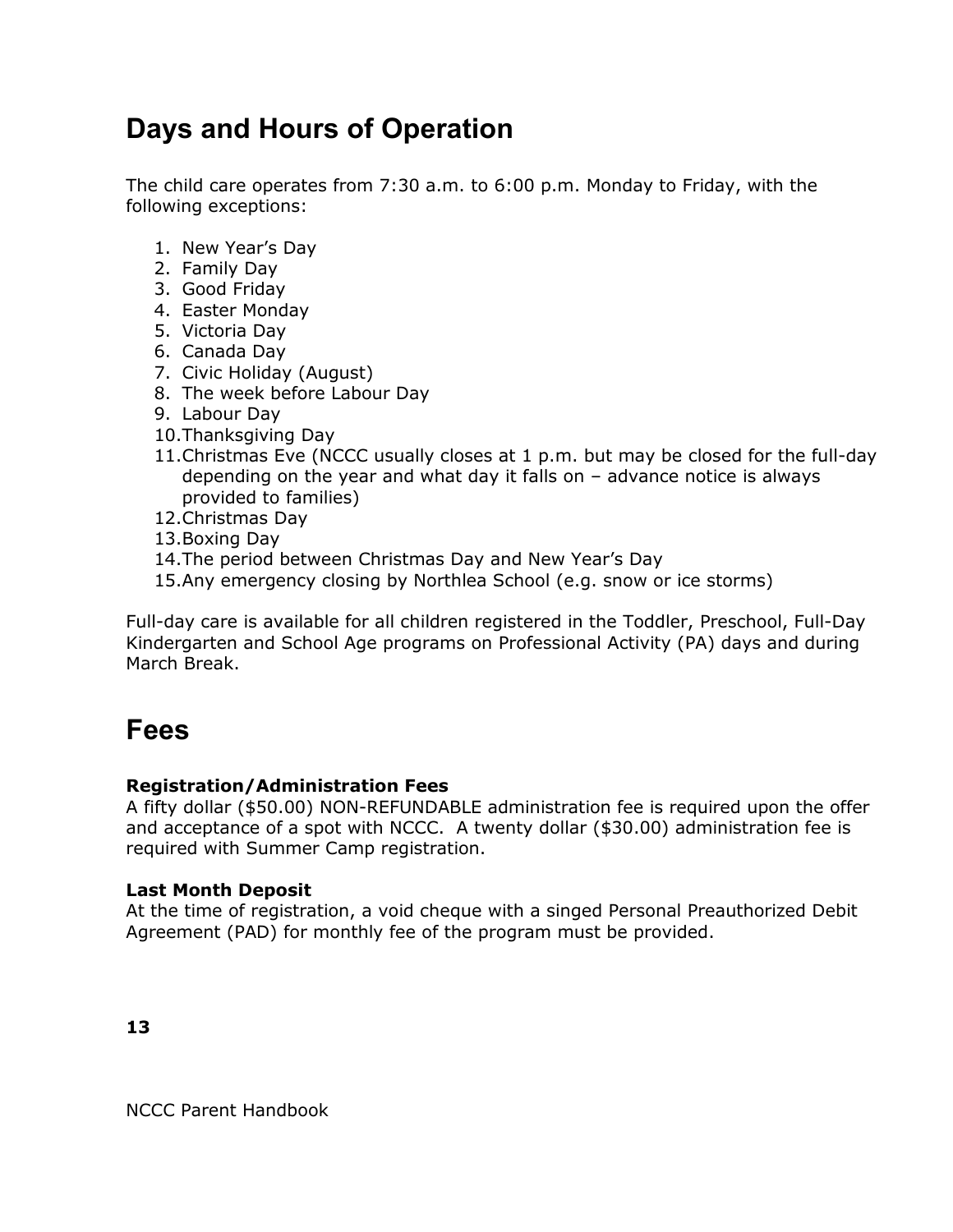## Days and Hours of Operation

The child care operates from 7:30 a.m. to 6:00 p.m. Monday to Friday, with the following exceptions:

1. New Year's Day
2. Family Day
3. Good Friday
4. Easter Monday
5. Victoria Day
6. Canada Day
7. Civic Holiday (August)
8. The week before Labour Day
9. Labour Day
10. Thanksgiving Day
11. Christmas Eve (NCCC usually closes at 1 p.m. but may be closed for the full-day depending on the year and what day it falls on – advance notice is always provided to families)
12. Christmas Day
13. Boxing Day
14. The period between Christmas Day and New Year's Day
15. Any emergency closing by Northlea School (e.g. snow or ice storms)

Full-day care is available for all children registered in the Toddler, Preschool, Full-Day Kindergarten and School Age programs on Professional Activity (PA) days and during March Break.

## Fees

**Registration/Administration Fees**
A fifty dollar ($50.00) NON-REFUNDABLE administration fee is required upon the offer and acceptance of a spot with NCCC. A twenty dollar ($30.00) administration fee is required with Summer Camp registration.

**Last Month Deposit**
At the time of registration, a void cheque with a singed Personal Preauthorized Debit Agreement (PAD) for monthly fee of the program must be provided.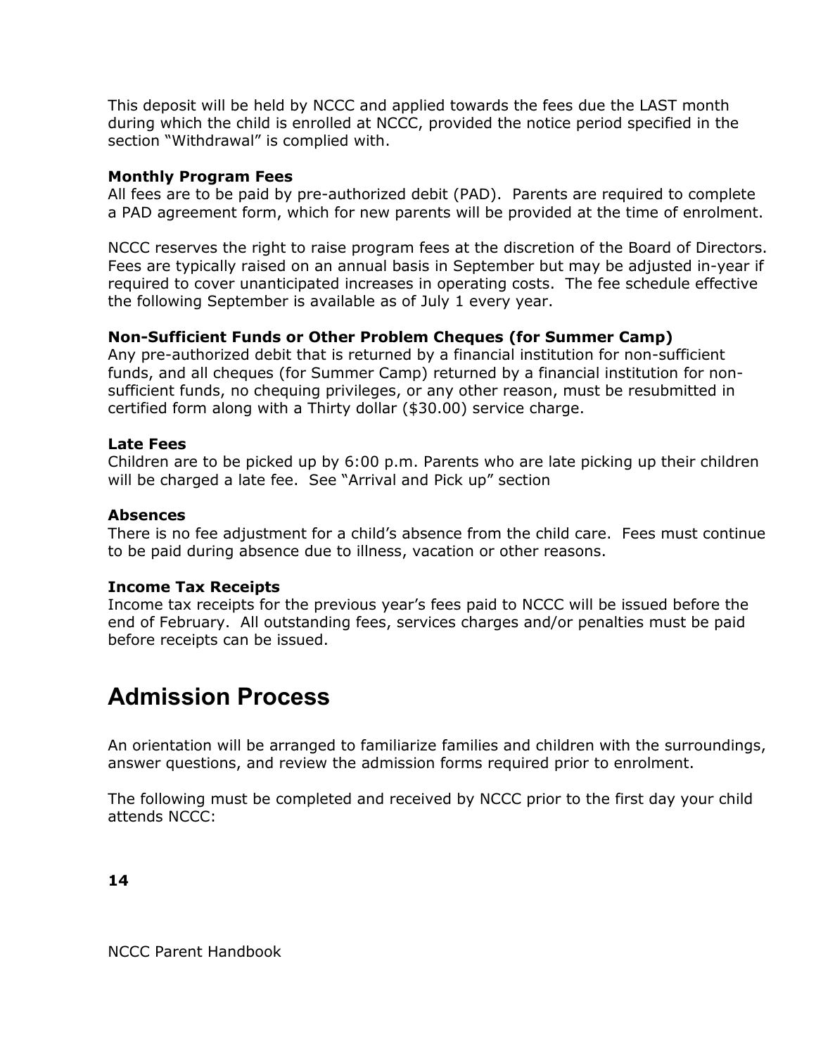This deposit will be held by NCCC and applied towards the fees due the LAST month during which the child is enrolled at NCCC, provided the notice period specified in the section “Withdrawal” is complied with.

**Monthly Program Fees**
All fees are to be paid by pre-authorized debit (PAD). Parents are required to complete a PAD agreement form, which for new parents will be provided at the time of enrolment.

NCCC reserves the right to raise program fees at the discretion of the Board of Directors. Fees are typically raised on an annual basis in September but may be adjusted in-year if required to cover unanticipated increases in operating costs. The fee schedule effective the following September is available as of July 1 every year.

**Non-Sufficient Funds or Other Problem Cheques (for Summer Camp)**
Any pre-authorized debit that is returned by a financial institution for non-sufficient funds, and all cheques (for Summer Camp) returned by a financial institution for non-sufficient funds, no chequing privileges, or any other reason, must be resubmitted in certified form along with a Thirty dollar ($30.00) service charge.

**Late Fees**
Children are to be picked up by 6:00 p.m. Parents who are late picking up their children will be charged a late fee. See “Arrival and Pick up” section

**Absences**
There is no fee adjustment for a child’s absence from the child care. Fees must continue to be paid during absence due to illness, vacation or other reasons.

**Income Tax Receipts**
Income tax receipts for the previous year’s fees paid to NCCC will be issued before the end of February. All outstanding fees, services charges and/or penalties must be paid before receipts can be issued.

# Admission Process

An orientation will be arranged to familiarize families and children with the surroundings, answer questions, and review the admission forms required prior to enrolment.

The following must be completed and received by NCCC prior to the first day your child attends NCCC: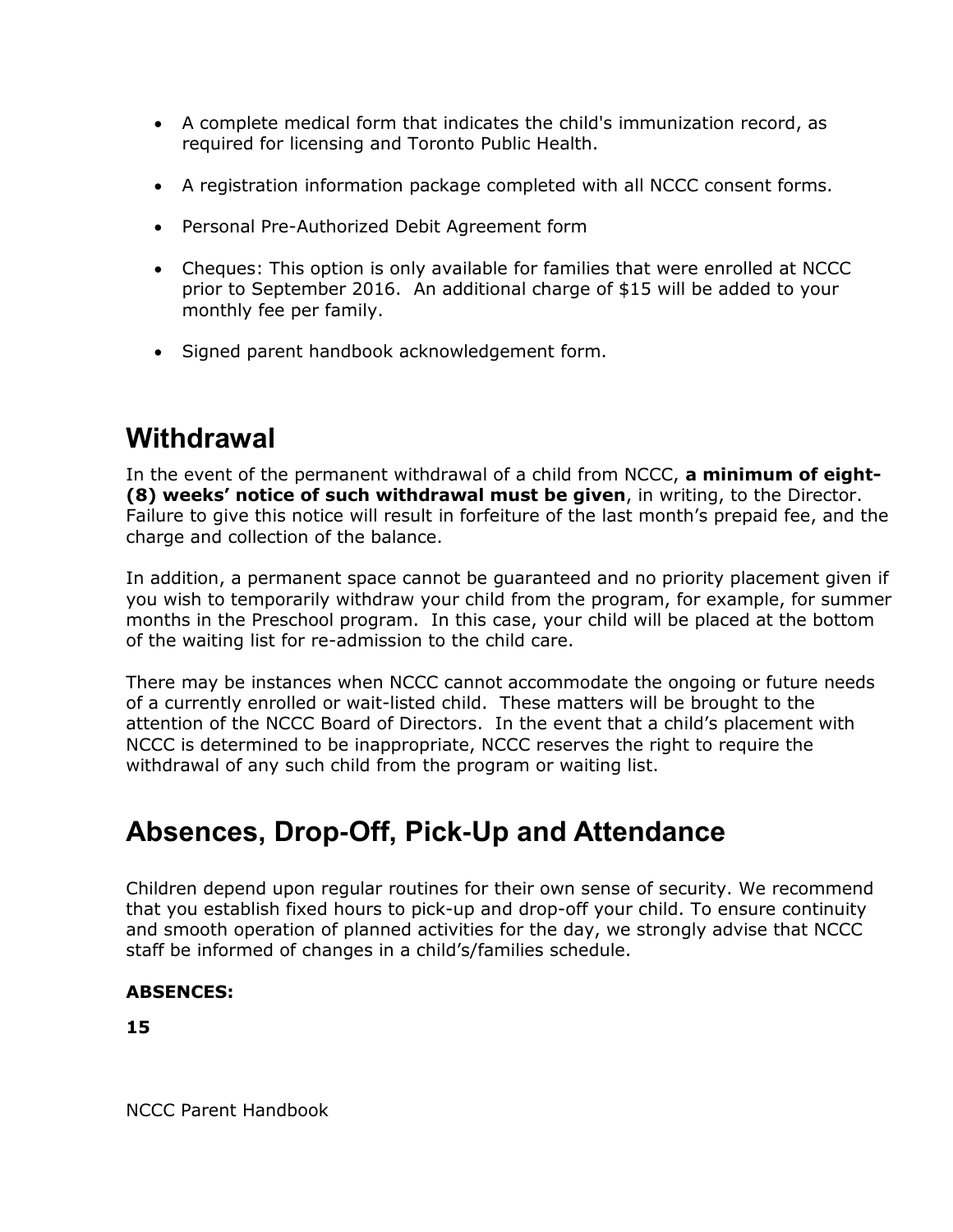- A complete medical form that indicates the child's immunization record, as required for licensing and Toronto Public Health.
- A registration information package completed with all NCCC consent forms.
- Personal Pre-Authorized Debit Agreement form
- Cheques: This option is only available for families that were enrolled at NCCC prior to September 2016. An additional charge of $15 will be added to your monthly fee per family.
- Signed parent handbook acknowledgement form.

## Withdrawal

In the event of the permanent withdrawal of a child from NCCC, **a minimum of eight-(8) weeks' notice of such withdrawal must be given**, in writing, to the Director. Failure to give this notice will result in forfeiture of the last month's prepaid fee, and the charge and collection of the balance.

In addition, a permanent space cannot be guaranteed and no priority placement given if you wish to temporarily withdraw your child from the program, for example, for summer months in the Preschool program. In this case, your child will be placed at the bottom of the waiting list for re-admission to the child care.

There may be instances when NCCC cannot accommodate the ongoing or future needs of a currently enrolled or wait-listed child. These matters will be brought to the attention of the NCCC Board of Directors. In the event that a child's placement with NCCC is determined to be inappropriate, NCCC reserves the right to require the withdrawal of any such child from the program or waiting list.

## Absences, Drop-Off, Pick-Up and Attendance

Children depend upon regular routines for their own sense of security. We recommend that you establish fixed hours to pick-up and drop-off your child. To ensure continuity and smooth operation of planned activities for the day, we strongly advise that NCCC staff be informed of changes in a child's/families schedule.

**ABSENCES:**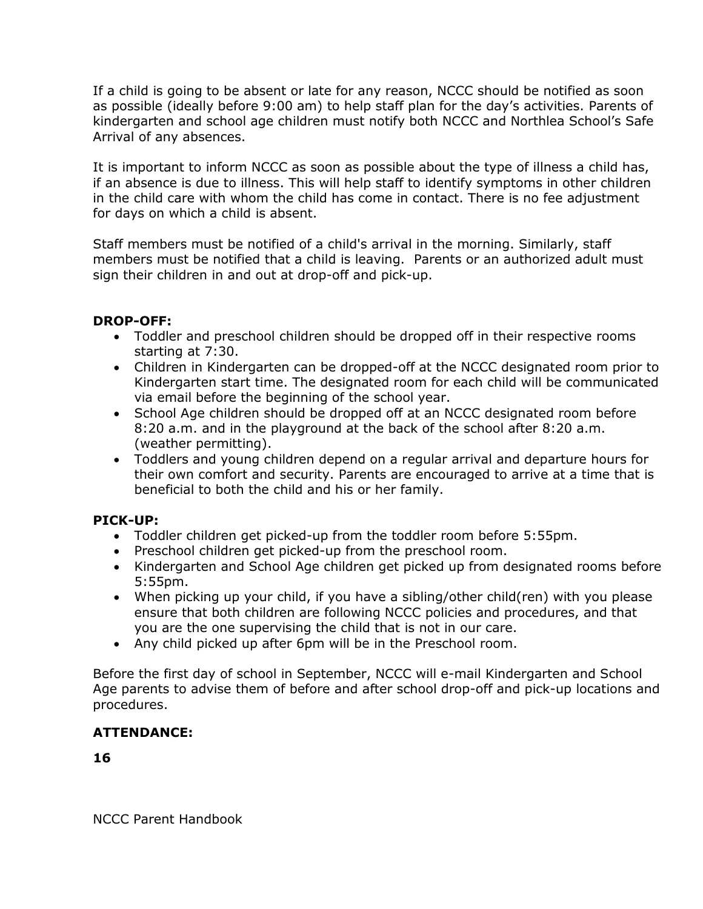If a child is going to be absent or late for any reason, NCCC should be notified as soon as possible (ideally before 9:00 am) to help staff plan for the day's activities. Parents of kindergarten and school age children must notify both NCCC and Northlea School's Safe Arrival of any absences.

It is important to inform NCCC as soon as possible about the type of illness a child has, if an absence is due to illness. This will help staff to identify symptoms in other children in the child care with whom the child has come in contact. There is no fee adjustment for days on which a child is absent.

Staff members must be notified of a child's arrival in the morning. Similarly, staff members must be notified that a child is leaving. Parents or an authorized adult must sign their children in and out at drop-off and pick-up.

**DROP-OFF:**

- Toddler and preschool children should be dropped off in their respective rooms starting at 7:30.
- Children in Kindergarten can be dropped-off at the NCCC designated room prior to Kindergarten start time. The designated room for each child will be communicated via email before the beginning of the school year.
- School Age children should be dropped off at an NCCC designated room before 8:20 a.m. and in the playground at the back of the school after 8:20 a.m. (weather permitting).
- Toddlers and young children depend on a regular arrival and departure hours for their own comfort and security. Parents are encouraged to arrive at a time that is beneficial to both the child and his or her family.

**PICK-UP:**

- Toddler children get picked-up from the toddler room before 5:55pm.
- Preschool children get picked-up from the preschool room.
- Kindergarten and School Age children get picked up from designated rooms before 5:55pm.
- When picking up your child, if you have a sibling/other child(ren) with you please ensure that both children are following NCCC policies and procedures, and that you are the one supervising the child that is not in our care.
- Any child picked up after 6pm will be in the Preschool room.

Before the first day of school in September, NCCC will e-mail Kindergarten and School Age parents to advise them of before and after school drop-off and pick-up locations and procedures.

**ATTENDANCE:**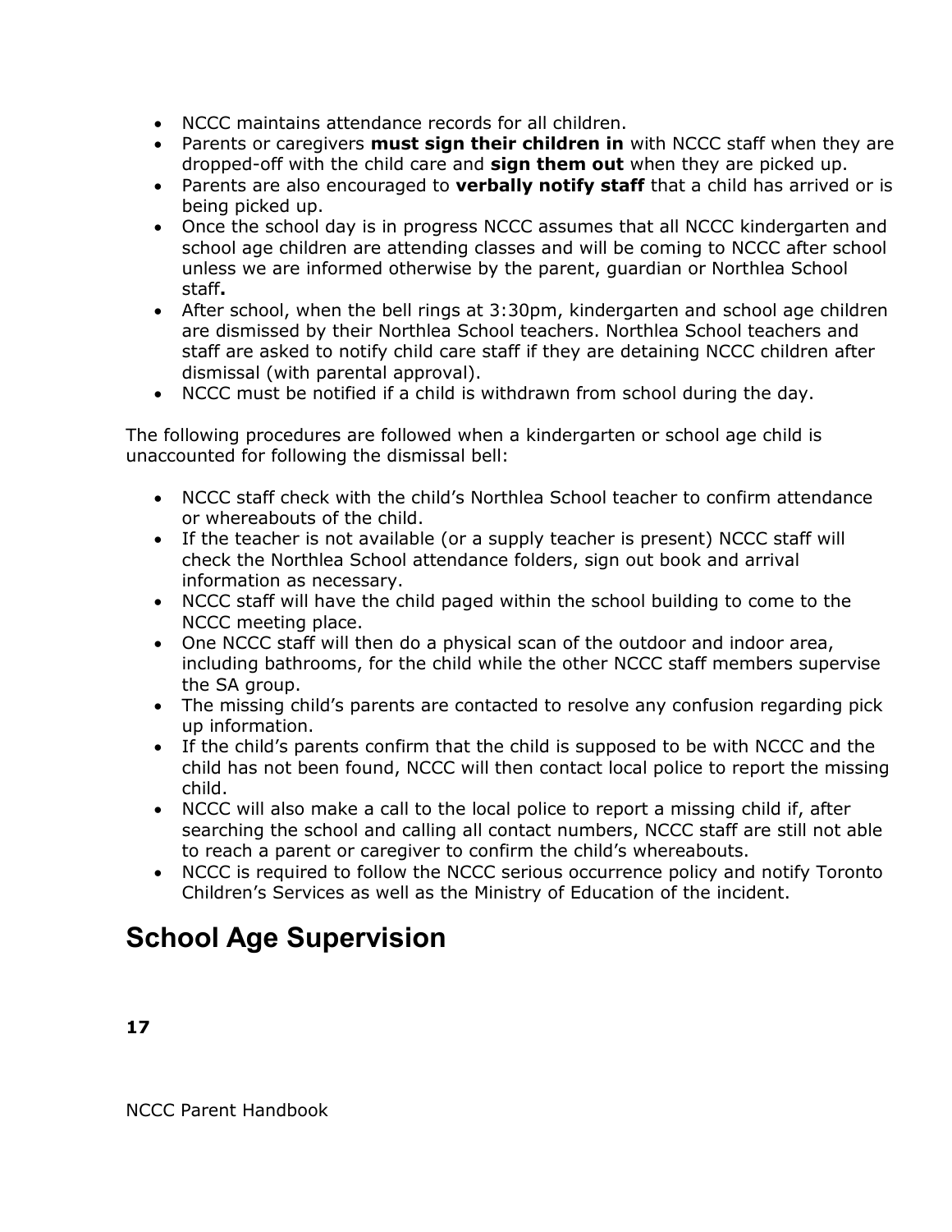- NCCC maintains attendance records for all children.
- Parents or caregivers **must sign their children in** with NCCC staff when they are dropped-off with the child care and **sign them out** when they are picked up.
- Parents are also encouraged to **verbally notify staff** that a child has arrived or is being picked up.
- Once the school day is in progress NCCC assumes that all NCCC kindergarten and school age children are attending classes and will be coming to NCCC after school unless we are informed otherwise by the parent, guardian or Northlea School staff**.**
- After school, when the bell rings at 3:30pm, kindergarten and school age children are dismissed by their Northlea School teachers. Northlea School teachers and staff are asked to notify child care staff if they are detaining NCCC children after dismissal (with parental approval).
- NCCC must be notified if a child is withdrawn from school during the day.

The following procedures are followed when a kindergarten or school age child is unaccounted for following the dismissal bell:

- NCCC staff check with the child's Northlea School teacher to confirm attendance or whereabouts of the child.
- If the teacher is not available (or a supply teacher is present) NCCC staff will check the Northlea School attendance folders, sign out book and arrival information as necessary.
- NCCC staff will have the child paged within the school building to come to the NCCC meeting place.
- One NCCC staff will then do a physical scan of the outdoor and indoor area, including bathrooms, for the child while the other NCCC staff members supervise the SA group.
- The missing child's parents are contacted to resolve any confusion regarding pick up information.
- If the child's parents confirm that the child is supposed to be with NCCC and the child has not been found, NCCC will then contact local police to report the missing child.
- NCCC will also make a call to the local police to report a missing child if, after searching the school and calling all contact numbers, NCCC staff are still not able to reach a parent or caregiver to confirm the child's whereabouts.
- NCCC is required to follow the NCCC serious occurrence policy and notify Toronto Children's Services as well as the Ministry of Education of the incident.

## School Age Supervision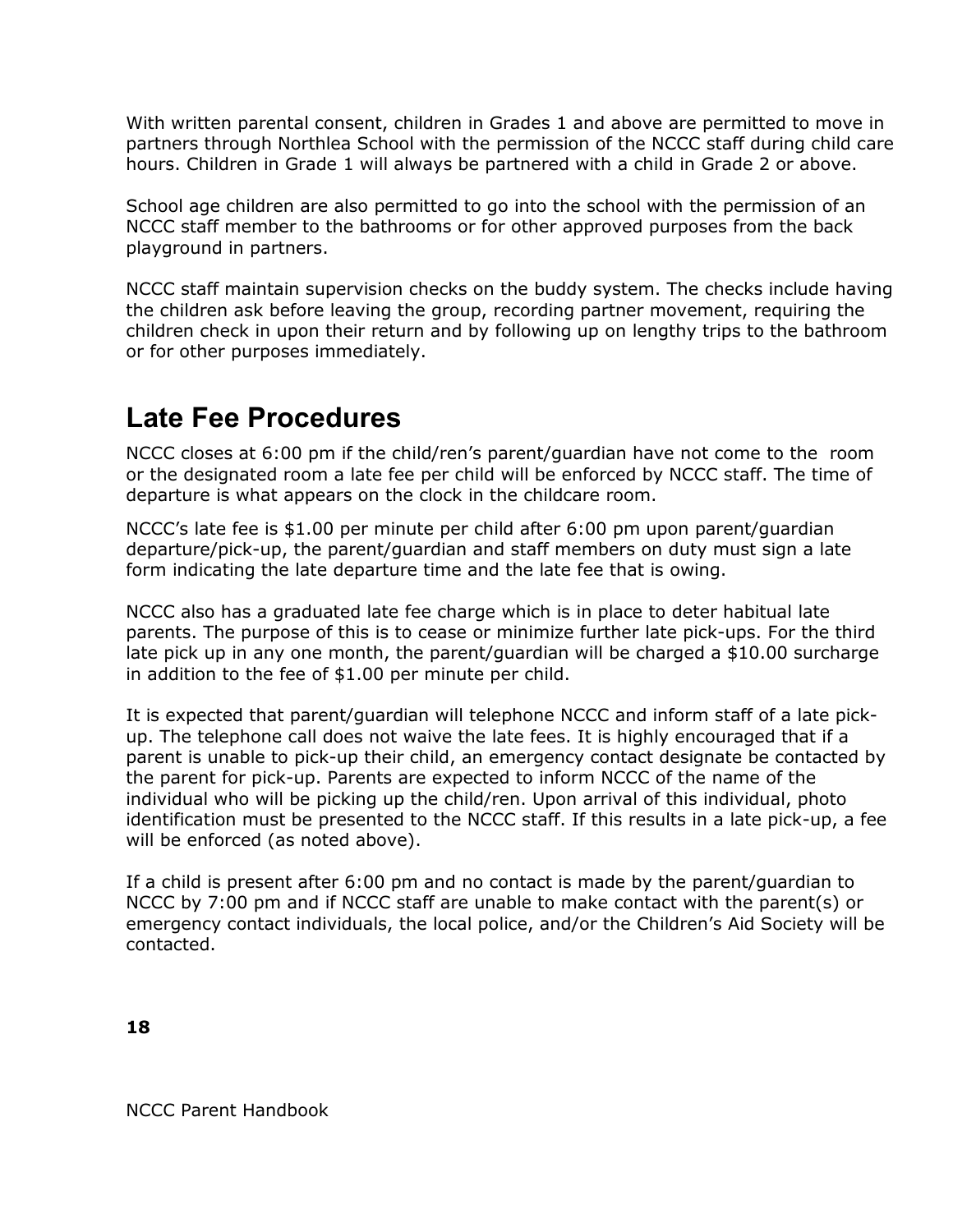With written parental consent, children in Grades 1 and above are permitted to move in partners through Northlea School with the permission of the NCCC staff during child care hours. Children in Grade 1 will always be partnered with a child in Grade 2 or above.

School age children are also permitted to go into the school with the permission of an NCCC staff member to the bathrooms or for other approved purposes from the back playground in partners.

NCCC staff maintain supervision checks on the buddy system. The checks include having the children ask before leaving the group, recording partner movement, requiring the children check in upon their return and by following up on lengthy trips to the bathroom or for other purposes immediately.

## Late Fee Procedures

NCCC closes at 6:00 pm if the child/ren's parent/guardian have not come to the room or the designated room a late fee per child will be enforced by NCCC staff. The time of departure is what appears on the clock in the childcare room.

NCCC's late fee is $1.00 per minute per child after 6:00 pm upon parent/guardian departure/pick-up, the parent/guardian and staff members on duty must sign a late form indicating the late departure time and the late fee that is owing.

NCCC also has a graduated late fee charge which is in place to deter habitual late parents. The purpose of this is to cease or minimize further late pick-ups. For the third late pick up in any one month, the parent/guardian will be charged a $10.00 surcharge in addition to the fee of $1.00 per minute per child.

It is expected that parent/guardian will telephone NCCC and inform staff of a late pick-up. The telephone call does not waive the late fees. It is highly encouraged that if a parent is unable to pick-up their child, an emergency contact designate be contacted by the parent for pick-up. Parents are expected to inform NCCC of the name of the individual who will be picking up the child/ren. Upon arrival of this individual, photo identification must be presented to the NCCC staff. If this results in a late pick-up, a fee will be enforced (as noted above).

If a child is present after 6:00 pm and no contact is made by the parent/guardian to NCCC by 7:00 pm and if NCCC staff are unable to make contact with the parent(s) or emergency contact individuals, the local police, and/or the Children's Aid Society will be contacted.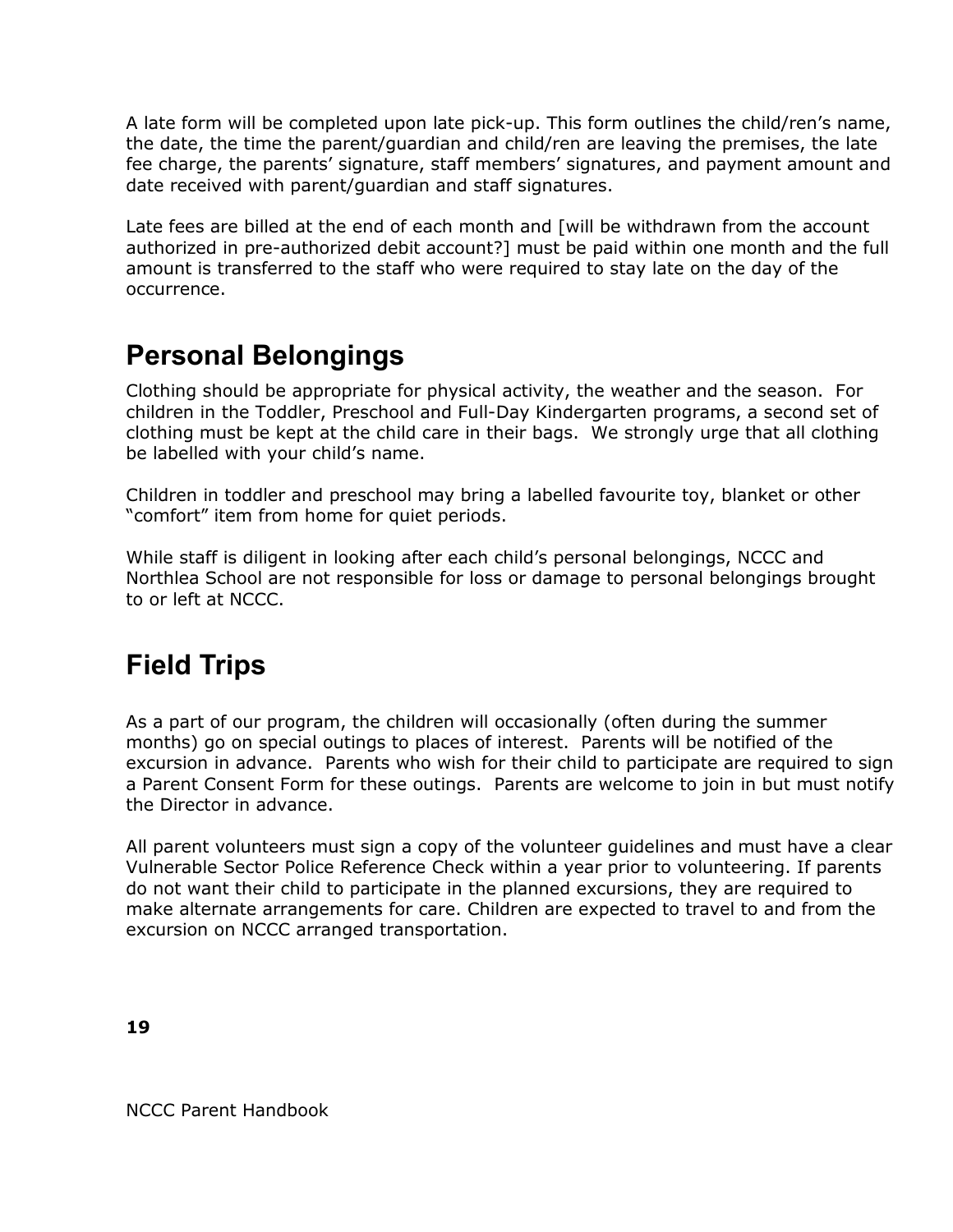A late form will be completed upon late pick-up. This form outlines the child/ren's name, the date, the time the parent/guardian and child/ren are leaving the premises, the late fee charge, the parents' signature, staff members' signatures, and payment amount and date received with parent/guardian and staff signatures.

Late fees are billed at the end of each month and [will be withdrawn from the account authorized in pre-authorized debit account?] must be paid within one month and the full amount is transferred to the staff who were required to stay late on the day of the occurrence.

## Personal Belongings

Clothing should be appropriate for physical activity, the weather and the season. For children in the Toddler, Preschool and Full-Day Kindergarten programs, a second set of clothing must be kept at the child care in their bags. We strongly urge that all clothing be labelled with your child's name.

Children in toddler and preschool may bring a labelled favourite toy, blanket or other "comfort" item from home for quiet periods.

While staff is diligent in looking after each child's personal belongings, NCCC and Northlea School are not responsible for loss or damage to personal belongings brought to or left at NCCC.

## Field Trips

As a part of our program, the children will occasionally (often during the summer months) go on special outings to places of interest. Parents will be notified of the excursion in advance. Parents who wish for their child to participate are required to sign a Parent Consent Form for these outings. Parents are welcome to join in but must notify the Director in advance.

All parent volunteers must sign a copy of the volunteer guidelines and must have a clear Vulnerable Sector Police Reference Check within a year prior to volunteering. If parents do not want their child to participate in the planned excursions, they are required to make alternate arrangements for care. Children are expected to travel to and from the excursion on NCCC arranged transportation.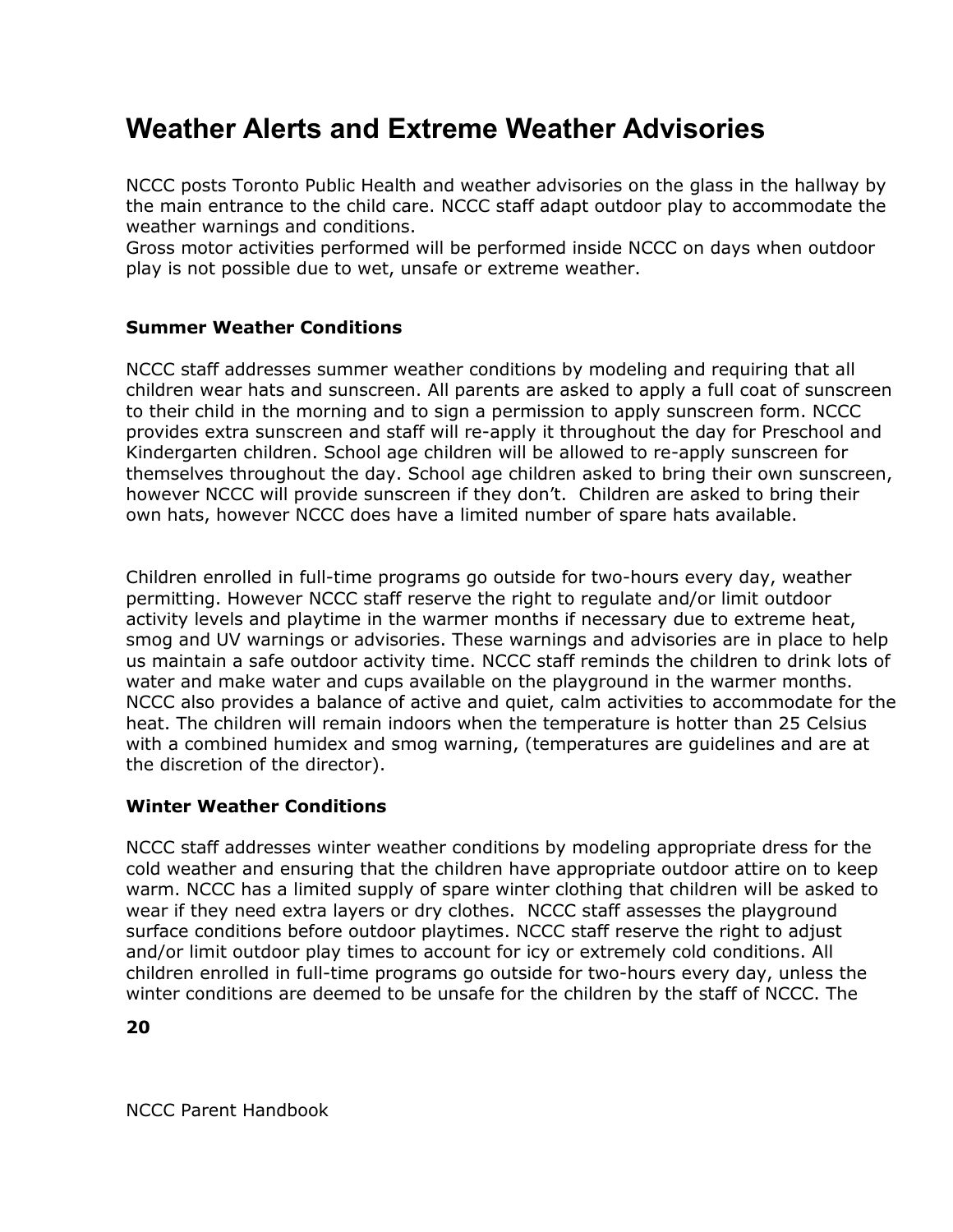# Weather Alerts and Extreme Weather Advisories

NCCC posts Toronto Public Health and weather advisories on the glass in the hallway by the main entrance to the child care. NCCC staff adapt outdoor play to accommodate the weather warnings and conditions.
Gross motor activities performed will be performed inside NCCC on days when outdoor play is not possible due to wet, unsafe or extreme weather.

### Summer Weather Conditions

NCCC staff addresses summer weather conditions by modeling and requiring that all children wear hats and sunscreen. All parents are asked to apply a full coat of sunscreen to their child in the morning and to sign a permission to apply sunscreen form. NCCC provides extra sunscreen and staff will re-apply it throughout the day for Preschool and Kindergarten children. School age children will be allowed to re-apply sunscreen for themselves throughout the day. School age children asked to bring their own sunscreen, however NCCC will provide sunscreen if they don't. Children are asked to bring their own hats, however NCCC does have a limited number of spare hats available.

Children enrolled in full-time programs go outside for two-hours every day, weather permitting. However NCCC staff reserve the right to regulate and/or limit outdoor activity levels and playtime in the warmer months if necessary due to extreme heat, smog and UV warnings or advisories. These warnings and advisories are in place to help us maintain a safe outdoor activity time. NCCC staff reminds the children to drink lots of water and make water and cups available on the playground in the warmer months. NCCC also provides a balance of active and quiet, calm activities to accommodate for the heat. The children will remain indoors when the temperature is hotter than 25 Celsius with a combined humidex and smog warning, (temperatures are guidelines and are at the discretion of the director).

### Winter Weather Conditions

NCCC staff addresses winter weather conditions by modeling appropriate dress for the cold weather and ensuring that the children have appropriate outdoor attire on to keep warm. NCCC has a limited supply of spare winter clothing that children will be asked to wear if they need extra layers or dry clothes. NCCC staff assesses the playground surface conditions before outdoor playtimes. NCCC staff reserve the right to adjust and/or limit outdoor play times to account for icy or extremely cold conditions. All children enrolled in full-time programs go outside for two-hours every day, unless the winter conditions are deemed to be unsafe for the children by the staff of NCCC. The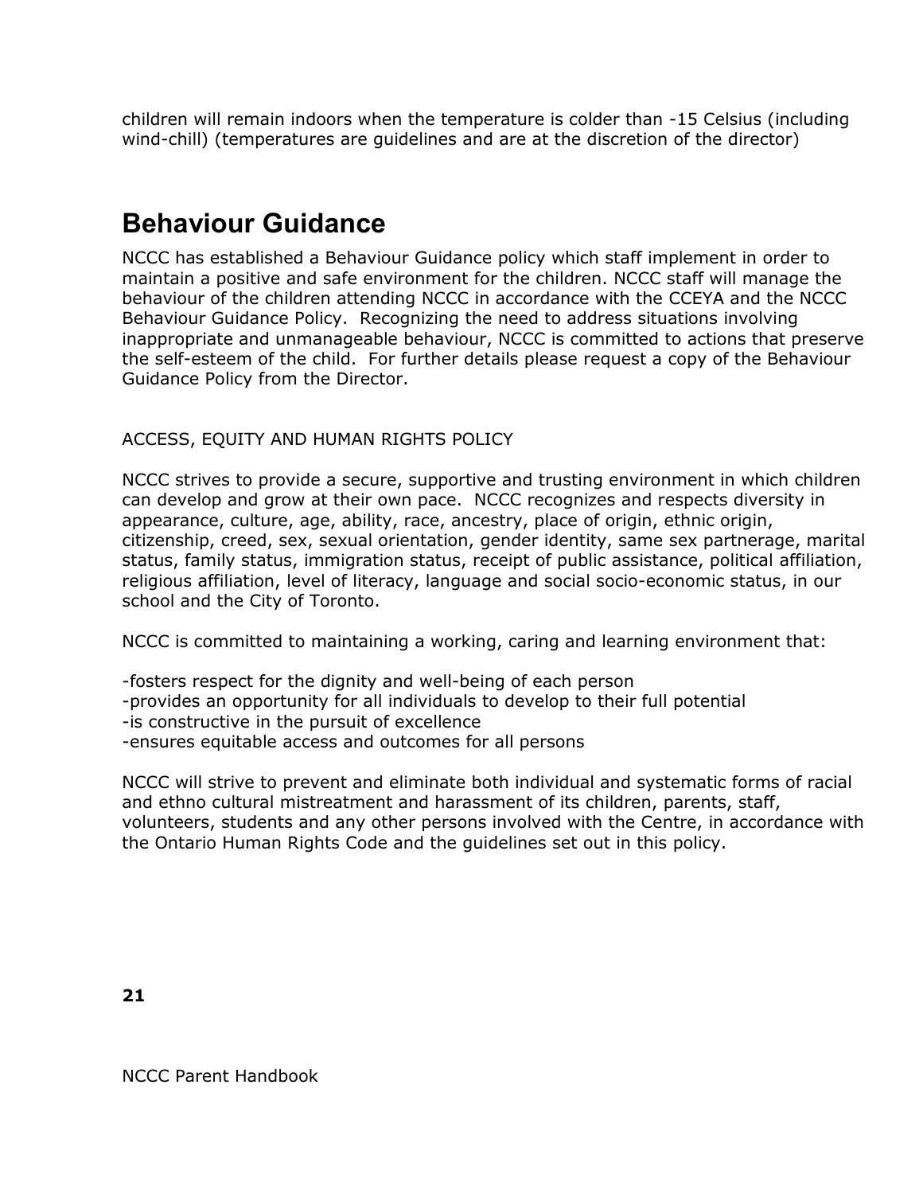children will remain indoors when the temperature is colder than -15 Celsius (including wind-chill) (temperatures are guidelines and are at the discretion of the director)

# Behaviour Guidance

NCCC has established a Behaviour Guidance policy which staff implement in order to maintain a positive and safe environment for the children. NCCC staff will manage the behaviour of the children attending NCCC in accordance with the CCEYA and the NCCC Behaviour Guidance Policy. Recognizing the need to address situations involving inappropriate and unmanageable behaviour, NCCC is committed to actions that preserve the self-esteem of the child. For further details please request a copy of the Behaviour Guidance Policy from the Director.

ACCESS, EQUITY AND HUMAN RIGHTS POLICY

NCCC strives to provide a secure, supportive and trusting environment in which children can develop and grow at their own pace. NCCC recognizes and respects diversity in appearance, culture, age, ability, race, ancestry, place of origin, ethnic origin, citizenship, creed, sex, sexual orientation, gender identity, same sex partnerage, marital status, family status, immigration status, receipt of public assistance, political affiliation, religious affiliation, level of literacy, language and social socio-economic status, in our school and the City of Toronto.

NCCC is committed to maintaining a working, caring and learning environment that:

-fosters respect for the dignity and well-being of each person
-provides an opportunity for all individuals to develop to their full potential
-is constructive in the pursuit of excellence
-ensures equitable access and outcomes for all persons

NCCC will strive to prevent and eliminate both individual and systematic forms of racial and ethno cultural mistreatment and harassment of its children, parents, staff, volunteers, students and any other persons involved with the Centre, in accordance with the Ontario Human Rights Code and the guidelines set out in this policy.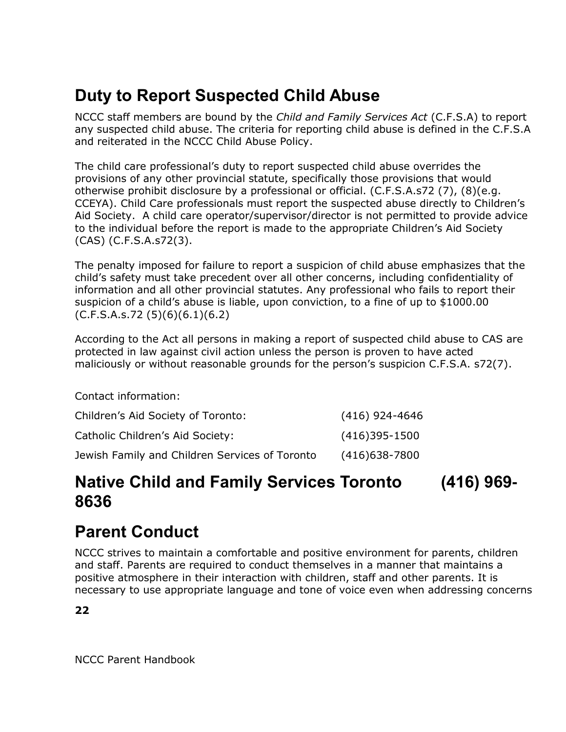## Duty to Report Suspected Child Abuse

NCCC staff members are bound by the *Child and Family Services Act* (C.F.S.A) to report any suspected child abuse. The criteria for reporting child abuse is defined in the C.F.S.A and reiterated in the NCCC Child Abuse Policy.

The child care professional's duty to report suspected child abuse overrides the provisions of any other provincial statute, specifically those provisions that would otherwise prohibit disclosure by a professional or official. (C.F.S.A.s72 (7), (8)(e.g. CCEYA). Child Care professionals must report the suspected abuse directly to Children's Aid Society. A child care operator/supervisor/director is not permitted to provide advice to the individual before the report is made to the appropriate Children's Aid Society (CAS) (C.F.S.A.s72(3).

The penalty imposed for failure to report a suspicion of child abuse emphasizes that the child's safety must take precedent over all other concerns, including confidentiality of information and all other provincial statutes. Any professional who fails to report their suspicion of a child's abuse is liable, upon conviction, to a fine of up to $1000.00 (C.F.S.A.s.72 (5)(6)(6.1)(6.2)

According to the Act all persons in making a report of suspected child abuse to CAS are protected in law against civil action unless the person is proven to have acted maliciously or without reasonable grounds for the person's suspicion C.F.S.A. s72(7).

Contact information:

| | |
|---|---|
| Children's Aid Society of Toronto: | (416) 924-4646 |
| Catholic Children's Aid Society: | (416)395-1500 |
| Jewish Family and Children Services of Toronto | (416)638-7800 |

## Native Child and Family Services Toronto (416) 969-8636

## Parent Conduct

NCCC strives to maintain a comfortable and positive environment for parents, children and staff. Parents are required to conduct themselves in a manner that maintains a positive atmosphere in their interaction with children, staff and other parents. It is necessary to use appropriate language and tone of voice even when addressing concerns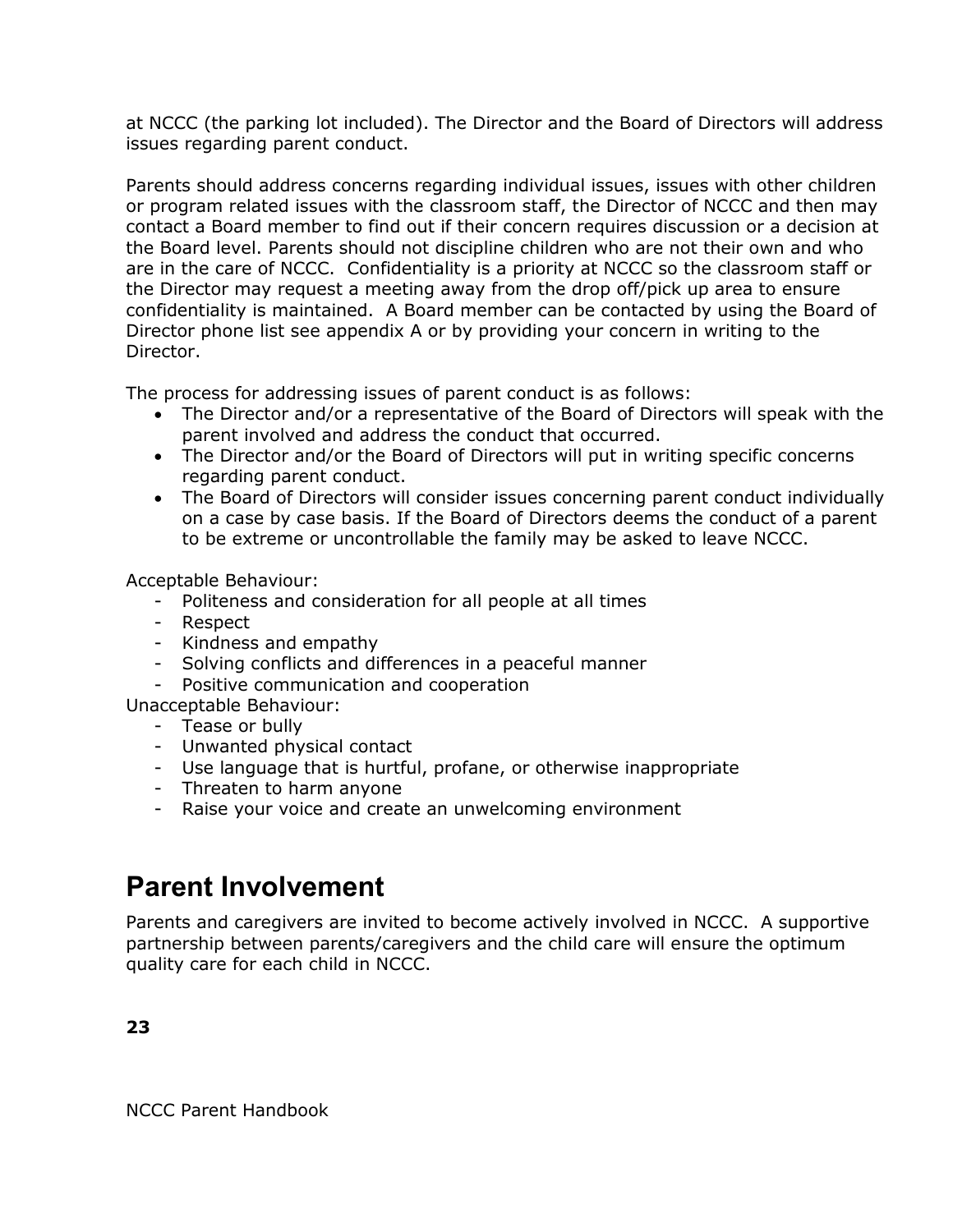at NCCC (the parking lot included). The Director and the Board of Directors will address issues regarding parent conduct.

Parents should address concerns regarding individual issues, issues with other children or program related issues with the classroom staff, the Director of NCCC and then may contact a Board member to find out if their concern requires discussion or a decision at the Board level. Parents should not discipline children who are not their own and who are in the care of NCCC. Confidentiality is a priority at NCCC so the classroom staff or the Director may request a meeting away from the drop off/pick up area to ensure confidentiality is maintained. A Board member can be contacted by using the Board of Director phone list see appendix A or by providing your concern in writing to the Director.

The process for addressing issues of parent conduct is as follows:

- The Director and/or a representative of the Board of Directors will speak with the parent involved and address the conduct that occurred.
- The Director and/or the Board of Directors will put in writing specific concerns regarding parent conduct.
- The Board of Directors will consider issues concerning parent conduct individually on a case by case basis. If the Board of Directors deems the conduct of a parent to be extreme or uncontrollable the family may be asked to leave NCCC.

Acceptable Behaviour:

- Politeness and consideration for all people at all times
- Respect
- Kindness and empathy
- Solving conflicts and differences in a peaceful manner
- Positive communication and cooperation

Unacceptable Behaviour:

- Tease or bully
- Unwanted physical contact
- Use language that is hurtful, profane, or otherwise inappropriate
- Threaten to harm anyone
- Raise your voice and create an unwelcoming environment

# Parent Involvement

Parents and caregivers are invited to become actively involved in NCCC. A supportive partnership between parents/caregivers and the child care will ensure the optimum quality care for each child in NCCC.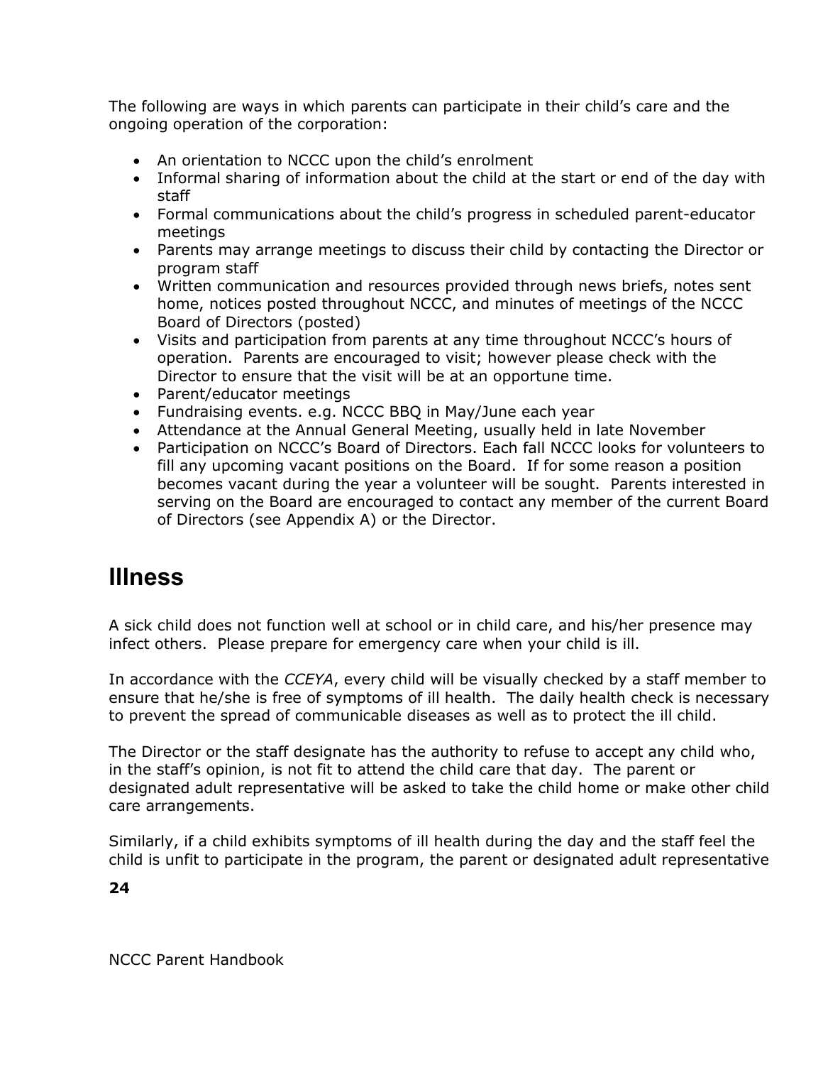The following are ways in which parents can participate in their child's care and the ongoing operation of the corporation:

- An orientation to NCCC upon the child's enrolment
- Informal sharing of information about the child at the start or end of the day with staff
- Formal communications about the child's progress in scheduled parent-educator meetings
- Parents may arrange meetings to discuss their child by contacting the Director or program staff
- Written communication and resources provided through news briefs, notes sent home, notices posted throughout NCCC, and minutes of meetings of the NCCC Board of Directors (posted)
- Visits and participation from parents at any time throughout NCCC's hours of operation. Parents are encouraged to visit; however please check with the Director to ensure that the visit will be at an opportune time.
- Parent/educator meetings
- Fundraising events. e.g. NCCC BBQ in May/June each year
- Attendance at the Annual General Meeting, usually held in late November
- Participation on NCCC's Board of Directors. Each fall NCCC looks for volunteers to fill any upcoming vacant positions on the Board. If for some reason a position becomes vacant during the year a volunteer will be sought. Parents interested in serving on the Board are encouraged to contact any member of the current Board of Directors (see Appendix A) or the Director.

## Illness

A sick child does not function well at school or in child care, and his/her presence may infect others. Please prepare for emergency care when your child is ill.

In accordance with the *CCEYA*, every child will be visually checked by a staff member to ensure that he/she is free of symptoms of ill health. The daily health check is necessary to prevent the spread of communicable diseases as well as to protect the ill child.

The Director or the staff designate has the authority to refuse to accept any child who, in the staff's opinion, is not fit to attend the child care that day. The parent or designated adult representative will be asked to take the child home or make other child care arrangements.

Similarly, if a child exhibits symptoms of ill health during the day and the staff feel the child is unfit to participate in the program, the parent or designated adult representative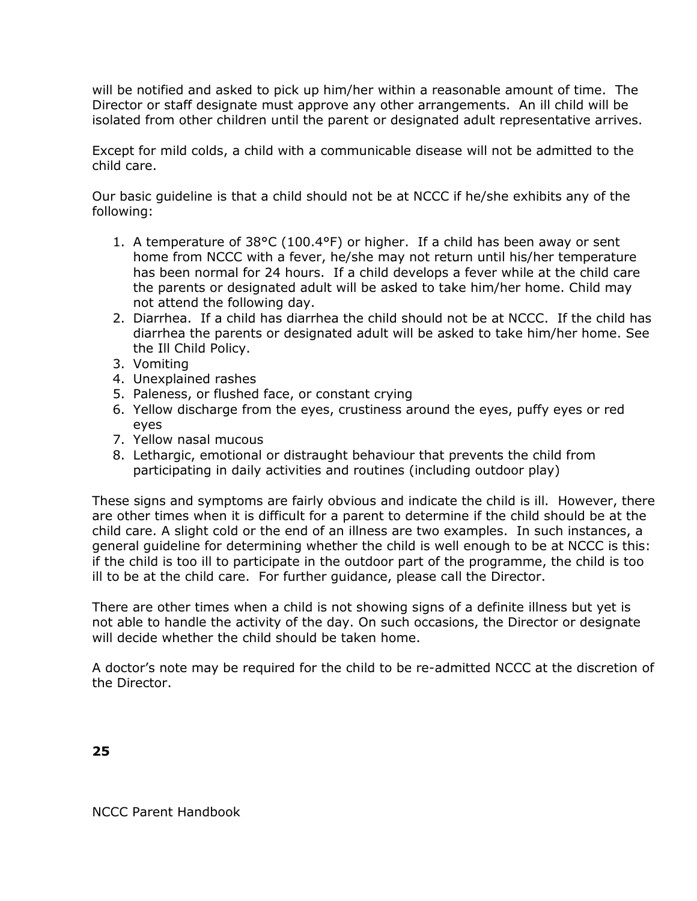will be notified and asked to pick up him/her within a reasonable amount of time. The Director or staff designate must approve any other arrangements. An ill child will be isolated from other children until the parent or designated adult representative arrives.

Except for mild colds, a child with a communicable disease will not be admitted to the child care.

Our basic guideline is that a child should not be at NCCC if he/she exhibits any of the following:

1. A temperature of 38°C (100.4°F) or higher. If a child has been away or sent home from NCCC with a fever, he/she may not return until his/her temperature has been normal for 24 hours. If a child develops a fever while at the child care the parents or designated adult will be asked to take him/her home. Child may not attend the following day.
2. Diarrhea. If a child has diarrhea the child should not be at NCCC. If the child has diarrhea the parents or designated adult will be asked to take him/her home. See the Ill Child Policy.
3. Vomiting
4. Unexplained rashes
5. Paleness, or flushed face, or constant crying
6. Yellow discharge from the eyes, crustiness around the eyes, puffy eyes or red eyes
7. Yellow nasal mucous
8. Lethargic, emotional or distraught behaviour that prevents the child from participating in daily activities and routines (including outdoor play)

These signs and symptoms are fairly obvious and indicate the child is ill. However, there are other times when it is difficult for a parent to determine if the child should be at the child care. A slight cold or the end of an illness are two examples. In such instances, a general guideline for determining whether the child is well enough to be at NCCC is this: if the child is too ill to participate in the outdoor part of the programme, the child is too ill to be at the child care. For further guidance, please call the Director.

There are other times when a child is not showing signs of a definite illness but yet is not able to handle the activity of the day. On such occasions, the Director or designate will decide whether the child should be taken home.

A doctor's note may be required for the child to be re-admitted NCCC at the discretion of the Director.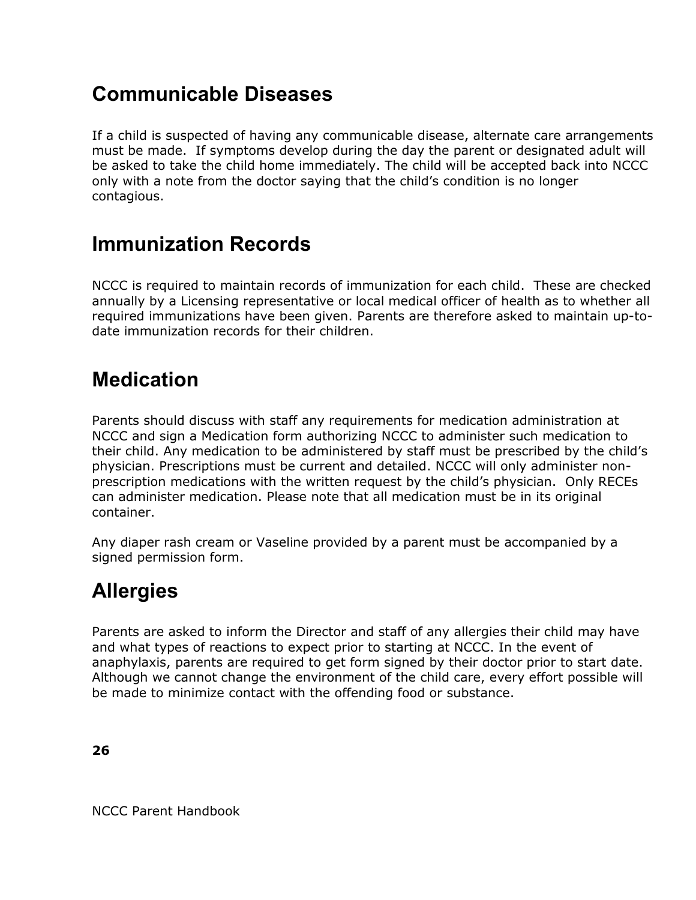## Communicable Diseases

If a child is suspected of having any communicable disease, alternate care arrangements must be made. If symptoms develop during the day the parent or designated adult will be asked to take the child home immediately. The child will be accepted back into NCCC only with a note from the doctor saying that the child's condition is no longer contagious.

## Immunization Records

NCCC is required to maintain records of immunization for each child. These are checked annually by a Licensing representative or local medical officer of health as to whether all required immunizations have been given. Parents are therefore asked to maintain up-to-date immunization records for their children.

## Medication

Parents should discuss with staff any requirements for medication administration at NCCC and sign a Medication form authorizing NCCC to administer such medication to their child. Any medication to be administered by staff must be prescribed by the child's physician. Prescriptions must be current and detailed. NCCC will only administer non-prescription medications with the written request by the child's physician. Only RECEs can administer medication. Please note that all medication must be in its original container.

Any diaper rash cream or Vaseline provided by a parent must be accompanied by a signed permission form.

## Allergies

Parents are asked to inform the Director and staff of any allergies their child may have and what types of reactions to expect prior to starting at NCCC. In the event of anaphylaxis, parents are required to get form signed by their doctor prior to start date. Although we cannot change the environment of the child care, every effort possible will be made to minimize contact with the offending food or substance.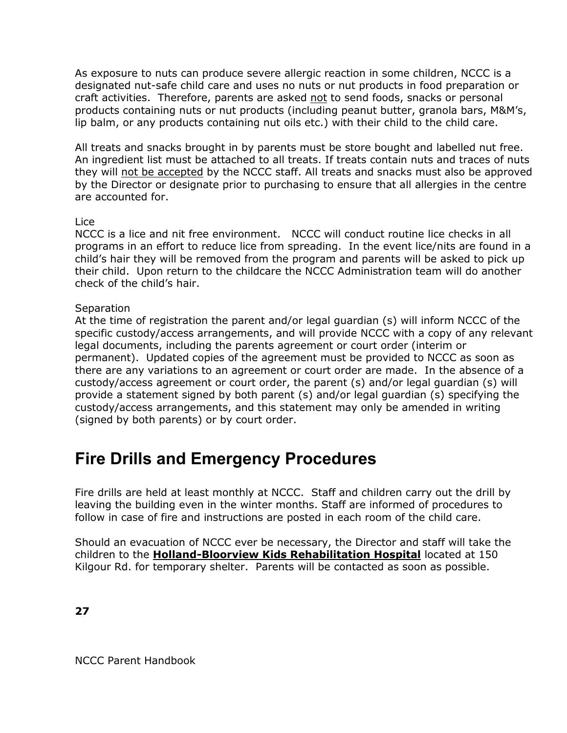As exposure to nuts can produce severe allergic reaction in some children, NCCC is a designated nut-safe child care and uses no nuts or nut products in food preparation or craft activities.  Therefore, parents are asked <u>not</u> to send foods, snacks or personal products containing nuts or nut products (including peanut butter, granola bars, M&M's, lip balm, or any products containing nut oils etc.) with their child to the child care.

All treats and snacks brought in by parents must be store bought and labelled nut free. An ingredient list must be attached to all treats. If treats contain nuts and traces of nuts they will <u>not be accepted</u> by the NCCC staff. All treats and snacks must also be approved by the Director or designate prior to purchasing to ensure that all allergies in the centre are accounted for.

Lice
NCCC is a lice and nit free environment.   NCCC will conduct routine lice checks in all programs in an effort to reduce lice from spreading.  In the event lice/nits are found in a child's hair they will be removed from the program and parents will be asked to pick up their child.  Upon return to the childcare the NCCC Administration team will do another check of the child's hair.

Separation
At the time of registration the parent and/or legal guardian (s) will inform NCCC of the specific custody/access arrangements, and will provide NCCC with a copy of any relevant legal documents, including the parents agreement or court order (interim or permanent).  Updated copies of the agreement must be provided to NCCC as soon as there are any variations to an agreement or court order are made.  In the absence of a custody/access agreement or court order, the parent (s) and/or legal guardian (s) will provide a statement signed by both parent (s) and/or legal guardian (s) specifying the custody/access arrangements, and this statement may only be amended in writing (signed by both parents) or by court order.

## Fire Drills and Emergency Procedures

Fire drills are held at least monthly at NCCC.  Staff and children carry out the drill by leaving the building even in the winter months. Staff are informed of procedures to follow in case of fire and instructions are posted in each room of the child care.

Should an evacuation of NCCC ever be necessary, the Director and staff will take the children to the **<u>Holland-Bloorview Kids Rehabilitation Hospital</u>** located at 150 Kilgour Rd. for temporary shelter.  Parents will be contacted as soon as possible.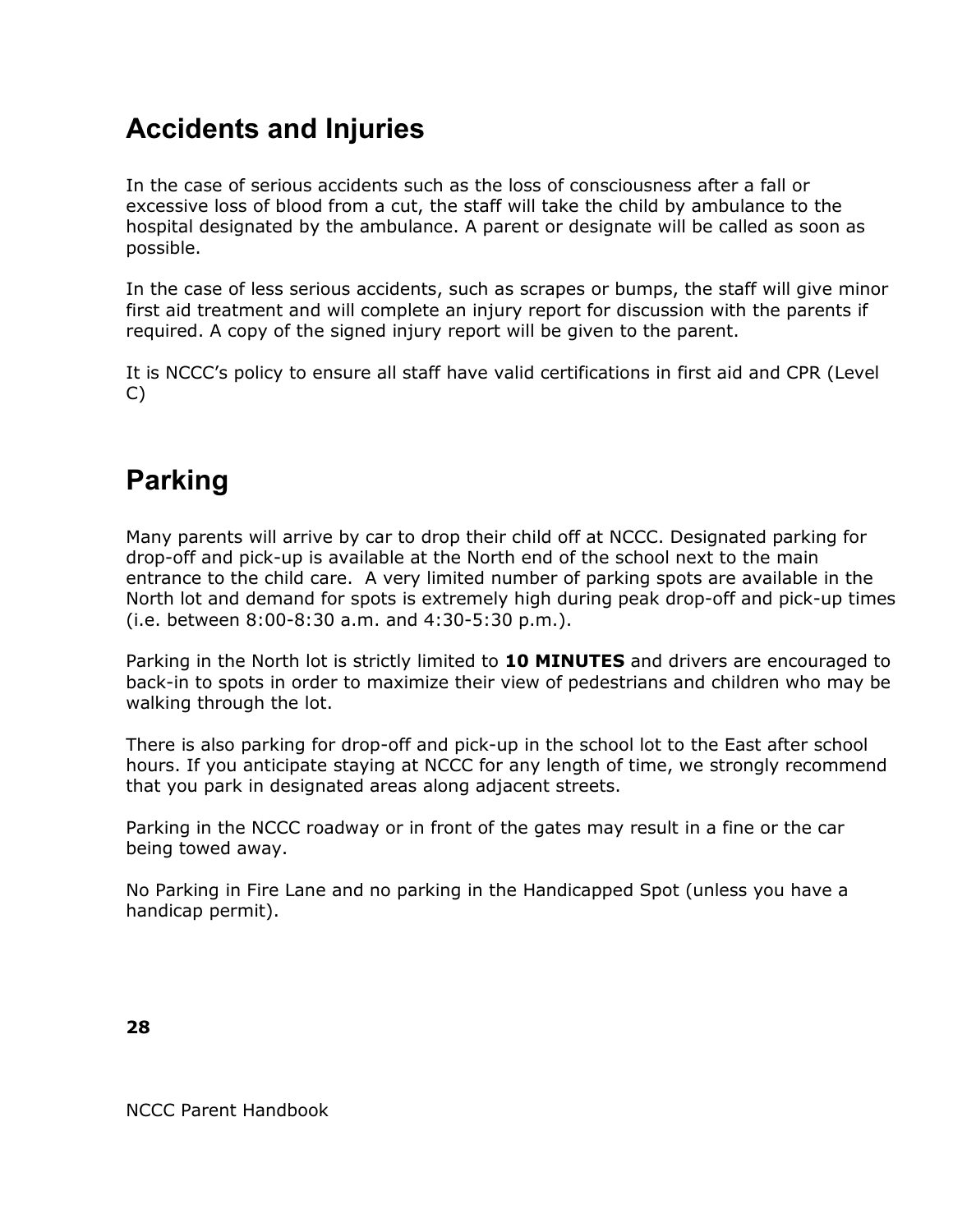## Accidents and Injuries

In the case of serious accidents such as the loss of consciousness after a fall or excessive loss of blood from a cut, the staff will take the child by ambulance to the hospital designated by the ambulance. A parent or designate will be called as soon as possible.

In the case of less serious accidents, such as scrapes or bumps, the staff will give minor first aid treatment and will complete an injury report for discussion with the parents if required. A copy of the signed injury report will be given to the parent.

It is NCCC's policy to ensure all staff have valid certifications in first aid and CPR (Level C)

## Parking

Many parents will arrive by car to drop their child off at NCCC. Designated parking for drop-off and pick-up is available at the North end of the school next to the main entrance to the child care. A very limited number of parking spots are available in the North lot and demand for spots is extremely high during peak drop-off and pick-up times (i.e. between 8:00-8:30 a.m. and 4:30-5:30 p.m.).

Parking in the North lot is strictly limited to **10 MINUTES** and drivers are encouraged to back-in to spots in order to maximize their view of pedestrians and children who may be walking through the lot.

There is also parking for drop-off and pick-up in the school lot to the East after school hours. If you anticipate staying at NCCC for any length of time, we strongly recommend that you park in designated areas along adjacent streets.

Parking in the NCCC roadway or in front of the gates may result in a fine or the car being towed away.

No Parking in Fire Lane and no parking in the Handicapped Spot (unless you have a handicap permit).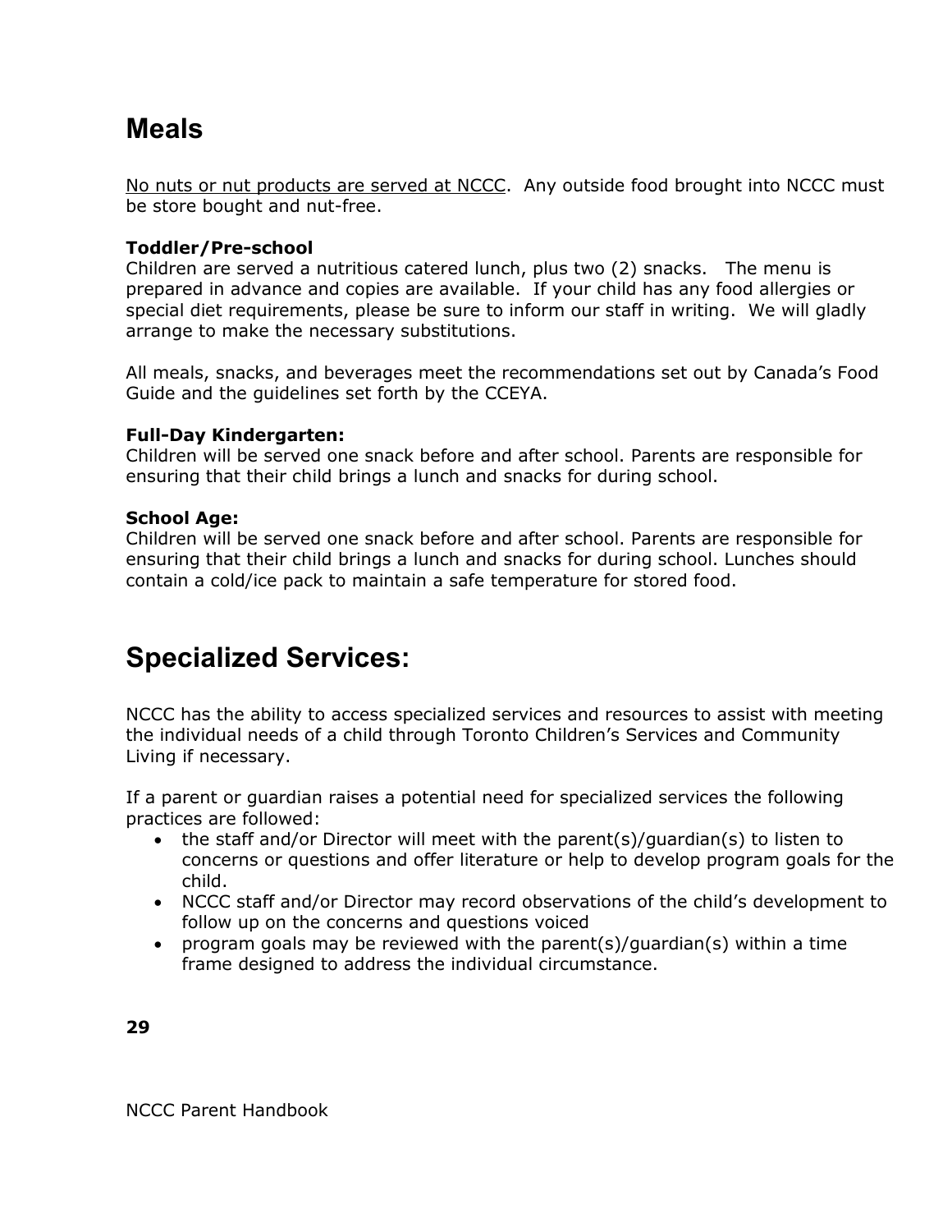# Meals

<u>No nuts or nut products are served at NCCC</u>. Any outside food brought into NCCC must be store bought and nut-free.

**Toddler/Pre-school**
Children are served a nutritious catered lunch, plus two (2) snacks. The menu is prepared in advance and copies are available. If your child has any food allergies or special diet requirements, please be sure to inform our staff in writing. We will gladly arrange to make the necessary substitutions.

All meals, snacks, and beverages meet the recommendations set out by Canada's Food Guide and the guidelines set forth by the CCEYA.

**Full-Day Kindergarten:**
Children will be served one snack before and after school. Parents are responsible for ensuring that their child brings a lunch and snacks for during school.

**School Age:**
Children will be served one snack before and after school. Parents are responsible for ensuring that their child brings a lunch and snacks for during school. Lunches should contain a cold/ice pack to maintain a safe temperature for stored food.

# Specialized Services:

NCCC has the ability to access specialized services and resources to assist with meeting the individual needs of a child through Toronto Children's Services and Community Living if necessary.

If a parent or guardian raises a potential need for specialized services the following practices are followed:

- the staff and/or Director will meet with the parent(s)/guardian(s) to listen to concerns or questions and offer literature or help to develop program goals for the child.
- NCCC staff and/or Director may record observations of the child's development to follow up on the concerns and questions voiced
- program goals may be reviewed with the parent(s)/guardian(s) within a time frame designed to address the individual circumstance.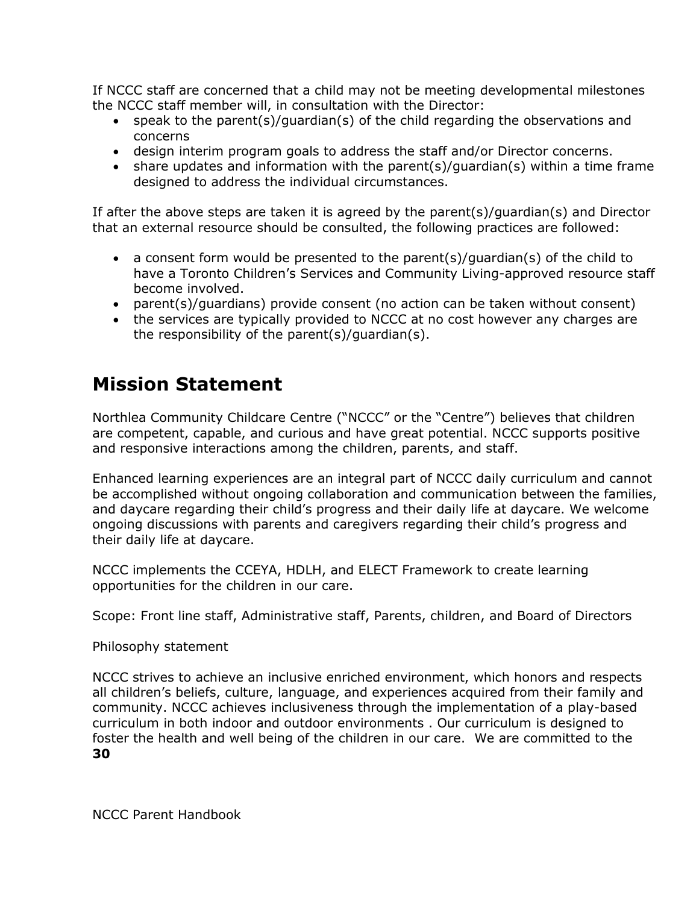If NCCC staff are concerned that a child may not be meeting developmental milestones the NCCC staff member will, in consultation with the Director:

- speak to the parent(s)/guardian(s) of the child regarding the observations and concerns
- design interim program goals to address the staff and/or Director concerns.
- share updates and information with the parent(s)/guardian(s) within a time frame designed to address the individual circumstances.

If after the above steps are taken it is agreed by the parent(s)/guardian(s) and Director that an external resource should be consulted, the following practices are followed:

- a consent form would be presented to the parent(s)/guardian(s) of the child to have a Toronto Children's Services and Community Living-approved resource staff become involved.
- parent(s)/guardians) provide consent (no action can be taken without consent)
- the services are typically provided to NCCC at no cost however any charges are the responsibility of the parent(s)/guardian(s).

# Mission Statement

Northlea Community Childcare Centre ("NCCC" or the "Centre") believes that children are competent, capable, and curious and have great potential. NCCC supports positive and responsive interactions among the children, parents, and staff.

Enhanced learning experiences are an integral part of NCCC daily curriculum and cannot be accomplished without ongoing collaboration and communication between the families, and daycare regarding their child's progress and their daily life at daycare. We welcome ongoing discussions with parents and caregivers regarding their child's progress and their daily life at daycare.

NCCC implements the CCEYA, HDLH, and ELECT Framework to create learning opportunities for the children in our care.

Scope: Front line staff, Administrative staff, Parents, children, and Board of Directors

Philosophy statement

NCCC strives to achieve an inclusive enriched environment, which honors and respects all children's beliefs, culture, language, and experiences acquired from their family and community. NCCC achieves inclusiveness through the implementation of a play-based curriculum in both indoor and outdoor environments . Our curriculum is designed to foster the health and well being of the children in our care. We are committed to the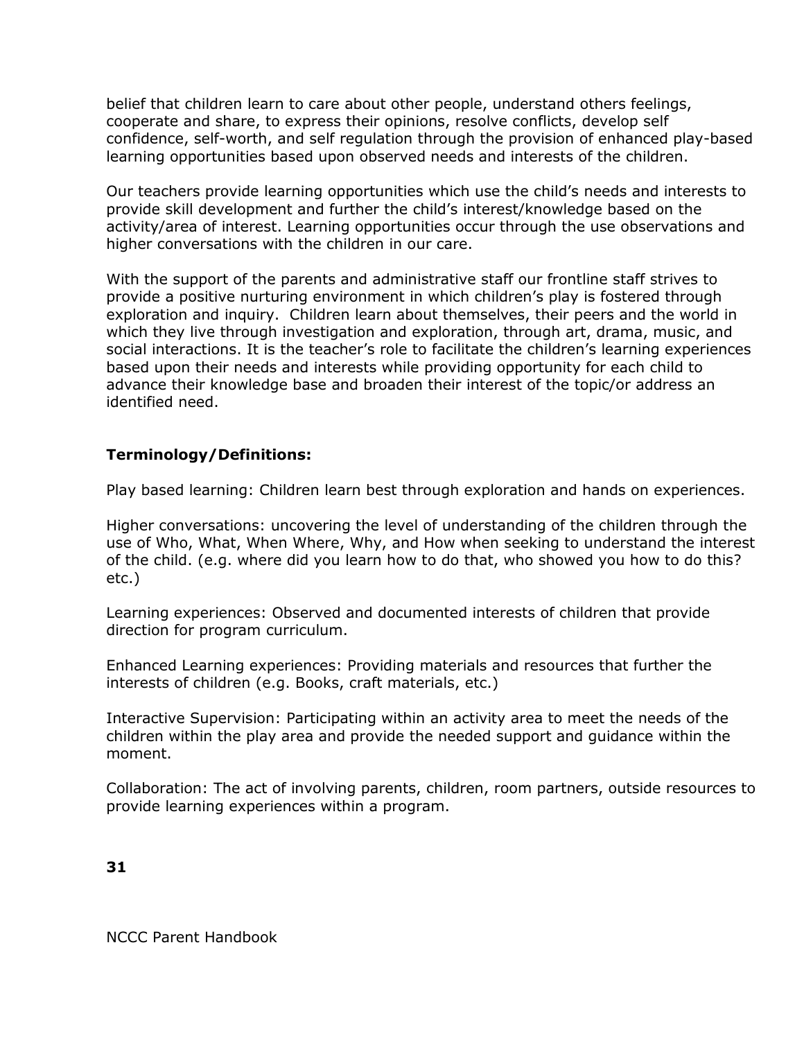belief that children learn to care about other people, understand others feelings, cooperate and share, to express their opinions, resolve conflicts, develop self confidence, self-worth, and self regulation through the provision of enhanced play-based learning opportunities based upon observed needs and interests of the children.

Our teachers provide learning opportunities which use the child's needs and interests to provide skill development and further the child's interest/knowledge based on the activity/area of interest. Learning opportunities occur through the use observations and higher conversations with the children in our care.

With the support of the parents and administrative staff our frontline staff strives to provide a positive nurturing environment in which children's play is fostered through exploration and inquiry. Children learn about themselves, their peers and the world in which they live through investigation and exploration, through art, drama, music, and social interactions. It is the teacher's role to facilitate the children's learning experiences based upon their needs and interests while providing opportunity for each child to advance their knowledge base and broaden their interest of the topic/or address an identified need.

**Terminology/Definitions:**

Play based learning: Children learn best through exploration and hands on experiences.

Higher conversations: uncovering the level of understanding of the children through the use of Who, What, When Where, Why, and How when seeking to understand the interest of the child. (e.g. where did you learn how to do that, who showed you how to do this? etc.)

Learning experiences: Observed and documented interests of children that provide direction for program curriculum.

Enhanced Learning experiences: Providing materials and resources that further the interests of children (e.g. Books, craft materials, etc.)

Interactive Supervision: Participating within an activity area to meet the needs of the children within the play area and provide the needed support and guidance within the moment.

Collaboration: The act of involving parents, children, room partners, outside resources to provide learning experiences within a program.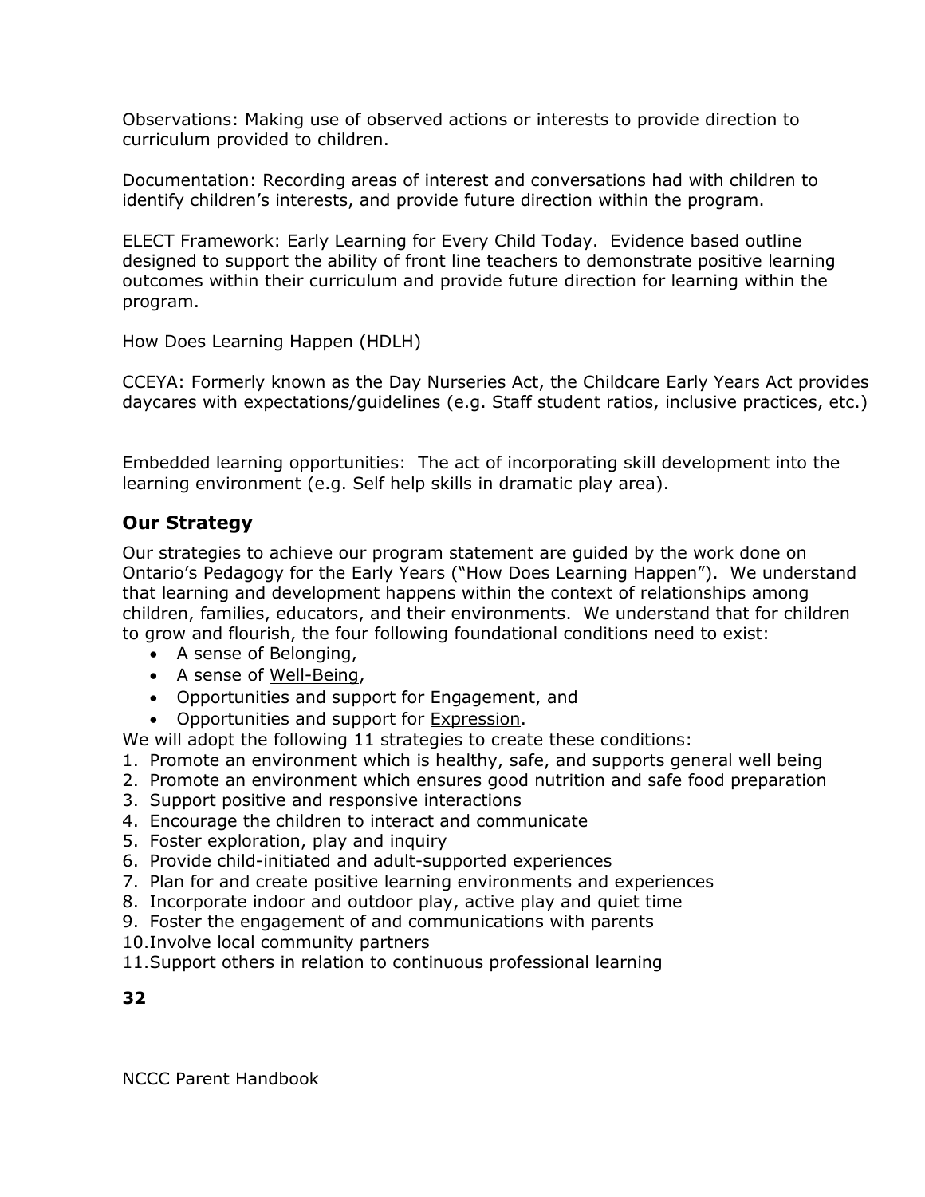Observations: Making use of observed actions or interests to provide direction to curriculum provided to children.

Documentation: Recording areas of interest and conversations had with children to identify children's interests, and provide future direction within the program.

ELECT Framework: Early Learning for Every Child Today. Evidence based outline designed to support the ability of front line teachers to demonstrate positive learning outcomes within their curriculum and provide future direction for learning within the program.

How Does Learning Happen (HDLH)

CCEYA: Formerly known as the Day Nurseries Act, the Childcare Early Years Act provides daycares with expectations/guidelines (e.g. Staff student ratios, inclusive practices, etc.)

Embedded learning opportunities: The act of incorporating skill development into the learning environment (e.g. Self help skills in dramatic play area).

## Our Strategy

Our strategies to achieve our program statement are guided by the work done on Ontario's Pedagogy for the Early Years ("How Does Learning Happen"). We understand that learning and development happens within the context of relationships among children, families, educators, and their environments. We understand that for children to grow and flourish, the four following foundational conditions need to exist:

- A sense of <u>Belonging</u>,
- A sense of <u>Well-Being</u>,
- Opportunities and support for <u>Engagement</u>, and
- Opportunities and support for <u>Expression</u>.

We will adopt the following 11 strategies to create these conditions:

1. Promote an environment which is healthy, safe, and supports general well being
2. Promote an environment which ensures good nutrition and safe food preparation
3. Support positive and responsive interactions
4. Encourage the children to interact and communicate
5. Foster exploration, play and inquiry
6. Provide child-initiated and adult-supported experiences
7. Plan for and create positive learning environments and experiences
8. Incorporate indoor and outdoor play, active play and quiet time
9. Foster the engagement of and communications with parents
10. Involve local community partners
11. Support others in relation to continuous professional learning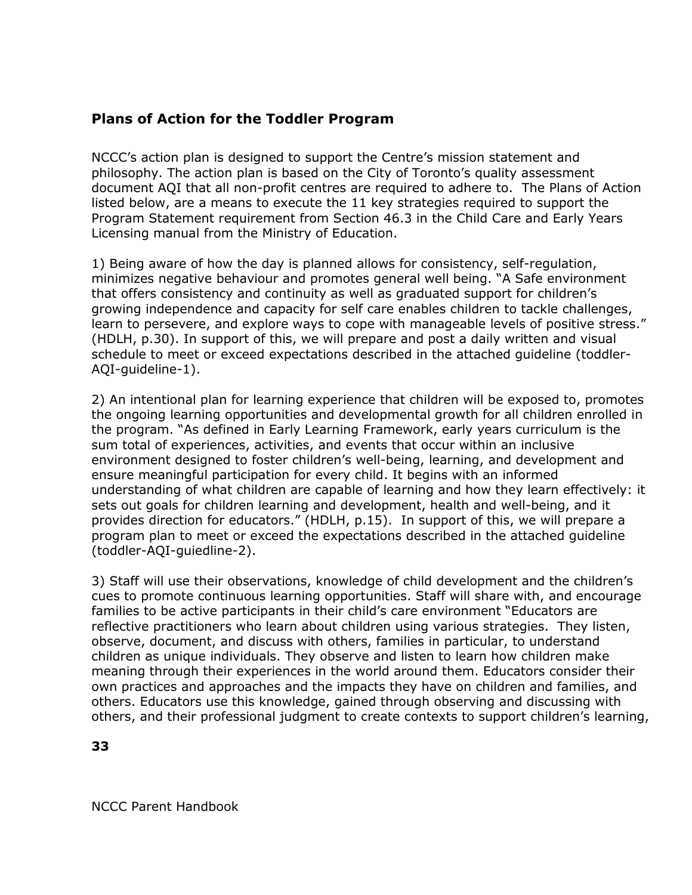## Plans of Action for the Toddler Program

NCCC's action plan is designed to support the Centre's mission statement and philosophy. The action plan is based on the City of Toronto's quality assessment document AQI that all non-profit centres are required to adhere to. The Plans of Action listed below, are a means to execute the 11 key strategies required to support the Program Statement requirement from Section 46.3 in the Child Care and Early Years Licensing manual from the Ministry of Education.

1) Being aware of how the day is planned allows for consistency, self-regulation, minimizes negative behaviour and promotes general well being. "A Safe environment that offers consistency and continuity as well as graduated support for children's growing independence and capacity for self care enables children to tackle challenges, learn to persevere, and explore ways to cope with manageable levels of positive stress." (HDLH, p.30). In support of this, we will prepare and post a daily written and visual schedule to meet or exceed expectations described in the attached guideline (toddler-AQI-guideline-1).

2) An intentional plan for learning experience that children will be exposed to, promotes the ongoing learning opportunities and developmental growth for all children enrolled in the program. "As defined in Early Learning Framework, early years curriculum is the sum total of experiences, activities, and events that occur within an inclusive environment designed to foster children's well-being, learning, and development and ensure meaningful participation for every child. It begins with an informed understanding of what children are capable of learning and how they learn effectively: it sets out goals for children learning and development, health and well-being, and it provides direction for educators." (HDLH, p.15). In support of this, we will prepare a program plan to meet or exceed the expectations described in the attached guideline (toddler-AQI-guiedline-2).

3) Staff will use their observations, knowledge of child development and the children's cues to promote continuous learning opportunities. Staff will share with, and encourage families to be active participants in their child's care environment "Educators are reflective practitioners who learn about children using various strategies. They listen, observe, document, and discuss with others, families in particular, to understand children as unique individuals. They observe and listen to learn how children make meaning through their experiences in the world around them. Educators consider their own practices and approaches and the impacts they have on children and families, and others. Educators use this knowledge, gained through observing and discussing with others, and their professional judgment to create contexts to support children's learning,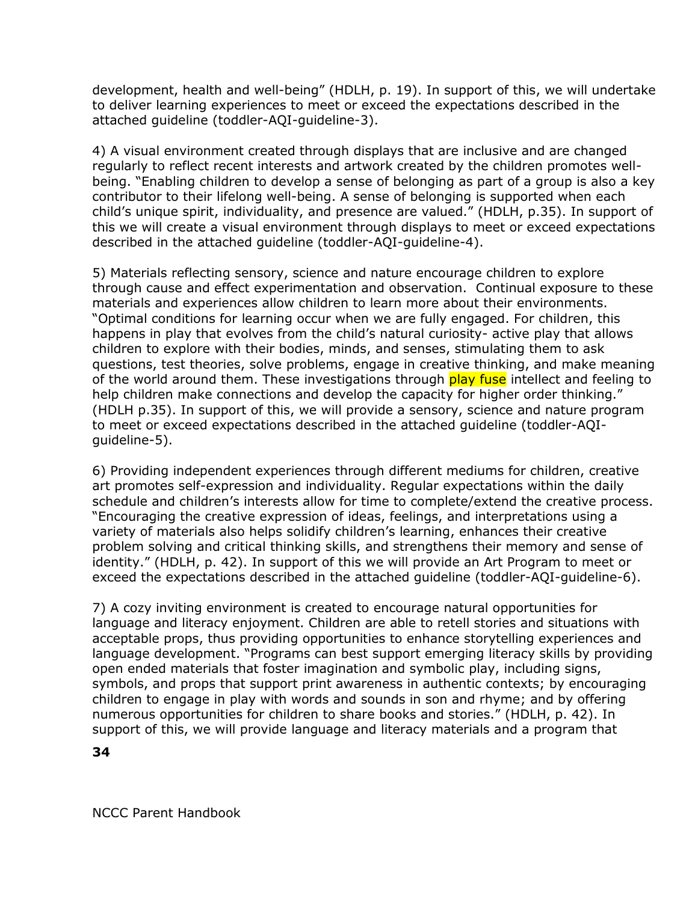development, health and well-being" (HDLH, p. 19). In support of this, we will undertake to deliver learning experiences to meet or exceed the expectations described in the attached guideline (toddler-AQI-guideline-3).

4) A visual environment created through displays that are inclusive and are changed regularly to reflect recent interests and artwork created by the children promotes well-being. "Enabling children to develop a sense of belonging as part of a group is also a key contributor to their lifelong well-being. A sense of belonging is supported when each child's unique spirit, individuality, and presence are valued." (HDLH, p.35). In support of this we will create a visual environment through displays to meet or exceed expectations described in the attached guideline (toddler-AQI-guideline-4).

5) Materials reflecting sensory, science and nature encourage children to explore through cause and effect experimentation and observation. Continual exposure to these materials and experiences allow children to learn more about their environments. "Optimal conditions for learning occur when we are fully engaged. For children, this happens in play that evolves from the child's natural curiosity- active play that allows children to explore with their bodies, minds, and senses, stimulating them to ask questions, test theories, solve problems, engage in creative thinking, and make meaning of the world around them. These investigations through play fuse intellect and feeling to help children make connections and develop the capacity for higher order thinking." (HDLH p.35). In support of this, we will provide a sensory, science and nature program to meet or exceed expectations described in the attached guideline (toddler-AQI-guideline-5).

6) Providing independent experiences through different mediums for children, creative art promotes self-expression and individuality. Regular expectations within the daily schedule and children's interests allow for time to complete/extend the creative process. "Encouraging the creative expression of ideas, feelings, and interpretations using a variety of materials also helps solidify children's learning, enhances their creative problem solving and critical thinking skills, and strengthens their memory and sense of identity." (HDLH, p. 42). In support of this we will provide an Art Program to meet or exceed the expectations described in the attached guideline (toddler-AQI-guideline-6).

7) A cozy inviting environment is created to encourage natural opportunities for language and literacy enjoyment. Children are able to retell stories and situations with acceptable props, thus providing opportunities to enhance storytelling experiences and language development. "Programs can best support emerging literacy skills by providing open ended materials that foster imagination and symbolic play, including signs, symbols, and props that support print awareness in authentic contexts; by encouraging children to engage in play with words and sounds in son and rhyme; and by offering numerous opportunities for children to share books and stories." (HDLH, p. 42). In support of this, we will provide language and literacy materials and a program that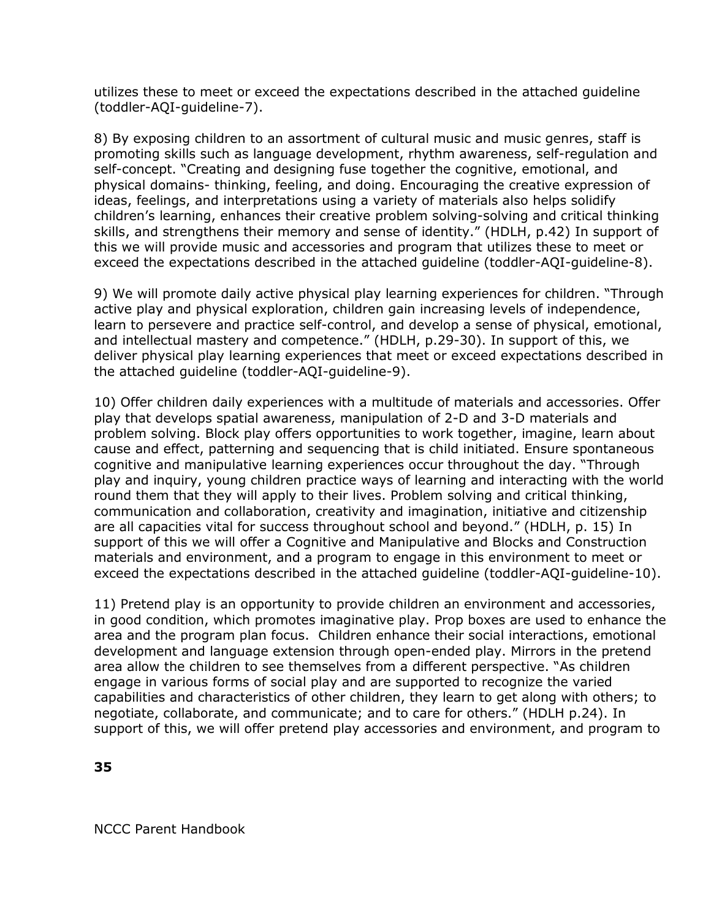utilizes these to meet or exceed the expectations described in the attached guideline (toddler-AQI-guideline-7).

8) By exposing children to an assortment of cultural music and music genres, staff is promoting skills such as language development, rhythm awareness, self-regulation and self-concept. "Creating and designing fuse together the cognitive, emotional, and physical domains- thinking, feeling, and doing. Encouraging the creative expression of ideas, feelings, and interpretations using a variety of materials also helps solidify children's learning, enhances their creative problem solving-solving and critical thinking skills, and strengthens their memory and sense of identity." (HDLH, p.42) In support of this we will provide music and accessories and program that utilizes these to meet or exceed the expectations described in the attached guideline (toddler-AQI-guideline-8).

9) We will promote daily active physical play learning experiences for children. "Through active play and physical exploration, children gain increasing levels of independence, learn to persevere and practice self-control, and develop a sense of physical, emotional, and intellectual mastery and competence." (HDLH, p.29-30). In support of this, we deliver physical play learning experiences that meet or exceed expectations described in the attached guideline (toddler-AQI-guideline-9).

10) Offer children daily experiences with a multitude of materials and accessories. Offer play that develops spatial awareness, manipulation of 2-D and 3-D materials and problem solving. Block play offers opportunities to work together, imagine, learn about cause and effect, patterning and sequencing that is child initiated. Ensure spontaneous cognitive and manipulative learning experiences occur throughout the day. "Through play and inquiry, young children practice ways of learning and interacting with the world round them that they will apply to their lives. Problem solving and critical thinking, communication and collaboration, creativity and imagination, initiative and citizenship are all capacities vital for success throughout school and beyond." (HDLH, p. 15) In support of this we will offer a Cognitive and Manipulative and Blocks and Construction materials and environment, and a program to engage in this environment to meet or exceed the expectations described in the attached guideline (toddler-AQI-guideline-10).

11) Pretend play is an opportunity to provide children an environment and accessories, in good condition, which promotes imaginative play. Prop boxes are used to enhance the area and the program plan focus. Children enhance their social interactions, emotional development and language extension through open-ended play. Mirrors in the pretend area allow the children to see themselves from a different perspective. "As children engage in various forms of social play and are supported to recognize the varied capabilities and characteristics of other children, they learn to get along with others; to negotiate, collaborate, and communicate; and to care for others." (HDLH p.24). In support of this, we will offer pretend play accessories and environment, and program to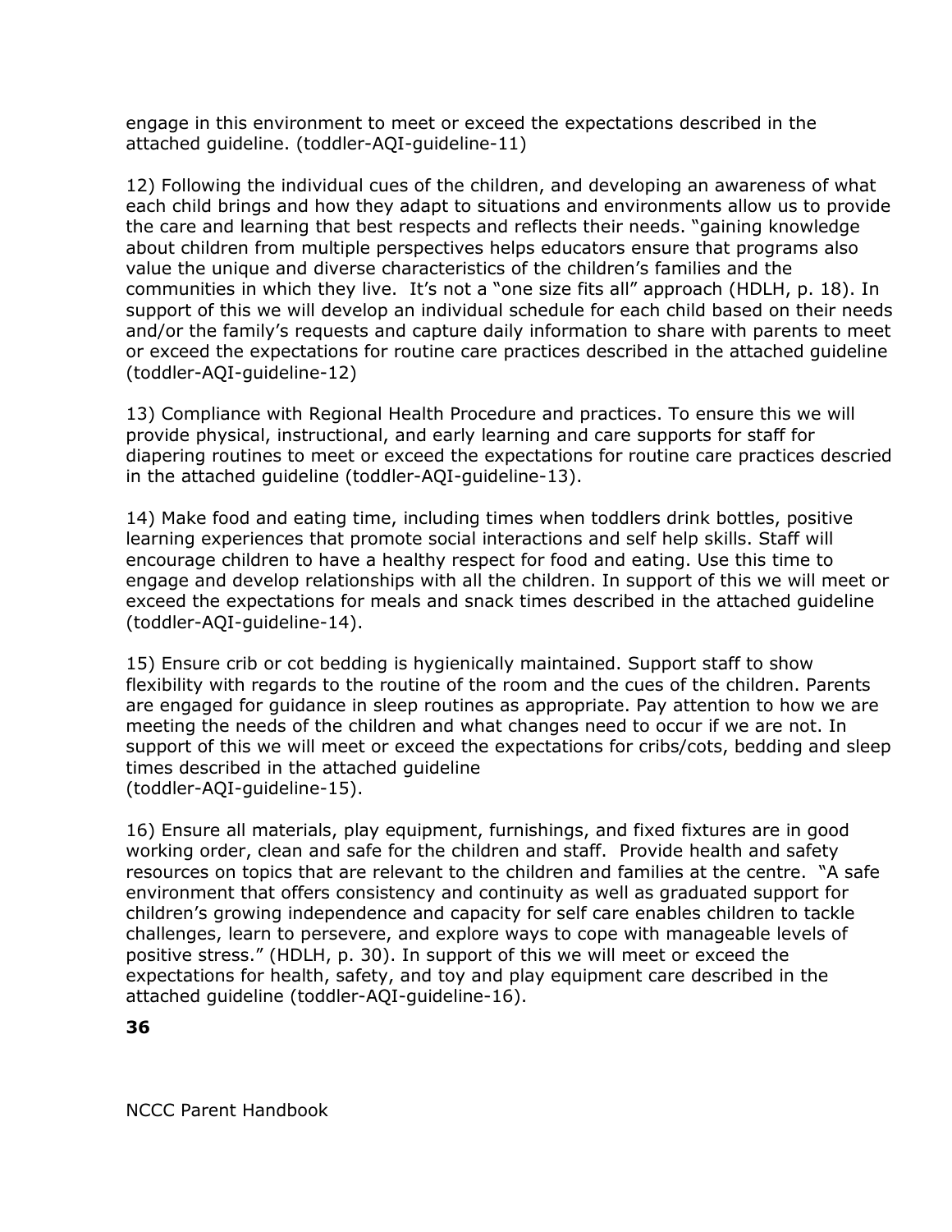engage in this environment to meet or exceed the expectations described in the attached guideline. (toddler-AQI-guideline-11)

12) Following the individual cues of the children, and developing an awareness of what each child brings and how they adapt to situations and environments allow us to provide the care and learning that best respects and reflects their needs. "gaining knowledge about children from multiple perspectives helps educators ensure that programs also value the unique and diverse characteristics of the children's families and the communities in which they live. It's not a "one size fits all" approach (HDLH, p. 18). In support of this we will develop an individual schedule for each child based on their needs and/or the family's requests and capture daily information to share with parents to meet or exceed the expectations for routine care practices described in the attached guideline (toddler-AQI-guideline-12)

13) Compliance with Regional Health Procedure and practices. To ensure this we will provide physical, instructional, and early learning and care supports for staff for diapering routines to meet or exceed the expectations for routine care practices descried in the attached guideline (toddler-AQI-guideline-13).

14) Make food and eating time, including times when toddlers drink bottles, positive learning experiences that promote social interactions and self help skills. Staff will encourage children to have a healthy respect for food and eating. Use this time to engage and develop relationships with all the children. In support of this we will meet or exceed the expectations for meals and snack times described in the attached guideline (toddler-AQI-guideline-14).

15) Ensure crib or cot bedding is hygienically maintained. Support staff to show flexibility with regards to the routine of the room and the cues of the children. Parents are engaged for guidance in sleep routines as appropriate. Pay attention to how we are meeting the needs of the children and what changes need to occur if we are not. In support of this we will meet or exceed the expectations for cribs/cots, bedding and sleep times described in the attached guideline (toddler-AQI-guideline-15).

16) Ensure all materials, play equipment, furnishings, and fixed fixtures are in good working order, clean and safe for the children and staff. Provide health and safety resources on topics that are relevant to the children and families at the centre. "A safe environment that offers consistency and continuity as well as graduated support for children's growing independence and capacity for self care enables children to tackle challenges, learn to persevere, and explore ways to cope with manageable levels of positive stress." (HDLH, p. 30). In support of this we will meet or exceed the expectations for health, safety, and toy and play equipment care described in the attached guideline (toddler-AQI-guideline-16).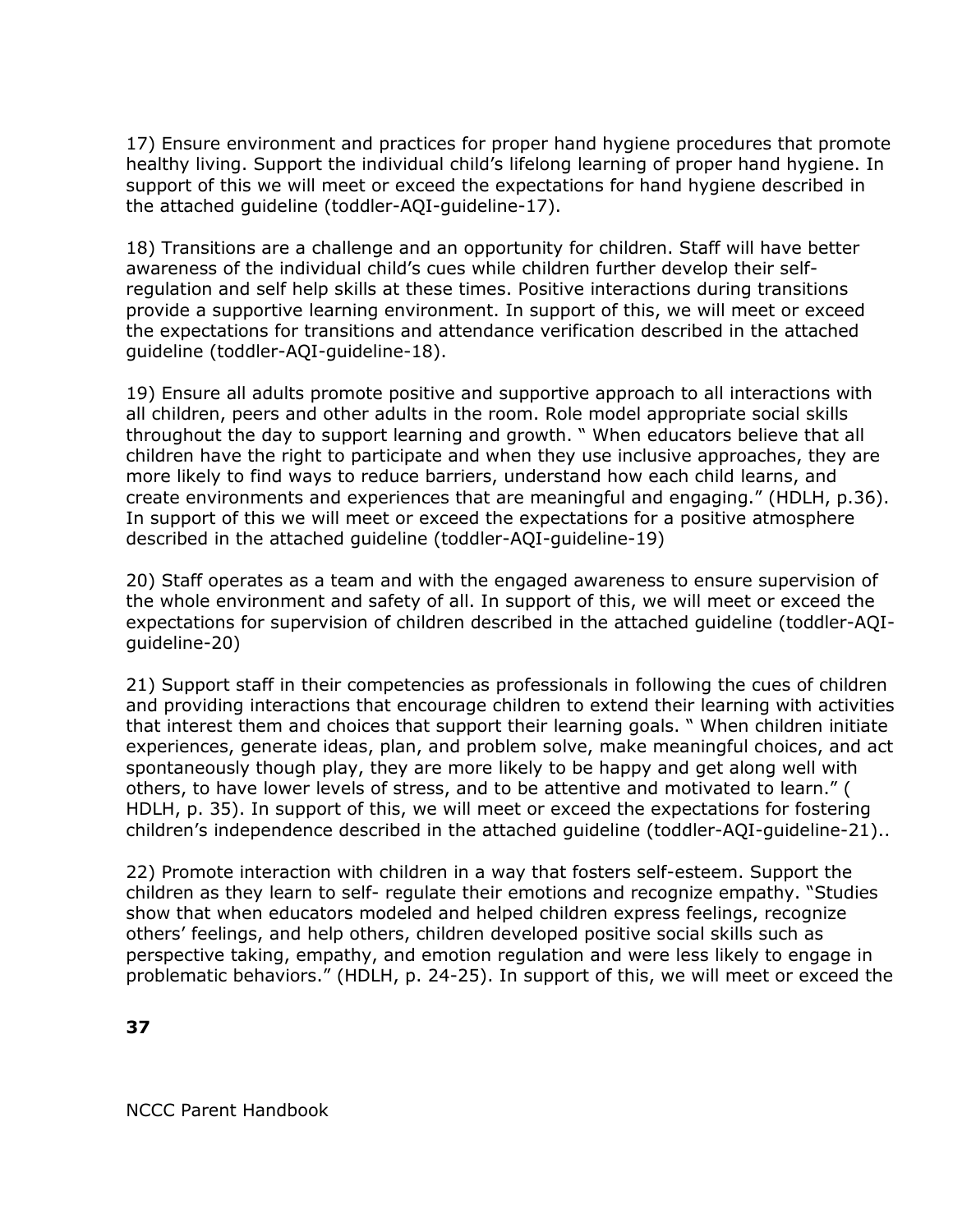17) Ensure environment and practices for proper hand hygiene procedures that promote healthy living. Support the individual child's lifelong learning of proper hand hygiene. In support of this we will meet or exceed the expectations for hand hygiene described in the attached guideline (toddler-AQI-guideline-17).

18) Transitions are a challenge and an opportunity for children. Staff will have better awareness of the individual child's cues while children further develop their self-regulation and self help skills at these times. Positive interactions during transitions provide a supportive learning environment. In support of this, we will meet or exceed the expectations for transitions and attendance verification described in the attached guideline (toddler-AQI-guideline-18).

19) Ensure all adults promote positive and supportive approach to all interactions with all children, peers and other adults in the room. Role model appropriate social skills throughout the day to support learning and growth. " When educators believe that all children have the right to participate and when they use inclusive approaches, they are more likely to find ways to reduce barriers, understand how each child learns, and create environments and experiences that are meaningful and engaging." (HDLH, p.36). In support of this we will meet or exceed the expectations for a positive atmosphere described in the attached guideline (toddler-AQI-guideline-19)

20) Staff operates as a team and with the engaged awareness to ensure supervision of the whole environment and safety of all. In support of this, we will meet or exceed the expectations for supervision of children described in the attached guideline (toddler-AQI-guideline-20)

21) Support staff in their competencies as professionals in following the cues of children and providing interactions that encourage children to extend their learning with activities that interest them and choices that support their learning goals. " When children initiate experiences, generate ideas, plan, and problem solve, make meaningful choices, and act spontaneously though play, they are more likely to be happy and get along well with others, to have lower levels of stress, and to be attentive and motivated to learn." ( HDLH, p. 35). In support of this, we will meet or exceed the expectations for fostering children's independence described in the attached guideline (toddler-AQI-guideline-21)..

22) Promote interaction with children in a way that fosters self-esteem. Support the children as they learn to self- regulate their emotions and recognize empathy. "Studies show that when educators modeled and helped children express feelings, recognize others' feelings, and help others, children developed positive social skills such as perspective taking, empathy, and emotion regulation and were less likely to engage in problematic behaviors." (HDLH, p. 24-25). In support of this, we will meet or exceed the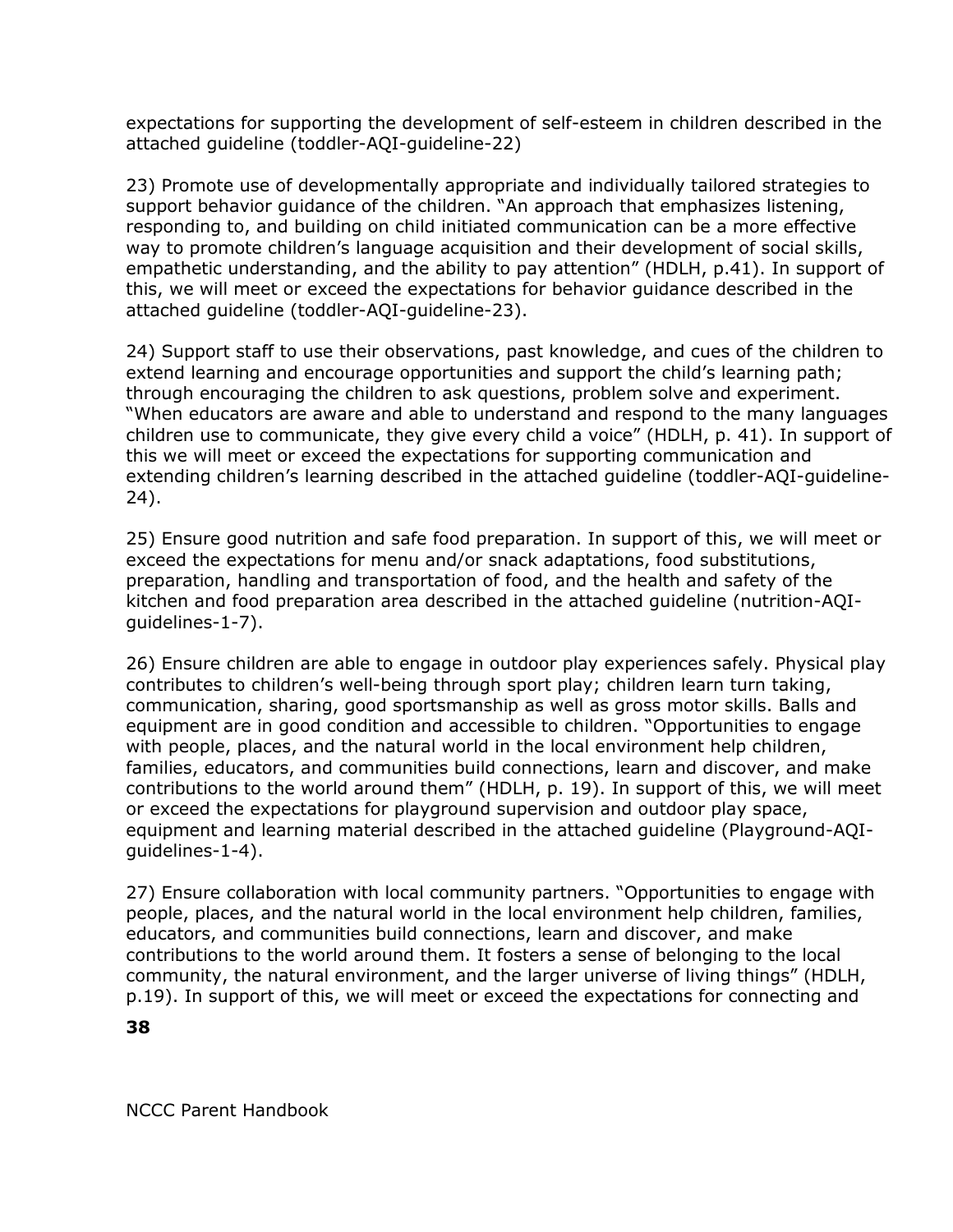expectations for supporting the development of self-esteem in children described in the attached guideline (toddler-AQI-guideline-22)

23) Promote use of developmentally appropriate and individually tailored strategies to support behavior guidance of the children. "An approach that emphasizes listening, responding to, and building on child initiated communication can be a more effective way to promote children's language acquisition and their development of social skills, empathetic understanding, and the ability to pay attention" (HDLH, p.41). In support of this, we will meet or exceed the expectations for behavior guidance described in the attached guideline (toddler-AQI-guideline-23).

24) Support staff to use their observations, past knowledge, and cues of the children to extend learning and encourage opportunities and support the child's learning path; through encouraging the children to ask questions, problem solve and experiment. "When educators are aware and able to understand and respond to the many languages children use to communicate, they give every child a voice" (HDLH, p. 41). In support of this we will meet or exceed the expectations for supporting communication and extending children's learning described in the attached guideline (toddler-AQI-guideline-24).

25) Ensure good nutrition and safe food preparation. In support of this, we will meet or exceed the expectations for menu and/or snack adaptations, food substitutions, preparation, handling and transportation of food, and the health and safety of the kitchen and food preparation area described in the attached guideline (nutrition-AQI-guidelines-1-7).

26) Ensure children are able to engage in outdoor play experiences safely. Physical play contributes to children's well-being through sport play; children learn turn taking, communication, sharing, good sportsmanship as well as gross motor skills. Balls and equipment are in good condition and accessible to children. "Opportunities to engage with people, places, and the natural world in the local environment help children, families, educators, and communities build connections, learn and discover, and make contributions to the world around them" (HDLH, p. 19). In support of this, we will meet or exceed the expectations for playground supervision and outdoor play space, equipment and learning material described in the attached guideline (Playground-AQI-guidelines-1-4).

27) Ensure collaboration with local community partners. "Opportunities to engage with people, places, and the natural world in the local environment help children, families, educators, and communities build connections, learn and discover, and make contributions to the world around them. It fosters a sense of belonging to the local community, the natural environment, and the larger universe of living things" (HDLH, p.19). In support of this, we will meet or exceed the expectations for connecting and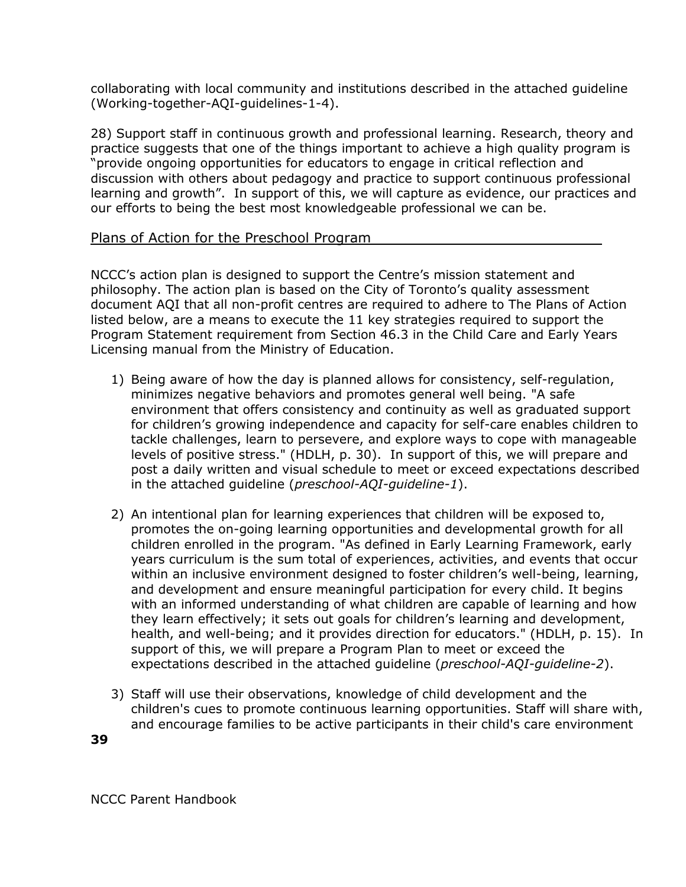collaborating with local community and institutions described in the attached guideline (Working-together-AQI-guidelines-1-4).

28) Support staff in continuous growth and professional learning. Research, theory and practice suggests that one of the things important to achieve a high quality program is "provide ongoing opportunities for educators to engage in critical reflection and discussion with others about pedagogy and practice to support continuous professional learning and growth". In support of this, we will capture as evidence, our practices and our efforts to being the best most knowledgeable professional we can be.

## Plans of Action for the Preschool Program

NCCC's action plan is designed to support the Centre's mission statement and philosophy. The action plan is based on the City of Toronto's quality assessment document AQI that all non-profit centres are required to adhere to The Plans of Action listed below, are a means to execute the 11 key strategies required to support the Program Statement requirement from Section 46.3 in the Child Care and Early Years Licensing manual from the Ministry of Education.

1) Being aware of how the day is planned allows for consistency, self-regulation, minimizes negative behaviors and promotes general well being. "A safe environment that offers consistency and continuity as well as graduated support for children's growing independence and capacity for self-care enables children to tackle challenges, learn to persevere, and explore ways to cope with manageable levels of positive stress." (HDLH, p. 30). In support of this, we will prepare and post a daily written and visual schedule to meet or exceed expectations described in the attached guideline (*preschool-AQI-guideline-1*).

2) An intentional plan for learning experiences that children will be exposed to, promotes the on-going learning opportunities and developmental growth for all children enrolled in the program. "As defined in Early Learning Framework, early years curriculum is the sum total of experiences, activities, and events that occur within an inclusive environment designed to foster children's well-being, learning, and development and ensure meaningful participation for every child. It begins with an informed understanding of what children are capable of learning and how they learn effectively; it sets out goals for children's learning and development, health, and well-being; and it provides direction for educators." (HDLH, p. 15). In support of this, we will prepare a Program Plan to meet or exceed the expectations described in the attached guideline (*preschool-AQI-guideline-2*).

3) Staff will use their observations, knowledge of child development and the children's cues to promote continuous learning opportunities. Staff will share with, and encourage families to be active participants in their child's care environment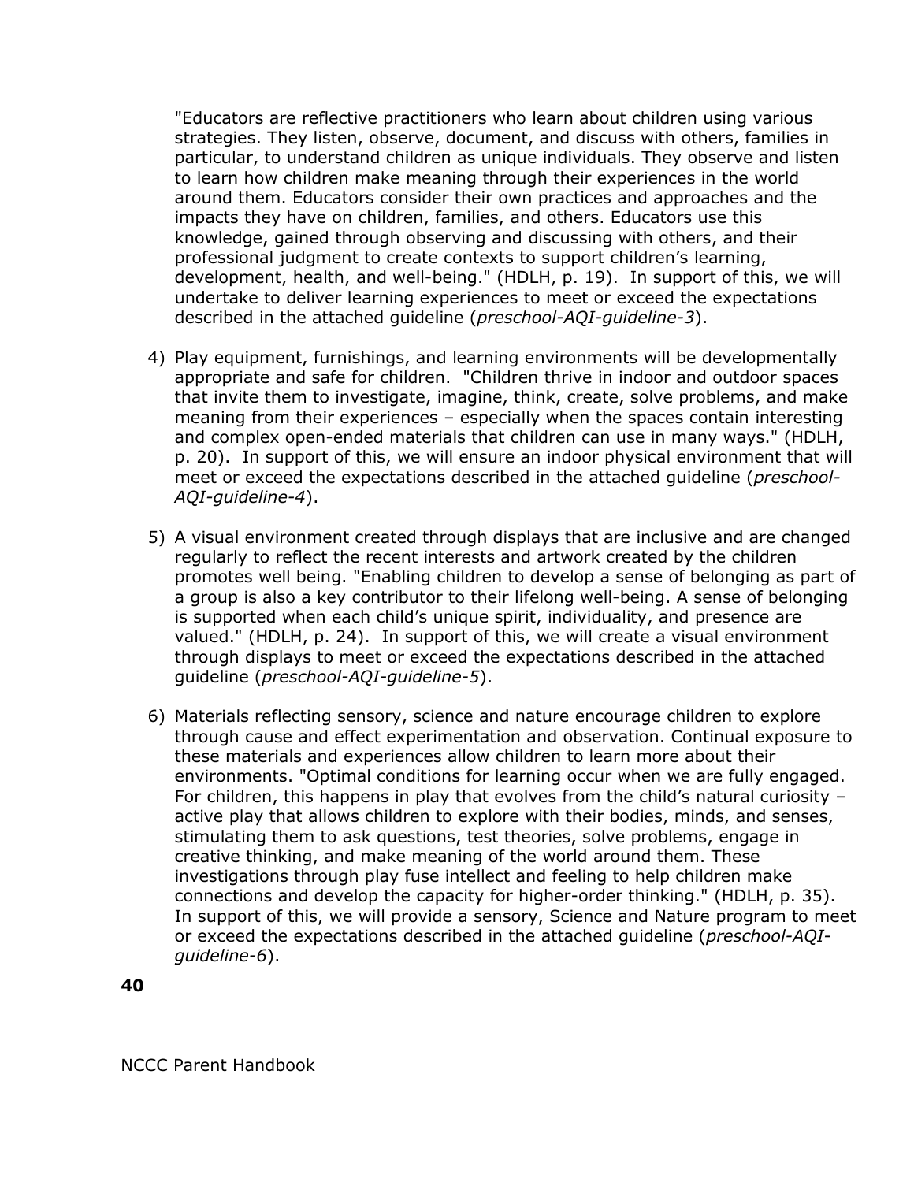"Educators are reflective practitioners who learn about children using various strategies. They listen, observe, document, and discuss with others, families in particular, to understand children as unique individuals. They observe and listen to learn how children make meaning through their experiences in the world around them. Educators consider their own practices and approaches and the impacts they have on children, families, and others. Educators use this knowledge, gained through observing and discussing with others, and their professional judgment to create contexts to support children's learning, development, health, and well-being." (HDLH, p. 19). In support of this, we will undertake to deliver learning experiences to meet or exceed the expectations described in the attached guideline (*preschool-AQI-guideline-3*).

4) Play equipment, furnishings, and learning environments will be developmentally appropriate and safe for children. "Children thrive in indoor and outdoor spaces that invite them to investigate, imagine, think, create, solve problems, and make meaning from their experiences – especially when the spaces contain interesting and complex open-ended materials that children can use in many ways." (HDLH, p. 20). In support of this, we will ensure an indoor physical environment that will meet or exceed the expectations described in the attached guideline (*preschool-AQI-guideline-4*).

5) A visual environment created through displays that are inclusive and are changed regularly to reflect the recent interests and artwork created by the children promotes well being. "Enabling children to develop a sense of belonging as part of a group is also a key contributor to their lifelong well-being. A sense of belonging is supported when each child's unique spirit, individuality, and presence are valued." (HDLH, p. 24). In support of this, we will create a visual environment through displays to meet or exceed the expectations described in the attached guideline (*preschool-AQI-guideline-5*).

6) Materials reflecting sensory, science and nature encourage children to explore through cause and effect experimentation and observation. Continual exposure to these materials and experiences allow children to learn more about their environments. "Optimal conditions for learning occur when we are fully engaged. For children, this happens in play that evolves from the child's natural curiosity – active play that allows children to explore with their bodies, minds, and senses, stimulating them to ask questions, test theories, solve problems, engage in creative thinking, and make meaning of the world around them. These investigations through play fuse intellect and feeling to help children make connections and develop the capacity for higher-order thinking." (HDLH, p. 35). In support of this, we will provide a sensory, Science and Nature program to meet or exceed the expectations described in the attached guideline (*preschool-AQI-guideline-6*).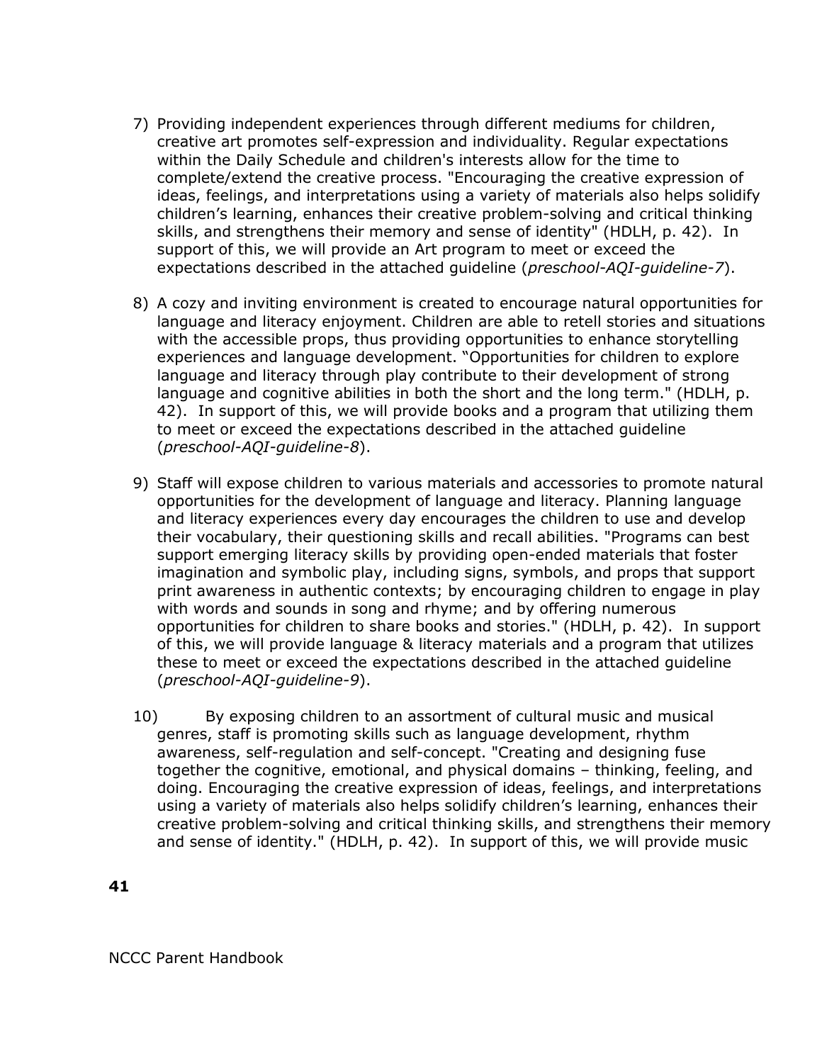7) Providing independent experiences through different mediums for children, creative art promotes self-expression and individuality. Regular expectations within the Daily Schedule and children's interests allow for the time to complete/extend the creative process. "Encouraging the creative expression of ideas, feelings, and interpretations using a variety of materials also helps solidify children's learning, enhances their creative problem-solving and critical thinking skills, and strengthens their memory and sense of identity" (HDLH, p. 42). In support of this, we will provide an Art program to meet or exceed the expectations described in the attached guideline (*preschool-AQI-guideline-7*).

8) A cozy and inviting environment is created to encourage natural opportunities for language and literacy enjoyment. Children are able to retell stories and situations with the accessible props, thus providing opportunities to enhance storytelling experiences and language development. "Opportunities for children to explore language and literacy through play contribute to their development of strong language and cognitive abilities in both the short and the long term." (HDLH, p. 42). In support of this, we will provide books and a program that utilizing them to meet or exceed the expectations described in the attached guideline (*preschool-AQI-guideline-8*).

9) Staff will expose children to various materials and accessories to promote natural opportunities for the development of language and literacy. Planning language and literacy experiences every day encourages the children to use and develop their vocabulary, their questioning skills and recall abilities. "Programs can best support emerging literacy skills by providing open-ended materials that foster imagination and symbolic play, including signs, symbols, and props that support print awareness in authentic contexts; by encouraging children to engage in play with words and sounds in song and rhyme; and by offering numerous opportunities for children to share books and stories." (HDLH, p. 42). In support of this, we will provide language & literacy materials and a program that utilizes these to meet or exceed the expectations described in the attached guideline (*preschool-AQI-guideline-9*).

10) By exposing children to an assortment of cultural music and musical genres, staff is promoting skills such as language development, rhythm awareness, self-regulation and self-concept. "Creating and designing fuse together the cognitive, emotional, and physical domains – thinking, feeling, and doing. Encouraging the creative expression of ideas, feelings, and interpretations using a variety of materials also helps solidify children's learning, enhances their creative problem-solving and critical thinking skills, and strengthens their memory and sense of identity." (HDLH, p. 42). In support of this, we will provide music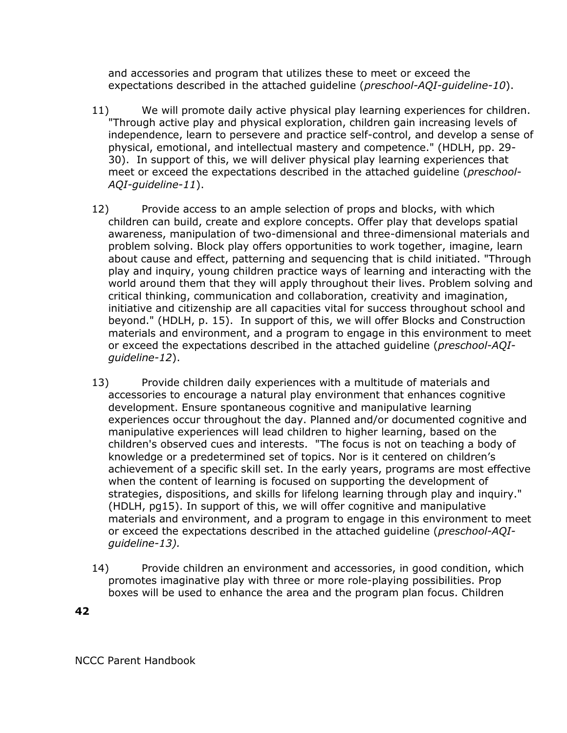and accessories and program that utilizes these to meet or exceed the expectations described in the attached guideline (*preschool-AQI-guideline-10*).

11) We will promote daily active physical play learning experiences for children. "Through active play and physical exploration, children gain increasing levels of independence, learn to persevere and practice self-control, and develop a sense of physical, emotional, and intellectual mastery and competence." (HDLH, pp. 29-30). In support of this, we will deliver physical play learning experiences that meet or exceed the expectations described in the attached guideline (*preschool-AQI-guideline-11*).

12) Provide access to an ample selection of props and blocks, with which children can build, create and explore concepts. Offer play that develops spatial awareness, manipulation of two-dimensional and three-dimensional materials and problem solving. Block play offers opportunities to work together, imagine, learn about cause and effect, patterning and sequencing that is child initiated. "Through play and inquiry, young children practice ways of learning and interacting with the world around them that they will apply throughout their lives. Problem solving and critical thinking, communication and collaboration, creativity and imagination, initiative and citizenship are all capacities vital for success throughout school and beyond." (HDLH, p. 15). In support of this, we will offer Blocks and Construction materials and environment, and a program to engage in this environment to meet or exceed the expectations described in the attached guideline (*preschool-AQI-guideline-12*).

13) Provide children daily experiences with a multitude of materials and accessories to encourage a natural play environment that enhances cognitive development. Ensure spontaneous cognitive and manipulative learning experiences occur throughout the day. Planned and/or documented cognitive and manipulative experiences will lead children to higher learning, based on the children's observed cues and interests. "The focus is not on teaching a body of knowledge or a predetermined set of topics. Nor is it centered on children's achievement of a specific skill set. In the early years, programs are most effective when the content of learning is focused on supporting the development of strategies, dispositions, and skills for lifelong learning through play and inquiry." (HDLH, pg15). In support of this, we will offer cognitive and manipulative materials and environment, and a program to engage in this environment to meet or exceed the expectations described in the attached guideline (*preschool-AQI-guideline-13).*

14) Provide children an environment and accessories, in good condition, which promotes imaginative play with three or more role-playing possibilities. Prop boxes will be used to enhance the area and the program plan focus. Children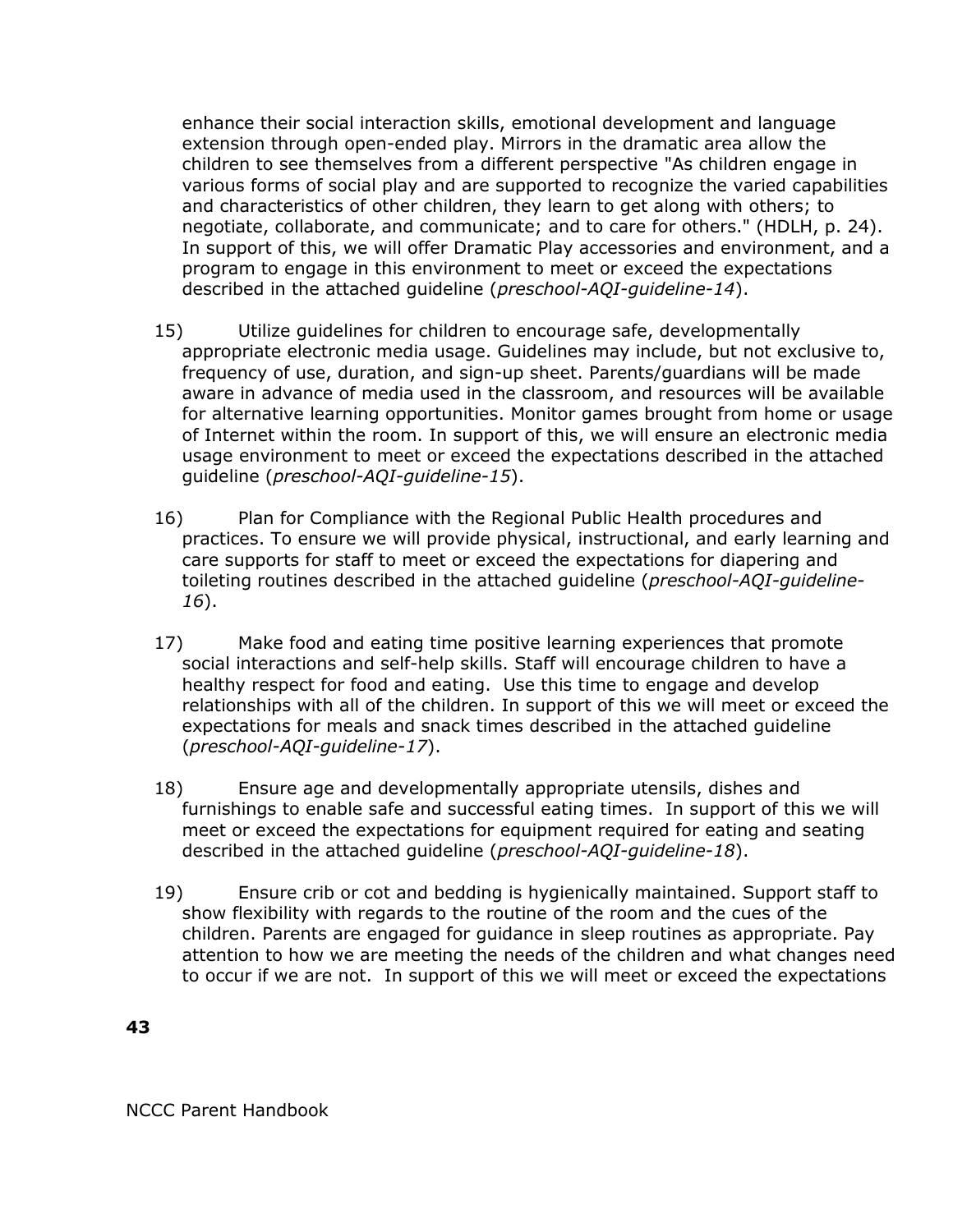enhance their social interaction skills, emotional development and language extension through open-ended play. Mirrors in the dramatic area allow the children to see themselves from a different perspective "As children engage in various forms of social play and are supported to recognize the varied capabilities and characteristics of other children, they learn to get along with others; to negotiate, collaborate, and communicate; and to care for others." (HDLH, p. 24). In support of this, we will offer Dramatic Play accessories and environment, and a program to engage in this environment to meet or exceed the expectations described in the attached guideline (*preschool-AQI-guideline-14*).

15) Utilize guidelines for children to encourage safe, developmentally appropriate electronic media usage. Guidelines may include, but not exclusive to, frequency of use, duration, and sign-up sheet. Parents/guardians will be made aware in advance of media used in the classroom, and resources will be available for alternative learning opportunities. Monitor games brought from home or usage of Internet within the room. In support of this, we will ensure an electronic media usage environment to meet or exceed the expectations described in the attached guideline (*preschool-AQI-guideline-15*).

16) Plan for Compliance with the Regional Public Health procedures and practices. To ensure we will provide physical, instructional, and early learning and care supports for staff to meet or exceed the expectations for diapering and toileting routines described in the attached guideline (*preschool-AQI-guideline-16*).

17) Make food and eating time positive learning experiences that promote social interactions and self-help skills. Staff will encourage children to have a healthy respect for food and eating. Use this time to engage and develop relationships with all of the children. In support of this we will meet or exceed the expectations for meals and snack times described in the attached guideline (*preschool-AQI-guideline-17*).

18) Ensure age and developmentally appropriate utensils, dishes and furnishings to enable safe and successful eating times. In support of this we will meet or exceed the expectations for equipment required for eating and seating described in the attached guideline (*preschool-AQI-guideline-18*).

19) Ensure crib or cot and bedding is hygienically maintained. Support staff to show flexibility with regards to the routine of the room and the cues of the children. Parents are engaged for guidance in sleep routines as appropriate. Pay attention to how we are meeting the needs of the children and what changes need to occur if we are not. In support of this we will meet or exceed the expectations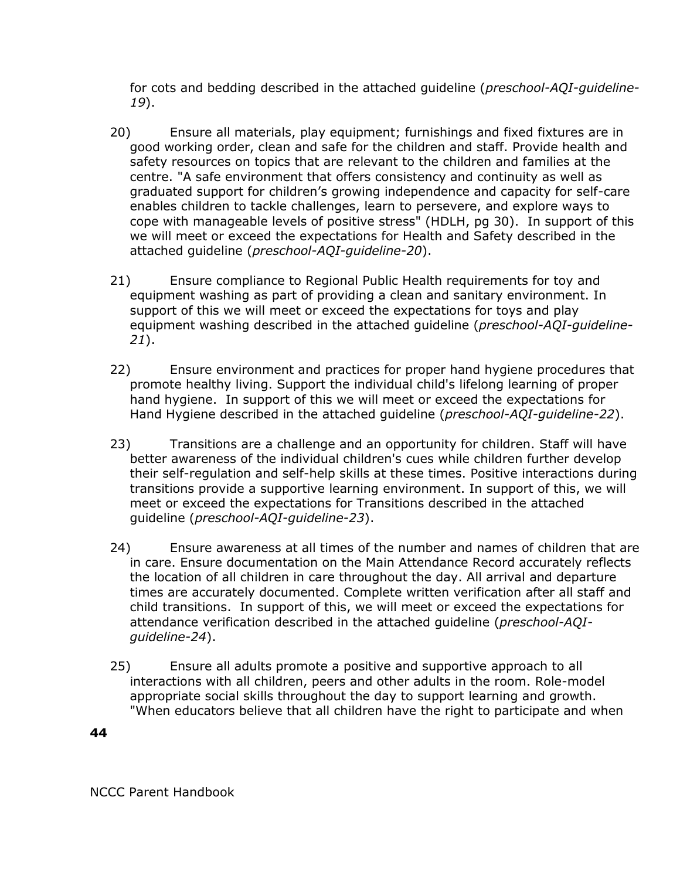for cots and bedding described in the attached guideline (*preschool-AQI-guideline-19*).

20) Ensure all materials, play equipment; furnishings and fixed fixtures are in good working order, clean and safe for the children and staff. Provide health and safety resources on topics that are relevant to the children and families at the centre. "A safe environment that offers consistency and continuity as well as graduated support for children's growing independence and capacity for self-care enables children to tackle challenges, learn to persevere, and explore ways to cope with manageable levels of positive stress" (HDLH, pg 30). In support of this we will meet or exceed the expectations for Health and Safety described in the attached guideline (*preschool-AQI-guideline-20*).

21) Ensure compliance to Regional Public Health requirements for toy and equipment washing as part of providing a clean and sanitary environment. In support of this we will meet or exceed the expectations for toys and play equipment washing described in the attached guideline (*preschool-AQI-guideline-21*).

22) Ensure environment and practices for proper hand hygiene procedures that promote healthy living. Support the individual child's lifelong learning of proper hand hygiene. In support of this we will meet or exceed the expectations for Hand Hygiene described in the attached guideline (*preschool-AQI-guideline-22*).

23) Transitions are a challenge and an opportunity for children. Staff will have better awareness of the individual children's cues while children further develop their self-regulation and self-help skills at these times. Positive interactions during transitions provide a supportive learning environment. In support of this, we will meet or exceed the expectations for Transitions described in the attached guideline (*preschool-AQI-guideline-23*).

24) Ensure awareness at all times of the number and names of children that are in care. Ensure documentation on the Main Attendance Record accurately reflects the location of all children in care throughout the day. All arrival and departure times are accurately documented. Complete written verification after all staff and child transitions. In support of this, we will meet or exceed the expectations for attendance verification described in the attached guideline (*preschool-AQI-guideline-24*).

25) Ensure all adults promote a positive and supportive approach to all interactions with all children, peers and other adults in the room. Role-model appropriate social skills throughout the day to support learning and growth. "When educators believe that all children have the right to participate and when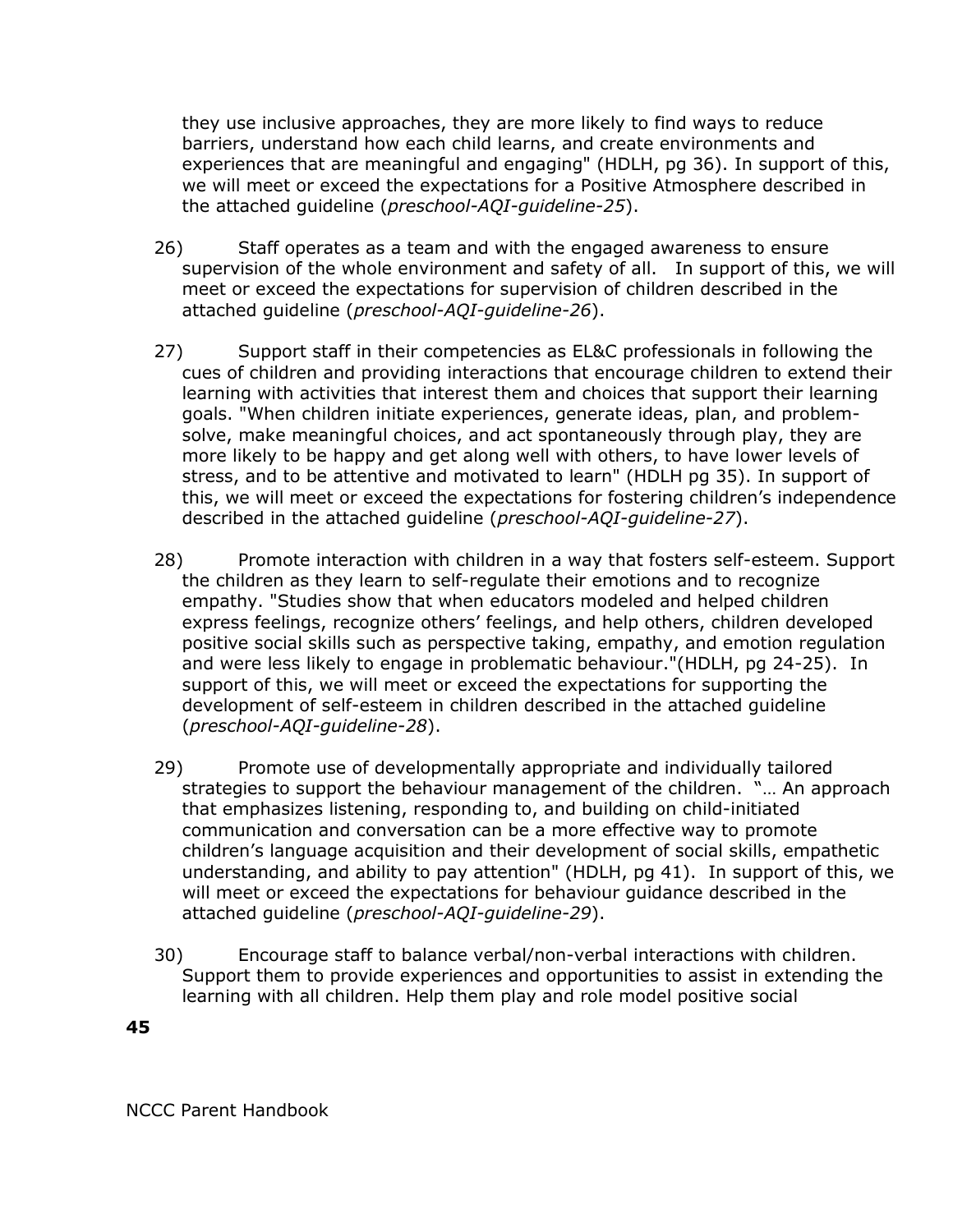they use inclusive approaches, they are more likely to find ways to reduce barriers, understand how each child learns, and create environments and experiences that are meaningful and engaging" (HDLH, pg 36). In support of this, we will meet or exceed the expectations for a Positive Atmosphere described in the attached guideline (*preschool-AQI-guideline-25*).

26) Staff operates as a team and with the engaged awareness to ensure supervision of the whole environment and safety of all. In support of this, we will meet or exceed the expectations for supervision of children described in the attached guideline (*preschool-AQI-guideline-26*).

27) Support staff in their competencies as EL&C professionals in following the cues of children and providing interactions that encourage children to extend their learning with activities that interest them and choices that support their learning goals. "When children initiate experiences, generate ideas, plan, and problem-solve, make meaningful choices, and act spontaneously through play, they are more likely to be happy and get along well with others, to have lower levels of stress, and to be attentive and motivated to learn" (HDLH pg 35). In support of this, we will meet or exceed the expectations for fostering children's independence described in the attached guideline (*preschool-AQI-guideline-27*).

28) Promote interaction with children in a way that fosters self-esteem. Support the children as they learn to self-regulate their emotions and to recognize empathy. "Studies show that when educators modeled and helped children express feelings, recognize others' feelings, and help others, children developed positive social skills such as perspective taking, empathy, and emotion regulation and were less likely to engage in problematic behaviour."(HDLH, pg 24-25). In support of this, we will meet or exceed the expectations for supporting the development of self-esteem in children described in the attached guideline (*preschool-AQI-guideline-28*).

29) Promote use of developmentally appropriate and individually tailored strategies to support the behaviour management of the children. "… An approach that emphasizes listening, responding to, and building on child-initiated communication and conversation can be a more effective way to promote children's language acquisition and their development of social skills, empathetic understanding, and ability to pay attention" (HDLH, pg 41). In support of this, we will meet or exceed the expectations for behaviour guidance described in the attached guideline (*preschool-AQI-guideline-29*).

30) Encourage staff to balance verbal/non-verbal interactions with children. Support them to provide experiences and opportunities to assist in extending the learning with all children. Help them play and role model positive social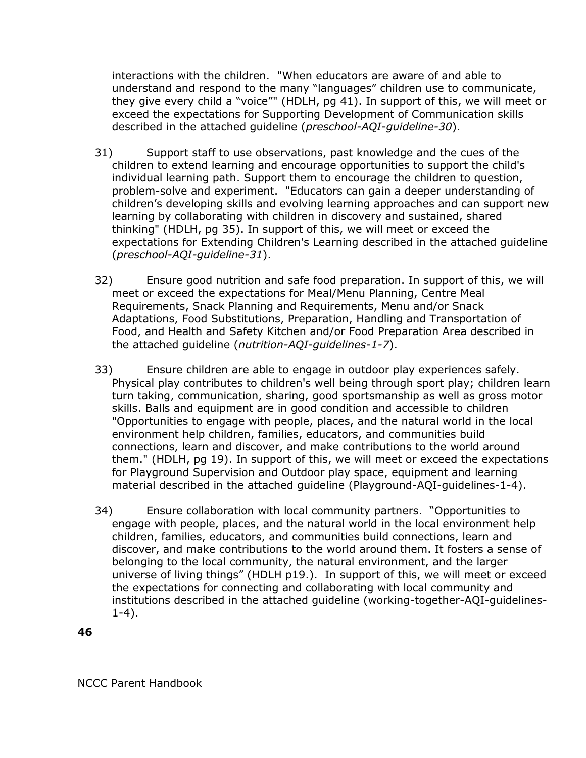interactions with the children. "When educators are aware of and able to understand and respond to the many "languages" children use to communicate, they give every child a "voice"" (HDLH, pg 41). In support of this, we will meet or exceed the expectations for Supporting Development of Communication skills described in the attached guideline (*preschool-AQI-guideline-30*).

31) Support staff to use observations, past knowledge and the cues of the children to extend learning and encourage opportunities to support the child's individual learning path. Support them to encourage the children to question, problem-solve and experiment. "Educators can gain a deeper understanding of children's developing skills and evolving learning approaches and can support new learning by collaborating with children in discovery and sustained, shared thinking" (HDLH, pg 35). In support of this, we will meet or exceed the expectations for Extending Children's Learning described in the attached guideline (*preschool-AQI-guideline-31*).

32) Ensure good nutrition and safe food preparation. In support of this, we will meet or exceed the expectations for Meal/Menu Planning, Centre Meal Requirements, Snack Planning and Requirements, Menu and/or Snack Adaptations, Food Substitutions, Preparation, Handling and Transportation of Food, and Health and Safety Kitchen and/or Food Preparation Area described in the attached guideline (*nutrition-AQI-guidelines-1-7*).

33) Ensure children are able to engage in outdoor play experiences safely. Physical play contributes to children's well being through sport play; children learn turn taking, communication, sharing, good sportsmanship as well as gross motor skills. Balls and equipment are in good condition and accessible to children "Opportunities to engage with people, places, and the natural world in the local environment help children, families, educators, and communities build connections, learn and discover, and make contributions to the world around them." (HDLH, pg 19). In support of this, we will meet or exceed the expectations for Playground Supervision and Outdoor play space, equipment and learning material described in the attached guideline (Playground-AQI-guidelines-1-4).

34) Ensure collaboration with local community partners. "Opportunities to engage with people, places, and the natural world in the local environment help children, families, educators, and communities build connections, learn and discover, and make contributions to the world around them. It fosters a sense of belonging to the local community, the natural environment, and the larger universe of living things" (HDLH p19.). In support of this, we will meet or exceed the expectations for connecting and collaborating with local community and institutions described in the attached guideline (working-together-AQI-guidelines-1-4).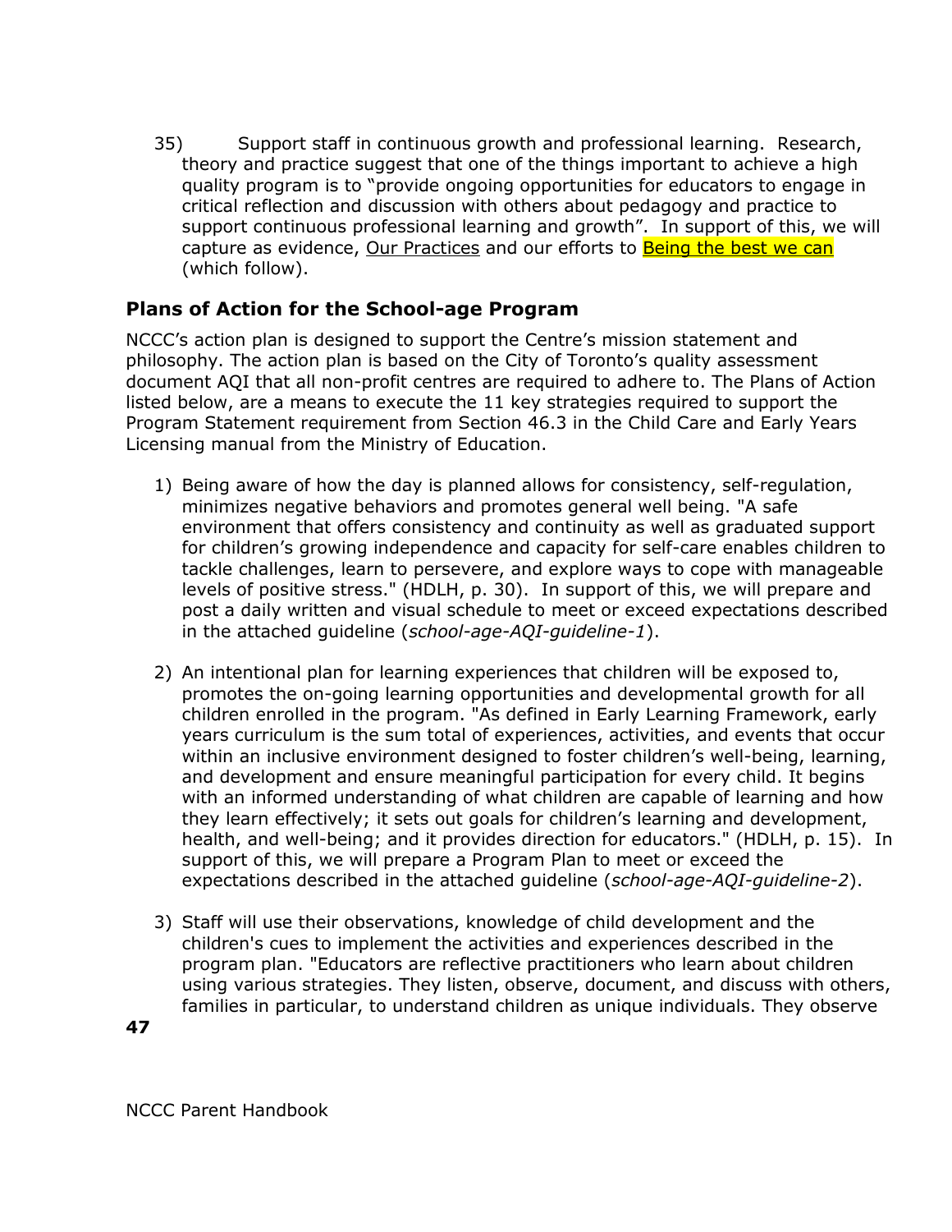35) Support staff in continuous growth and professional learning. Research, theory and practice suggest that one of the things important to achieve a high quality program is to "provide ongoing opportunities for educators to engage in critical reflection and discussion with others about pedagogy and practice to support continuous professional learning and growth". In support of this, we will capture as evidence, Our Practices and our efforts to Being the best we can (which follow).

## Plans of Action for the School-age Program

NCCC's action plan is designed to support the Centre's mission statement and philosophy. The action plan is based on the City of Toronto's quality assessment document AQI that all non-profit centres are required to adhere to. The Plans of Action listed below, are a means to execute the 11 key strategies required to support the Program Statement requirement from Section 46.3 in the Child Care and Early Years Licensing manual from the Ministry of Education.

1) Being aware of how the day is planned allows for consistency, self-regulation, minimizes negative behaviors and promotes general well being. "A safe environment that offers consistency and continuity as well as graduated support for children's growing independence and capacity for self-care enables children to tackle challenges, learn to persevere, and explore ways to cope with manageable levels of positive stress." (HDLH, p. 30). In support of this, we will prepare and post a daily written and visual schedule to meet or exceed expectations described in the attached guideline (*school-age-AQI-guideline-1*).

2) An intentional plan for learning experiences that children will be exposed to, promotes the on-going learning opportunities and developmental growth for all children enrolled in the program. "As defined in Early Learning Framework, early years curriculum is the sum total of experiences, activities, and events that occur within an inclusive environment designed to foster children's well-being, learning, and development and ensure meaningful participation for every child. It begins with an informed understanding of what children are capable of learning and how they learn effectively; it sets out goals for children's learning and development, health, and well-being; and it provides direction for educators." (HDLH, p. 15). In support of this, we will prepare a Program Plan to meet or exceed the expectations described in the attached guideline (*school-age-AQI-guideline-2*).

3) Staff will use their observations, knowledge of child development and the children's cues to implement the activities and experiences described in the program plan. "Educators are reflective practitioners who learn about children using various strategies. They listen, observe, document, and discuss with others, families in particular, to understand children as unique individuals. They observe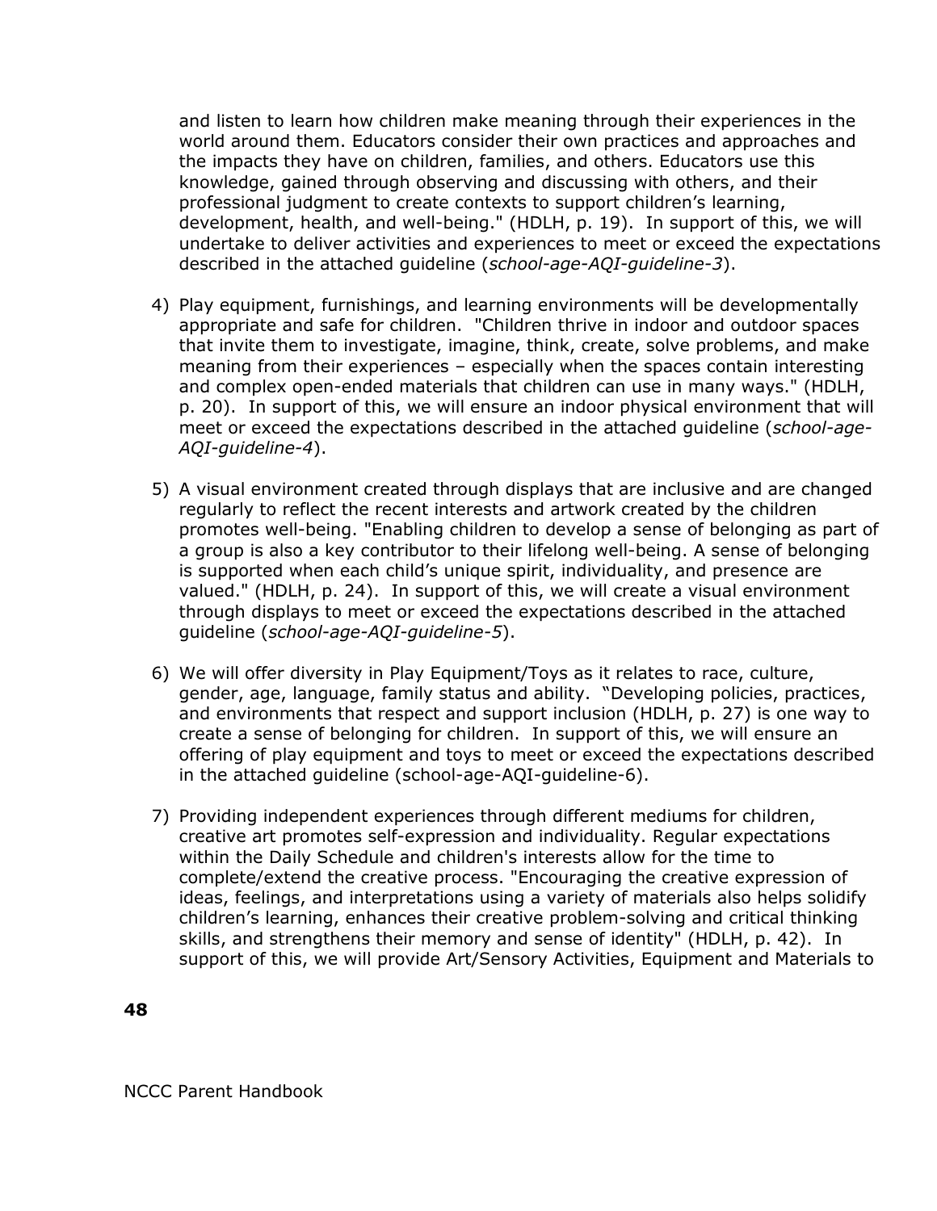and listen to learn how children make meaning through their experiences in the world around them. Educators consider their own practices and approaches and the impacts they have on children, families, and others. Educators use this knowledge, gained through observing and discussing with others, and their professional judgment to create contexts to support children's learning, development, health, and well-being." (HDLH, p. 19). In support of this, we will undertake to deliver activities and experiences to meet or exceed the expectations described in the attached guideline (*school-age-AQI-guideline-3*).

4) Play equipment, furnishings, and learning environments will be developmentally appropriate and safe for children. "Children thrive in indoor and outdoor spaces that invite them to investigate, imagine, think, create, solve problems, and make meaning from their experiences – especially when the spaces contain interesting and complex open-ended materials that children can use in many ways." (HDLH, p. 20). In support of this, we will ensure an indoor physical environment that will meet or exceed the expectations described in the attached guideline (*school-age-AQI-guideline-4*).

5) A visual environment created through displays that are inclusive and are changed regularly to reflect the recent interests and artwork created by the children promotes well-being. "Enabling children to develop a sense of belonging as part of a group is also a key contributor to their lifelong well-being. A sense of belonging is supported when each child's unique spirit, individuality, and presence are valued." (HDLH, p. 24). In support of this, we will create a visual environment through displays to meet or exceed the expectations described in the attached guideline (*school-age-AQI-guideline-5*).

6) We will offer diversity in Play Equipment/Toys as it relates to race, culture, gender, age, language, family status and ability. "Developing policies, practices, and environments that respect and support inclusion (HDLH, p. 27) is one way to create a sense of belonging for children. In support of this, we will ensure an offering of play equipment and toys to meet or exceed the expectations described in the attached guideline (school-age-AQI-guideline-6).

7) Providing independent experiences through different mediums for children, creative art promotes self-expression and individuality. Regular expectations within the Daily Schedule and children's interests allow for the time to complete/extend the creative process. "Encouraging the creative expression of ideas, feelings, and interpretations using a variety of materials also helps solidify children's learning, enhances their creative problem-solving and critical thinking skills, and strengthens their memory and sense of identity" (HDLH, p. 42). In support of this, we will provide Art/Sensory Activities, Equipment and Materials to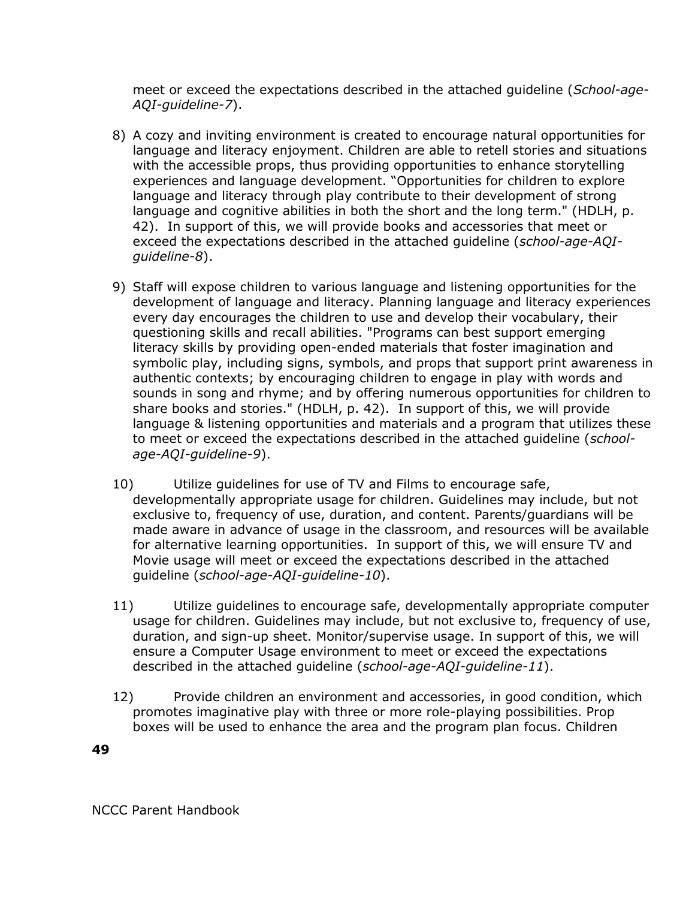meet or exceed the expectations described in the attached guideline (*School-age-AQI-guideline-7*).

8) A cozy and inviting environment is created to encourage natural opportunities for language and literacy enjoyment. Children are able to retell stories and situations with the accessible props, thus providing opportunities to enhance storytelling experiences and language development. "Opportunities for children to explore language and literacy through play contribute to their development of strong language and cognitive abilities in both the short and the long term." (HDLH, p. 42). In support of this, we will provide books and accessories that meet or exceed the expectations described in the attached guideline (*school-age-AQI-guideline-8*).

9) Staff will expose children to various language and listening opportunities for the development of language and literacy. Planning language and literacy experiences every day encourages the children to use and develop their vocabulary, their questioning skills and recall abilities. "Programs can best support emerging literacy skills by providing open-ended materials that foster imagination and symbolic play, including signs, symbols, and props that support print awareness in authentic contexts; by encouraging children to engage in play with words and sounds in song and rhyme; and by offering numerous opportunities for children to share books and stories." (HDLH, p. 42). In support of this, we will provide language & listening opportunities and materials and a program that utilizes these to meet or exceed the expectations described in the attached guideline (*school-age-AQI-guideline-9*).

10) Utilize guidelines for use of TV and Films to encourage safe, developmentally appropriate usage for children. Guidelines may include, but not exclusive to, frequency of use, duration, and content. Parents/guardians will be made aware in advance of usage in the classroom, and resources will be available for alternative learning opportunities. In support of this, we will ensure TV and Movie usage will meet or exceed the expectations described in the attached guideline (*school-age-AQI-guideline-10*).

11) Utilize guidelines to encourage safe, developmentally appropriate computer usage for children. Guidelines may include, but not exclusive to, frequency of use, duration, and sign-up sheet. Monitor/supervise usage. In support of this, we will ensure a Computer Usage environment to meet or exceed the expectations described in the attached guideline (*school-age-AQI-guideline-11*).

12) Provide children an environment and accessories, in good condition, which promotes imaginative play with three or more role-playing possibilities. Prop boxes will be used to enhance the area and the program plan focus. Children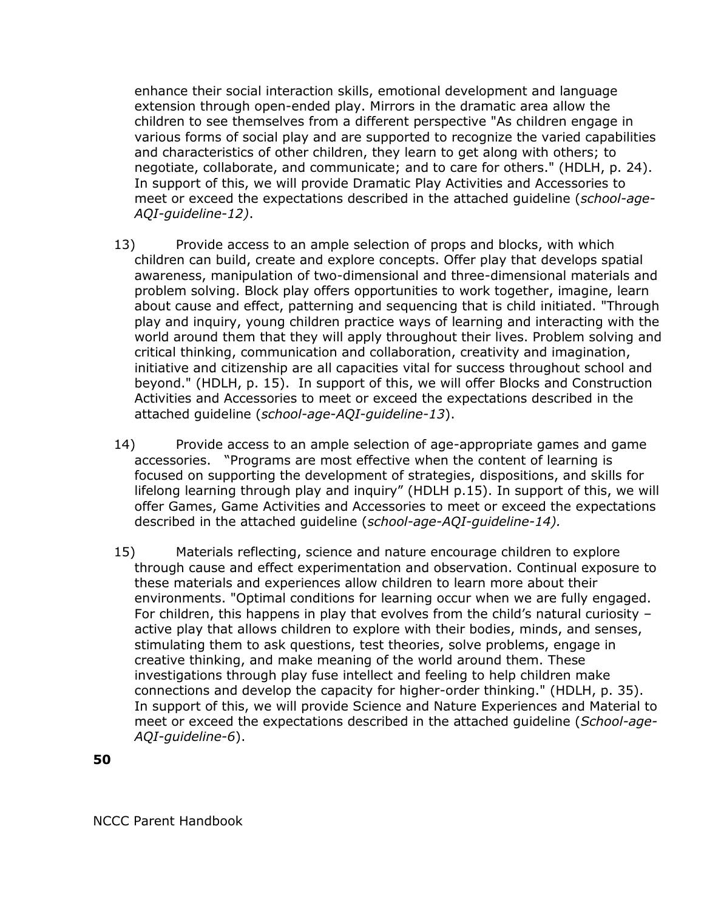enhance their social interaction skills, emotional development and language extension through open-ended play. Mirrors in the dramatic area allow the children to see themselves from a different perspective "As children engage in various forms of social play and are supported to recognize the varied capabilities and characteristics of other children, they learn to get along with others; to negotiate, collaborate, and communicate; and to care for others." (HDLH, p. 24). In support of this, we will provide Dramatic Play Activities and Accessories to meet or exceed the expectations described in the attached guideline (*school-age-AQI-guideline-12)*.

13) Provide access to an ample selection of props and blocks, with which children can build, create and explore concepts. Offer play that develops spatial awareness, manipulation of two-dimensional and three-dimensional materials and problem solving. Block play offers opportunities to work together, imagine, learn about cause and effect, patterning and sequencing that is child initiated. "Through play and inquiry, young children practice ways of learning and interacting with the world around them that they will apply throughout their lives. Problem solving and critical thinking, communication and collaboration, creativity and imagination, initiative and citizenship are all capacities vital for success throughout school and beyond." (HDLH, p. 15). In support of this, we will offer Blocks and Construction Activities and Accessories to meet or exceed the expectations described in the attached guideline (*school-age-AQI-guideline-13*).

14) Provide access to an ample selection of age-appropriate games and game accessories. "Programs are most effective when the content of learning is focused on supporting the development of strategies, dispositions, and skills for lifelong learning through play and inquiry" (HDLH p.15). In support of this, we will offer Games, Game Activities and Accessories to meet or exceed the expectations described in the attached guideline (*school-age-AQI-guideline-14).*

15) Materials reflecting, science and nature encourage children to explore through cause and effect experimentation and observation. Continual exposure to these materials and experiences allow children to learn more about their environments. "Optimal conditions for learning occur when we are fully engaged. For children, this happens in play that evolves from the child's natural curiosity – active play that allows children to explore with their bodies, minds, and senses, stimulating them to ask questions, test theories, solve problems, engage in creative thinking, and make meaning of the world around them. These investigations through play fuse intellect and feeling to help children make connections and develop the capacity for higher-order thinking." (HDLH, p. 35). In support of this, we will provide Science and Nature Experiences and Material to meet or exceed the expectations described in the attached guideline (*School-age-AQI-guideline-6*).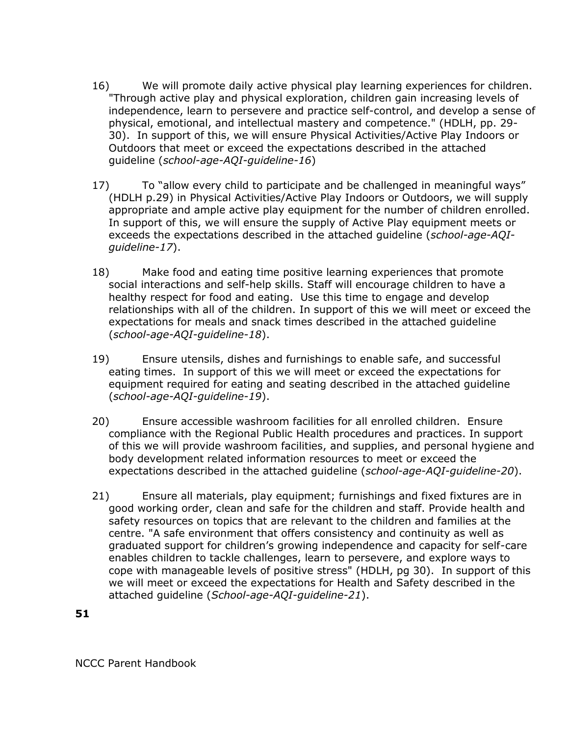16) We will promote daily active physical play learning experiences for children. "Through active play and physical exploration, children gain increasing levels of independence, learn to persevere and practice self-control, and develop a sense of physical, emotional, and intellectual mastery and competence." (HDLH, pp. 29-30). In support of this, we will ensure Physical Activities/Active Play Indoors or Outdoors that meet or exceed the expectations described in the attached guideline (*school-age-AQI-guideline-16*)

17) To "allow every child to participate and be challenged in meaningful ways" (HDLH p.29) in Physical Activities/Active Play Indoors or Outdoors, we will supply appropriate and ample active play equipment for the number of children enrolled. In support of this, we will ensure the supply of Active Play equipment meets or exceeds the expectations described in the attached guideline (*school-age-AQI-guideline-17*).

18) Make food and eating time positive learning experiences that promote social interactions and self-help skills. Staff will encourage children to have a healthy respect for food and eating. Use this time to engage and develop relationships with all of the children. In support of this we will meet or exceed the expectations for meals and snack times described in the attached guideline (*school-age-AQI-guideline-18*).

19) Ensure utensils, dishes and furnishings to enable safe, and successful eating times. In support of this we will meet or exceed the expectations for equipment required for eating and seating described in the attached guideline (*school-age-AQI-guideline-19*).

20) Ensure accessible washroom facilities for all enrolled children. Ensure compliance with the Regional Public Health procedures and practices. In support of this we will provide washroom facilities, and supplies, and personal hygiene and body development related information resources to meet or exceed the expectations described in the attached guideline (*school-age-AQI-guideline-20*).

21) Ensure all materials, play equipment; furnishings and fixed fixtures are in good working order, clean and safe for the children and staff. Provide health and safety resources on topics that are relevant to the children and families at the centre. "A safe environment that offers consistency and continuity as well as graduated support for children's growing independence and capacity for self-care enables children to tackle challenges, learn to persevere, and explore ways to cope with manageable levels of positive stress" (HDLH, pg 30). In support of this we will meet or exceed the expectations for Health and Safety described in the attached guideline (*School-age-AQI-guideline-21*).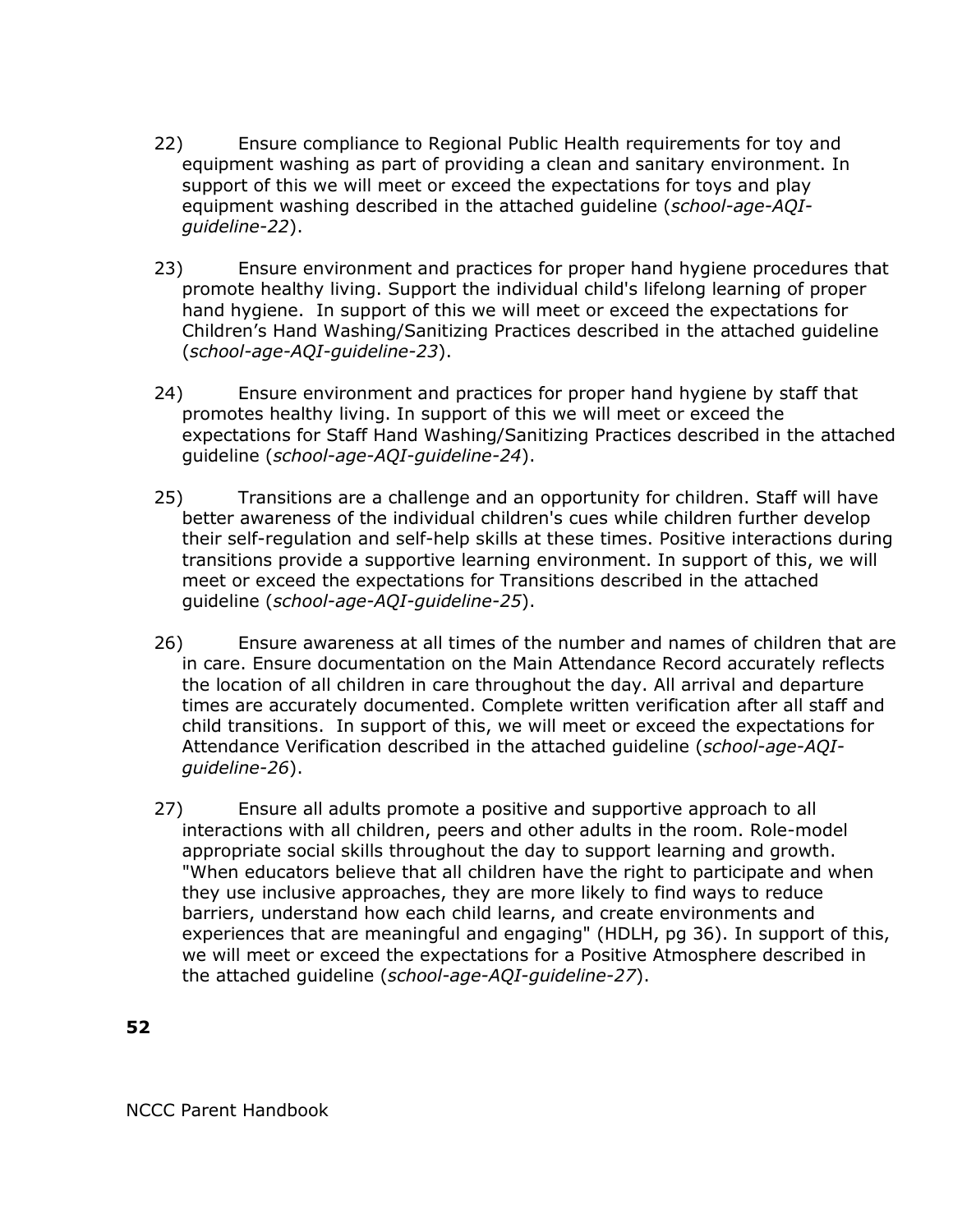22) Ensure compliance to Regional Public Health requirements for toy and equipment washing as part of providing a clean and sanitary environment. In support of this we will meet or exceed the expectations for toys and play equipment washing described in the attached guideline (*school-age-AQI-guideline-22*).

23) Ensure environment and practices for proper hand hygiene procedures that promote healthy living. Support the individual child's lifelong learning of proper hand hygiene. In support of this we will meet or exceed the expectations for Children's Hand Washing/Sanitizing Practices described in the attached guideline (*school-age-AQI-guideline-23*).

24) Ensure environment and practices for proper hand hygiene by staff that promotes healthy living. In support of this we will meet or exceed the expectations for Staff Hand Washing/Sanitizing Practices described in the attached guideline (*school-age-AQI-guideline-24*).

25) Transitions are a challenge and an opportunity for children. Staff will have better awareness of the individual children's cues while children further develop their self-regulation and self-help skills at these times. Positive interactions during transitions provide a supportive learning environment. In support of this, we will meet or exceed the expectations for Transitions described in the attached guideline (*school-age-AQI-guideline-25*).

26) Ensure awareness at all times of the number and names of children that are in care. Ensure documentation on the Main Attendance Record accurately reflects the location of all children in care throughout the day. All arrival and departure times are accurately documented. Complete written verification after all staff and child transitions. In support of this, we will meet or exceed the expectations for Attendance Verification described in the attached guideline (*school-age-AQI-guideline-26*).

27) Ensure all adults promote a positive and supportive approach to all interactions with all children, peers and other adults in the room. Role-model appropriate social skills throughout the day to support learning and growth. "When educators believe that all children have the right to participate and when they use inclusive approaches, they are more likely to find ways to reduce barriers, understand how each child learns, and create environments and experiences that are meaningful and engaging" (HDLH, pg 36). In support of this, we will meet or exceed the expectations for a Positive Atmosphere described in the attached guideline (*school-age-AQI-guideline-27*).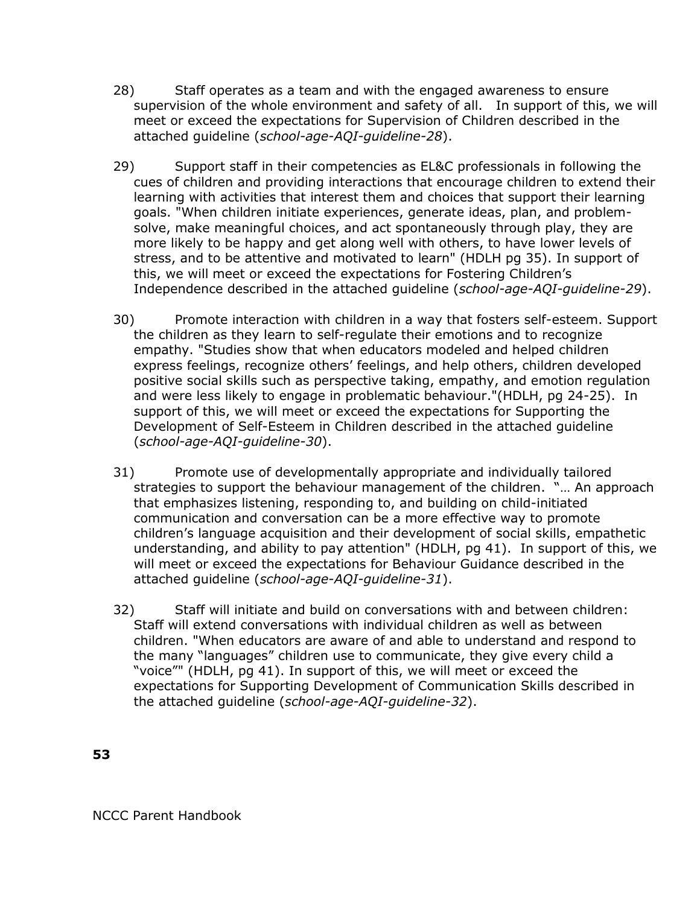28) Staff operates as a team and with the engaged awareness to ensure supervision of the whole environment and safety of all. In support of this, we will meet or exceed the expectations for Supervision of Children described in the attached guideline (*school-age-AQI-guideline-28*).

29) Support staff in their competencies as EL&C professionals in following the cues of children and providing interactions that encourage children to extend their learning with activities that interest them and choices that support their learning goals. "When children initiate experiences, generate ideas, plan, and problem-solve, make meaningful choices, and act spontaneously through play, they are more likely to be happy and get along well with others, to have lower levels of stress, and to be attentive and motivated to learn" (HDLH pg 35). In support of this, we will meet or exceed the expectations for Fostering Children's Independence described in the attached guideline (*school-age-AQI-guideline-29*).

30) Promote interaction with children in a way that fosters self-esteem. Support the children as they learn to self-regulate their emotions and to recognize empathy. "Studies show that when educators modeled and helped children express feelings, recognize others' feelings, and help others, children developed positive social skills such as perspective taking, empathy, and emotion regulation and were less likely to engage in problematic behaviour."(HDLH, pg 24-25). In support of this, we will meet or exceed the expectations for Supporting the Development of Self-Esteem in Children described in the attached guideline (*school-age-AQI-guideline-30*).

31) Promote use of developmentally appropriate and individually tailored strategies to support the behaviour management of the children. "… An approach that emphasizes listening, responding to, and building on child-initiated communication and conversation can be a more effective way to promote children's language acquisition and their development of social skills, empathetic understanding, and ability to pay attention" (HDLH, pg 41). In support of this, we will meet or exceed the expectations for Behaviour Guidance described in the attached guideline (*school-age-AQI-guideline-31*).

32) Staff will initiate and build on conversations with and between children: Staff will extend conversations with individual children as well as between children. "When educators are aware of and able to understand and respond to the many "languages" children use to communicate, they give every child a "voice"" (HDLH, pg 41). In support of this, we will meet or exceed the expectations for Supporting Development of Communication Skills described in the attached guideline (*school-age-AQI-guideline-32*).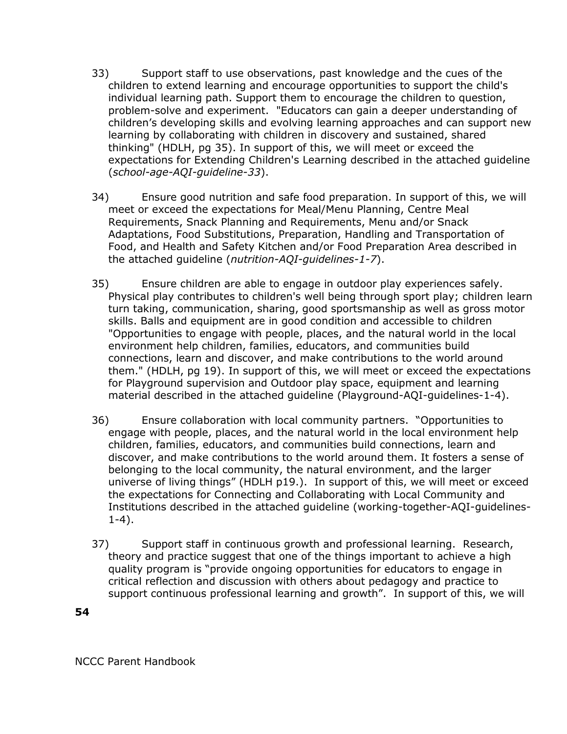33) Support staff to use observations, past knowledge and the cues of the children to extend learning and encourage opportunities to support the child's individual learning path. Support them to encourage the children to question, problem-solve and experiment. "Educators can gain a deeper understanding of children's developing skills and evolving learning approaches and can support new learning by collaborating with children in discovery and sustained, shared thinking" (HDLH, pg 35). In support of this, we will meet or exceed the expectations for Extending Children's Learning described in the attached guideline (*school-age-AQI-guideline-33*).

34) Ensure good nutrition and safe food preparation. In support of this, we will meet or exceed the expectations for Meal/Menu Planning, Centre Meal Requirements, Snack Planning and Requirements, Menu and/or Snack Adaptations, Food Substitutions, Preparation, Handling and Transportation of Food, and Health and Safety Kitchen and/or Food Preparation Area described in the attached guideline (*nutrition-AQI-guidelines-1-7*).

35) Ensure children are able to engage in outdoor play experiences safely. Physical play contributes to children's well being through sport play; children learn turn taking, communication, sharing, good sportsmanship as well as gross motor skills. Balls and equipment are in good condition and accessible to children "Opportunities to engage with people, places, and the natural world in the local environment help children, families, educators, and communities build connections, learn and discover, and make contributions to the world around them." (HDLH, pg 19). In support of this, we will meet or exceed the expectations for Playground supervision and Outdoor play space, equipment and learning material described in the attached guideline (Playground-AQI-guidelines-1-4).

36) Ensure collaboration with local community partners. "Opportunities to engage with people, places, and the natural world in the local environment help children, families, educators, and communities build connections, learn and discover, and make contributions to the world around them. It fosters a sense of belonging to the local community, the natural environment, and the larger universe of living things" (HDLH p19.). In support of this, we will meet or exceed the expectations for Connecting and Collaborating with Local Community and Institutions described in the attached guideline (working-together-AQI-guidelines-1-4).

37) Support staff in continuous growth and professional learning. Research, theory and practice suggest that one of the things important to achieve a high quality program is "provide ongoing opportunities for educators to engage in critical reflection and discussion with others about pedagogy and practice to support continuous professional learning and growth". In support of this, we will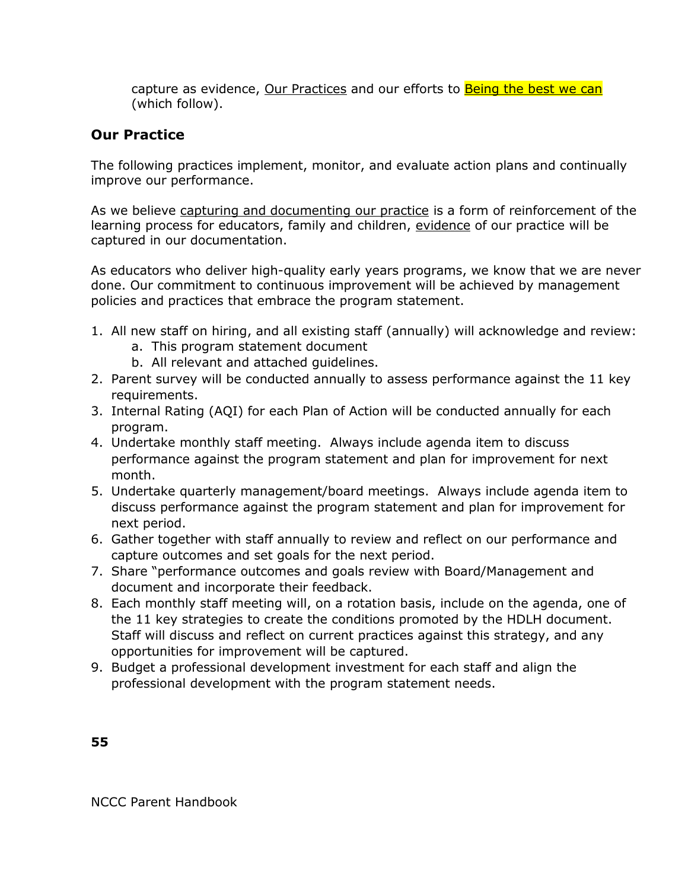capture as evidence, Our Practices and our efforts to Being the best we can (which follow).

### Our Practice

The following practices implement, monitor, and evaluate action plans and continually improve our performance.

As we believe capturing and documenting our practice is a form of reinforcement of the learning process for educators, family and children, evidence of our practice will be captured in our documentation.

As educators who deliver high-quality early years programs, we know that we are never done. Our commitment to continuous improvement will be achieved by management policies and practices that embrace the program statement.

1. All new staff on hiring, and all existing staff (annually) will acknowledge and review:
    a. This program statement document
    b. All relevant and attached guidelines.
2. Parent survey will be conducted annually to assess performance against the 11 key requirements.
3. Internal Rating (AQI) for each Plan of Action will be conducted annually for each program.
4. Undertake monthly staff meeting. Always include agenda item to discuss performance against the program statement and plan for improvement for next month.
5. Undertake quarterly management/board meetings. Always include agenda item to discuss performance against the program statement and plan for improvement for next period.
6. Gather together with staff annually to review and reflect on our performance and capture outcomes and set goals for the next period.
7. Share "performance outcomes and goals review with Board/Management and document and incorporate their feedback.
8. Each monthly staff meeting will, on a rotation basis, include on the agenda, one of the 11 key strategies to create the conditions promoted by the HDLH document. Staff will discuss and reflect on current practices against this strategy, and any opportunities for improvement will be captured.
9. Budget a professional development investment for each staff and align the professional development with the program statement needs.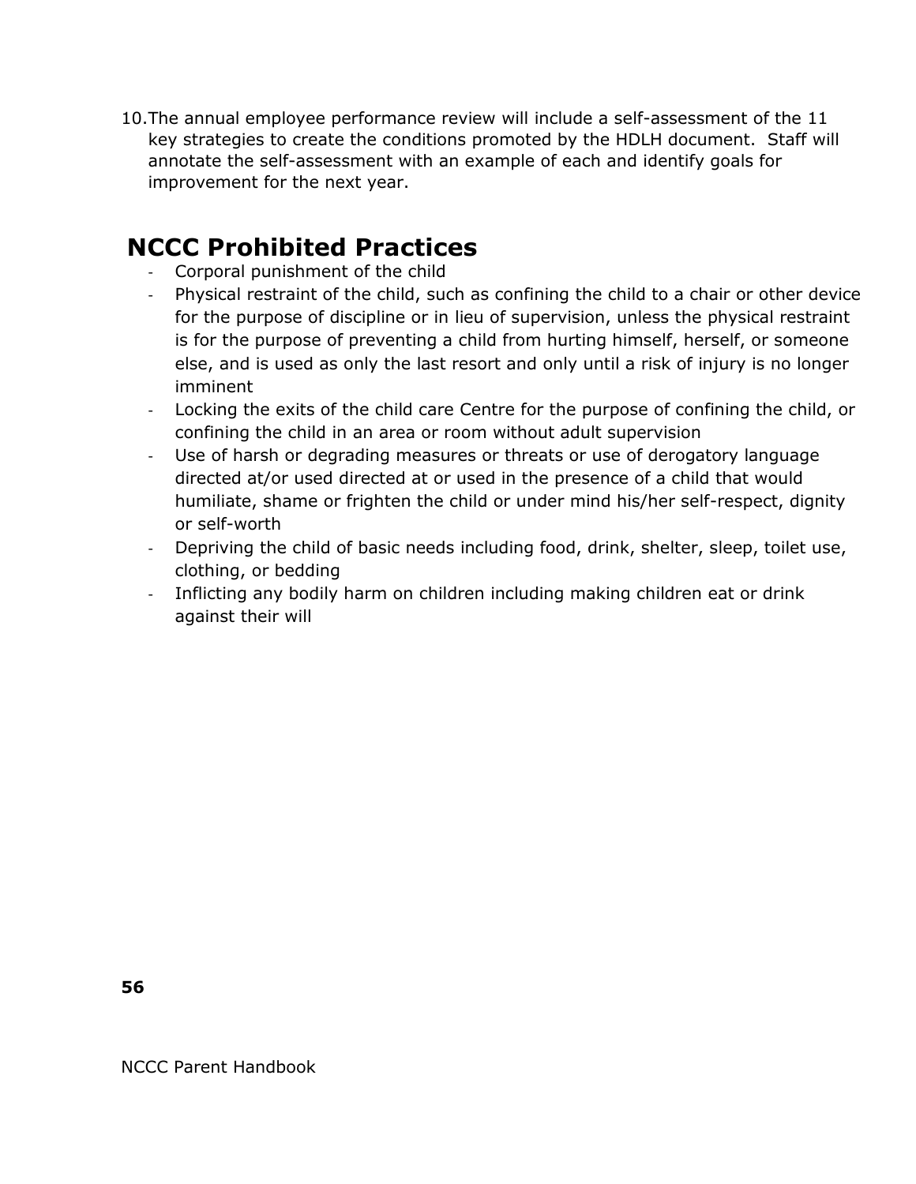10. The annual employee performance review will include a self-assessment of the 11 key strategies to create the conditions promoted by the HDLH document. Staff will annotate the self-assessment with an example of each and identify goals for improvement for the next year.

## NCCC Prohibited Practices

- Corporal punishment of the child
- Physical restraint of the child, such as confining the child to a chair or other device for the purpose of discipline or in lieu of supervision, unless the physical restraint is for the purpose of preventing a child from hurting himself, herself, or someone else, and is used as only the last resort and only until a risk of injury is no longer imminent
- Locking the exits of the child care Centre for the purpose of confining the child, or confining the child in an area or room without adult supervision
- Use of harsh or degrading measures or threats or use of derogatory language directed at/or used directed at or used in the presence of a child that would humiliate, shame or frighten the child or under mind his/her self-respect, dignity or self-worth
- Depriving the child of basic needs including food, drink, shelter, sleep, toilet use, clothing, or bedding
- Inflicting any bodily harm on children including making children eat or drink against their will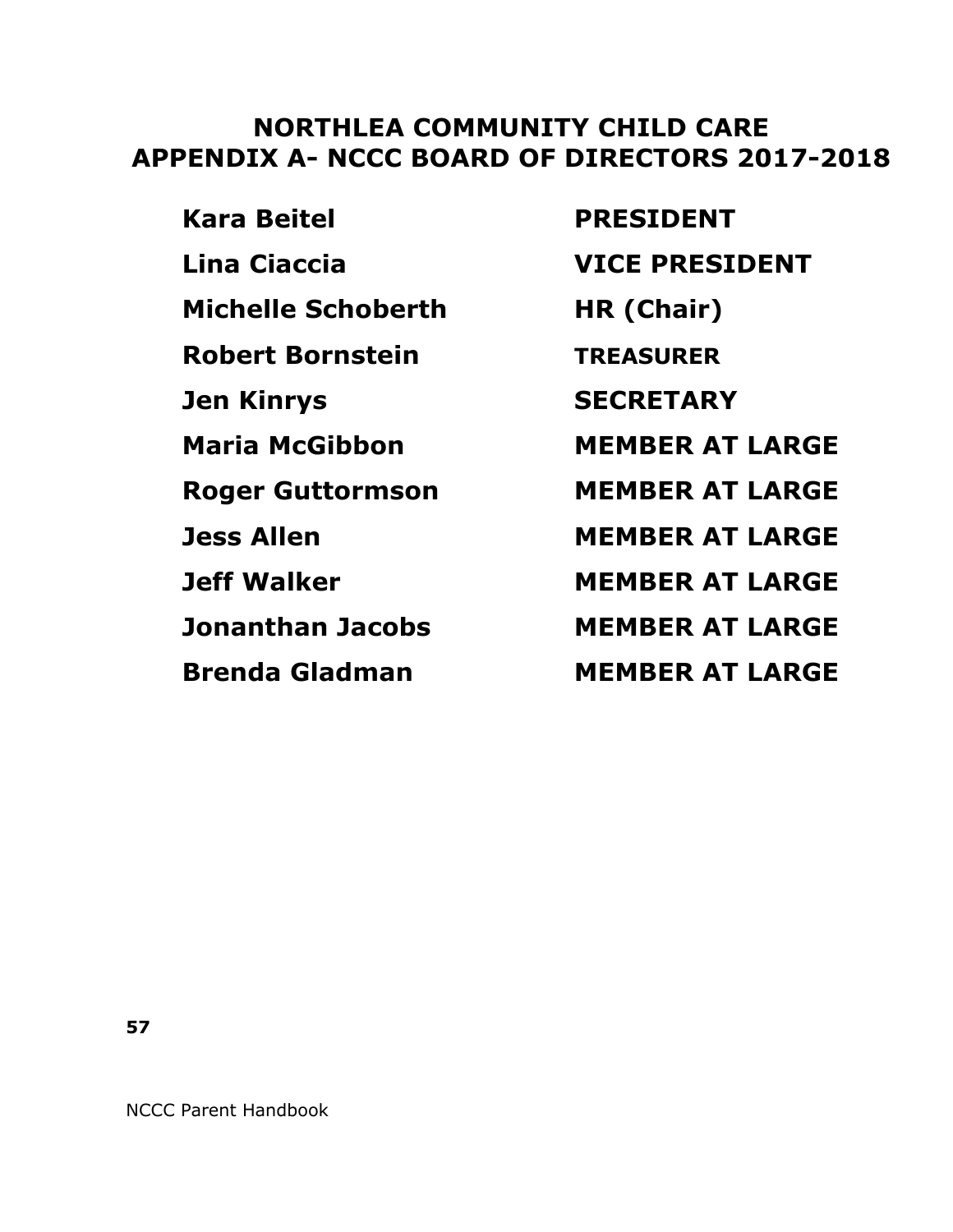# NORTHLEA COMMUNITY CHILD CARE
## APPENDIX A- NCCC BOARD OF DIRECTORS 2017-2018

| | |
|---|---|
| **Kara Beitel** | **PRESIDENT** |
| **Lina Ciaccia** | **VICE PRESIDENT** |
| **Michelle Schoberth** | **HR (Chair)** |
| **Robert Bornstein** | **TREASURER** |
| **Jen Kinrys** | **SECRETARY** |
| **Maria McGibbon** | **MEMBER AT LARGE** |
| **Roger Guttormson** | **MEMBER AT LARGE** |
| **Jess Allen** | **MEMBER AT LARGE** |
| **Jeff Walker** | **MEMBER AT LARGE** |
| **Jonanthan Jacobs** | **MEMBER AT LARGE** |
| **Brenda Gladman** | **MEMBER AT LARGE** |